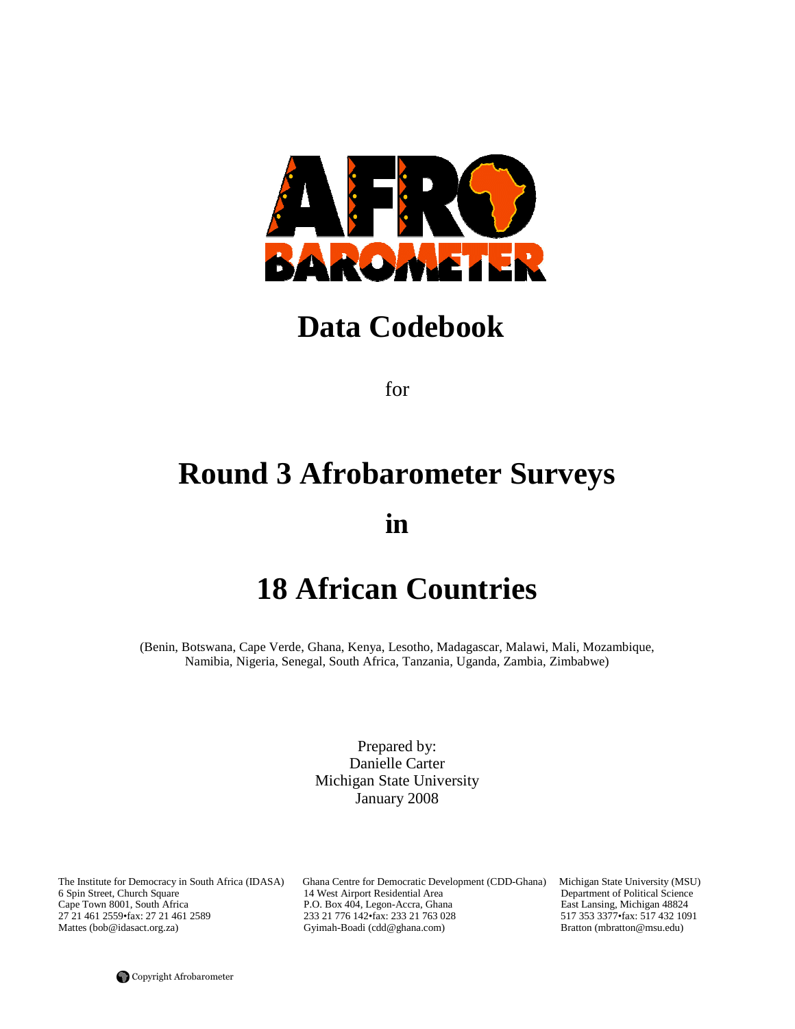# Data Codebook

for

# Round 3 Afrobarometer Surveys

# in

# 18 African Countries

(Benin, Botswana, Cape Verde, Ghana, Kenya, Lesotho, Madagascar, Malawi, Mali, Mozambique, Namibia, Nigeria, Senegal, South Africa, Tanzania, Uganda, Zambia, Zimbabwe)

Prepared by:
Danielle Carter
Michigan State University
January 2008

The Institute for Democracy in South Africa (IDASA)
6 Spin Street, Church Square
Cape Town 8001, South Africa
27 21 461 2559•fax: 27 21 461 2589
Mattes (bob@idasact.org.za)

Ghana Centre for Democratic Development (CDD-Ghana)
14 West Airport Residential Area
P.O. Box 404, Legon-Accra, Ghana
233 21 776 142•fax: 233 21 763 028
Gyimah-Boadi (cdd@ghana.com)

Michigan State University (MSU)
Department of Political Science
East Lansing, Michigan 48824
517 353 3377•fax: 517 432 1091
Bratton (mbratton@msu.edu)

Copyright Afrobarometer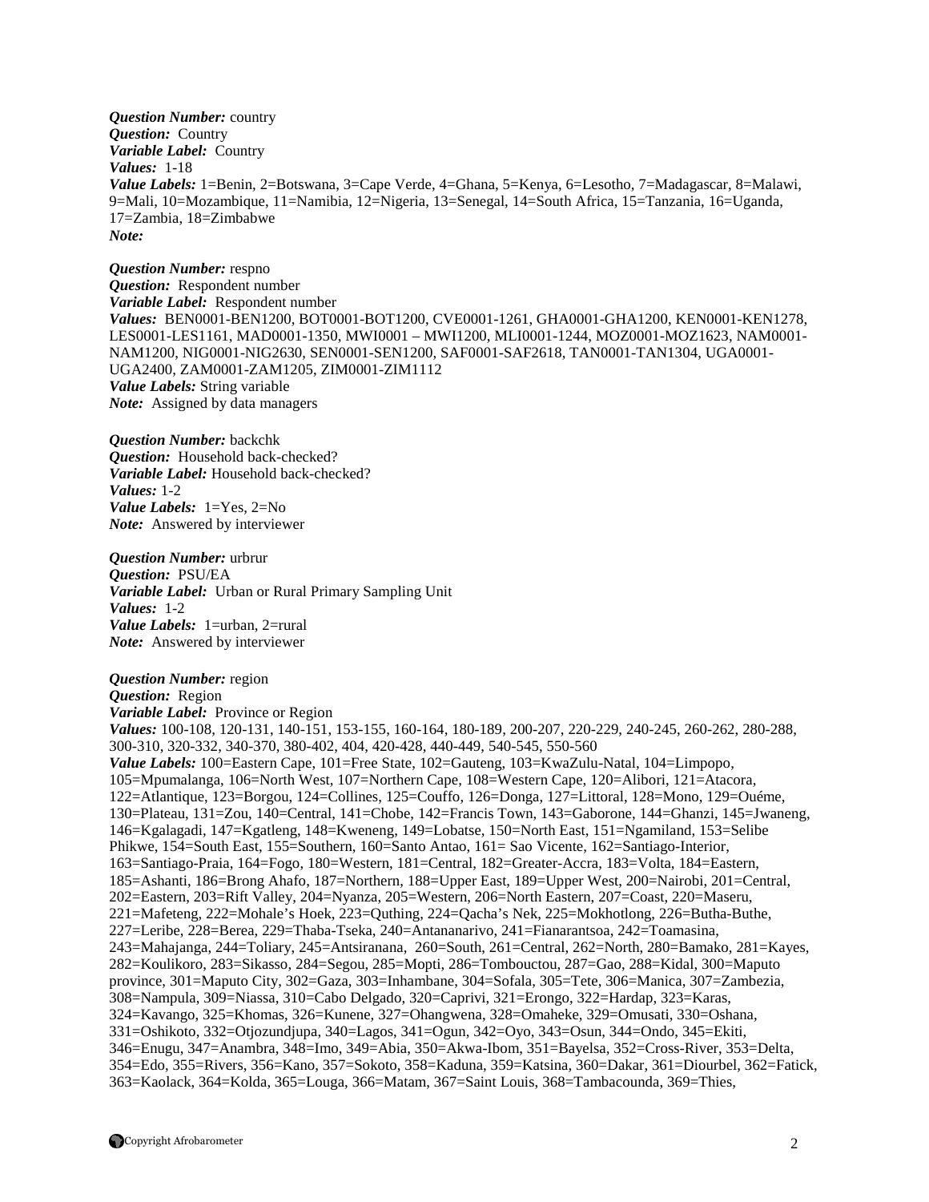***Question Number:*** country
***Question:*** Country
***Variable Label:*** Country
***Values:*** 1-18
***Value Labels:*** 1=Benin, 2=Botswana, 3=Cape Verde, 4=Ghana, 5=Kenya, 6=Lesotho, 7=Madagascar, 8=Malawi, 9=Mali, 10=Mozambique, 11=Namibia, 12=Nigeria, 13=Senegal, 14=South Africa, 15=Tanzania, 16=Uganda, 17=Zambia, 18=Zimbabwe
***Note:***

***Question Number:*** respno
***Question:*** Respondent number
***Variable Label:*** Respondent number
***Values:*** BEN0001-BEN1200, BOT0001-BOT1200, CVE0001-1261, GHA0001-GHA1200, KEN0001-KEN1278, LES0001-LES1161, MAD0001-1350, MWI0001 – MWI1200, MLI0001-1244, MOZ0001-MOZ1623, NAM0001-NAM1200, NIG0001-NIG2630, SEN0001-SEN1200, SAF0001-SAF2618, TAN0001-TAN1304, UGA0001-UGA2400, ZAM0001-ZAM1205, ZIM0001-ZIM1112
***Value Labels:*** String variable
***Note:*** Assigned by data managers

***Question Number:*** backchk
***Question:*** Household back-checked?
***Variable Label:*** Household back-checked?
***Values:*** 1-2
***Value Labels:*** 1=Yes, 2=No
***Note:*** Answered by interviewer

***Question Number:*** urbrur
***Question:*** PSU/EA
***Variable Label:*** Urban or Rural Primary Sampling Unit
***Values:*** 1-2
***Value Labels:*** 1=urban, 2=rural
***Note:*** Answered by interviewer

***Question Number:*** region
***Question:*** Region
***Variable Label:*** Province or Region
***Values:*** 100-108, 120-131, 140-151, 153-155, 160-164, 180-189, 200-207, 220-229, 240-245, 260-262, 280-288, 300-310, 320-332, 340-370, 380-402, 404, 420-428, 440-449, 540-545, 550-560
***Value Labels:*** 100=Eastern Cape, 101=Free State, 102=Gauteng, 103=KwaZulu-Natal, 104=Limpopo, 105=Mpumalanga, 106=North West, 107=Northern Cape, 108=Western Cape, 120=Alibori, 121=Atacora, 122=Atlantique, 123=Borgou, 124=Collines, 125=Couffo, 126=Donga, 127=Littoral, 128=Mono, 129=Ouéme, 130=Plateau, 131=Zou, 140=Central, 141=Chobe, 142=Francis Town, 143=Gaborone, 144=Ghanzi, 145=Jwaneng, 146=Kgalagadi, 147=Kgatleng, 148=Kweneng, 149=Lobatse, 150=North East, 151=Ngamiland, 153=Selibe Phikwe, 154=South East, 155=Southern, 160=Santo Antao, 161= Sao Vicente, 162=Santiago-Interior, 163=Santiago-Praia, 164=Fogo, 180=Western, 181=Central, 182=Greater-Accra, 183=Volta, 184=Eastern, 185=Ashanti, 186=Brong Ahafo, 187=Northern, 188=Upper East, 189=Upper West, 200=Nairobi, 201=Central, 202=Eastern, 203=Rift Valley, 204=Nyanza, 205=Western, 206=North Eastern, 207=Coast, 220=Maseru, 221=Mafeteng, 222=Mohale's Hoek, 223=Quthing, 224=Qacha's Nek, 225=Mokhotlong, 226=Butha-Buthe, 227=Leribe, 228=Berea, 229=Thaba-Tseka, 240=Antananarivo, 241=Fianarantsoa, 242=Toamasina, 243=Mahajanga, 244=Toliary, 245=Antsiranana, 260=South, 261=Central, 262=North, 280=Bamako, 281=Kayes, 282=Koulikoro, 283=Sikasso, 284=Segou, 285=Mopti, 286=Tombouctou, 287=Gao, 288=Kidal, 300=Maputo province, 301=Maputo City, 302=Gaza, 303=Inhambane, 304=Sofala, 305=Tete, 306=Manica, 307=Zambezia, 308=Nampula, 309=Niassa, 310=Cabo Delgado, 320=Caprivi, 321=Erongo, 322=Hardap, 323=Karas, 324=Kavango, 325=Khomas, 326=Kunene, 327=Ohangwena, 328=Omaheke, 329=Omusati, 330=Oshana, 331=Oshikoto, 332=Otjozundjupa, 340=Lagos, 341=Ogun, 342=Oyo, 343=Osun, 344=Ondo, 345=Ekiti, 346=Enugu, 347=Anambra, 348=Imo, 349=Abia, 350=Akwa-Ibom, 351=Bayelsa, 352=Cross-River, 353=Delta, 354=Edo, 355=Rivers, 356=Kano, 357=Sokoto, 358=Kaduna, 359=Katsina, 360=Dakar, 361=Diourbel, 362=Fatick, 363=Kaolack, 364=Kolda, 365=Louga, 366=Matam, 367=Saint Louis, 368=Tambacounda, 369=Thies,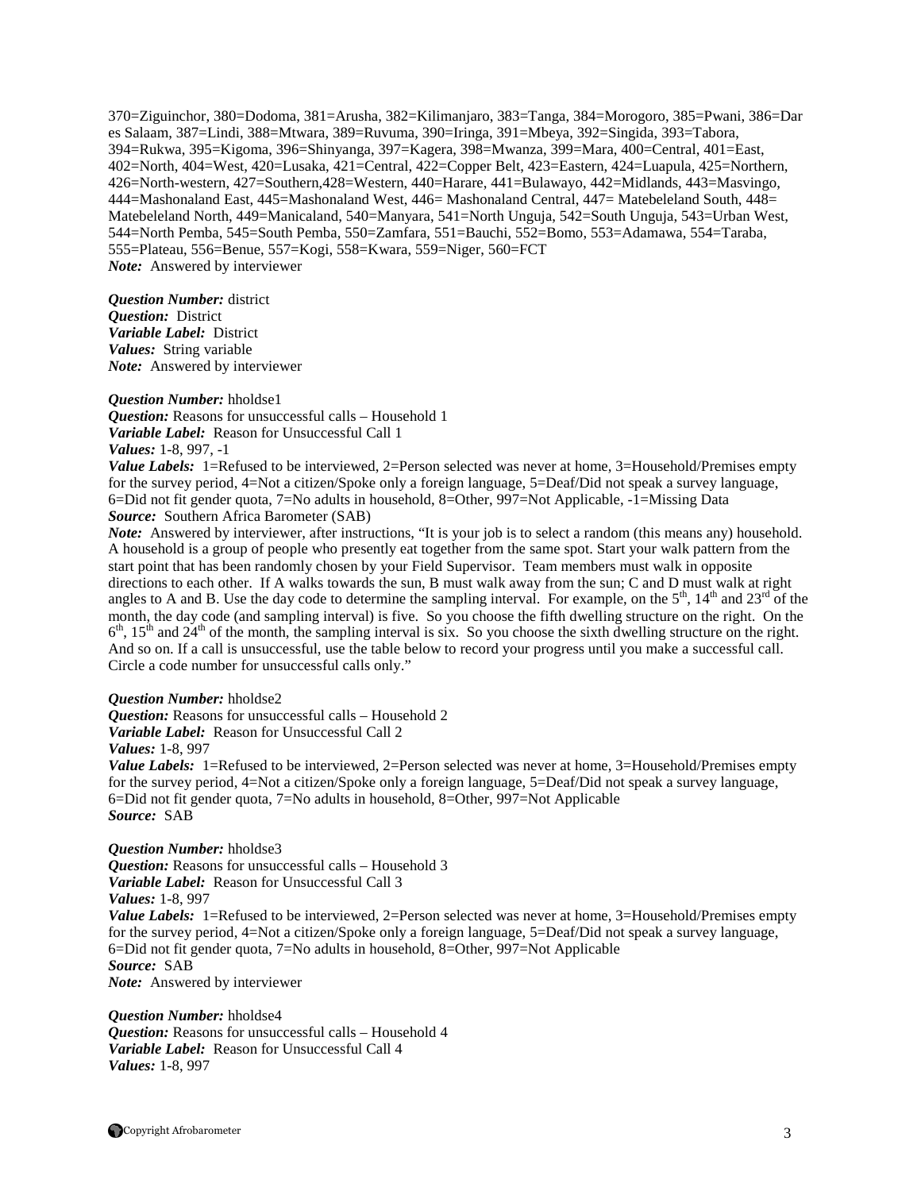370=Ziguinchor, 380=Dodoma, 381=Arusha, 382=Kilimanjaro, 383=Tanga, 384=Morogoro, 385=Pwani, 386=Dar es Salaam, 387=Lindi, 388=Mtwara, 389=Ruvuma, 390=Iringa, 391=Mbeya, 392=Singida, 393=Tabora, 394=Rukwa, 395=Kigoma, 396=Shinyanga, 397=Kagera, 398=Mwanza, 399=Mara, 400=Central, 401=East, 402=North, 404=West, 420=Lusaka, 421=Central, 422=Copper Belt, 423=Eastern, 424=Luapula, 425=Northern, 426=North-western, 427=Southern,428=Western, 440=Harare, 441=Bulawayo, 442=Midlands, 443=Masvingo, 444=Mashonaland East, 445=Mashonaland West, 446= Mashonaland Central, 447= Matebeleland South, 448= Matebeleland North, 449=Manicaland, 540=Manyara, 541=North Unguja, 542=South Unguja, 543=Urban West, 544=North Pemba, 545=South Pemba, 550=Zamfara, 551=Bauchi, 552=Bomo, 553=Adamawa, 554=Taraba, 555=Plateau, 556=Benue, 557=Kogi, 558=Kwara, 559=Niger, 560=FCT
***Note:*** Answered by interviewer

***Question Number:*** district
***Question:*** District
***Variable Label:*** District
***Values:*** String variable
***Note:*** Answered by interviewer

***Question Number:*** hholdse1
***Question:*** Reasons for unsuccessful calls – Household 1
***Variable Label:*** Reason for Unsuccessful Call 1
***Values:*** 1-8, 997, -1
***Value Labels:*** 1=Refused to be interviewed, 2=Person selected was never at home, 3=Household/Premises empty for the survey period, 4=Not a citizen/Spoke only a foreign language, 5=Deaf/Did not speak a survey language, 6=Did not fit gender quota, 7=No adults in household, 8=Other, 997=Not Applicable, -1=Missing Data
***Source:*** Southern Africa Barometer (SAB)
***Note:*** Answered by interviewer, after instructions, "It is your job is to select a random (this means any) household. A household is a group of people who presently eat together from the same spot. Start your walk pattern from the start point that has been randomly chosen by your Field Supervisor. Team members must walk in opposite directions to each other. If A walks towards the sun, B must walk away from the sun; C and D must walk at right angles to A and B. Use the day code to determine the sampling interval. For example, on the 5th, 14th and 23rd of the month, the day code (and sampling interval) is five. So you choose the fifth dwelling structure on the right. On the 6th, 15th and 24th of the month, the sampling interval is six. So you choose the sixth dwelling structure on the right. And so on. If a call is unsuccessful, use the table below to record your progress until you make a successful call. Circle a code number for unsuccessful calls only."

***Question Number:*** hholdse2
***Question:*** Reasons for unsuccessful calls – Household 2
***Variable Label:*** Reason for Unsuccessful Call 2
***Values:*** 1-8, 997
***Value Labels:*** 1=Refused to be interviewed, 2=Person selected was never at home, 3=Household/Premises empty for the survey period, 4=Not a citizen/Spoke only a foreign language, 5=Deaf/Did not speak a survey language, 6=Did not fit gender quota, 7=No adults in household, 8=Other, 997=Not Applicable
***Source:*** SAB

***Question Number:*** hholdse3
***Question:*** Reasons for unsuccessful calls – Household 3
***Variable Label:*** Reason for Unsuccessful Call 3
***Values:*** 1-8, 997
***Value Labels:*** 1=Refused to be interviewed, 2=Person selected was never at home, 3=Household/Premises empty for the survey period, 4=Not a citizen/Spoke only a foreign language, 5=Deaf/Did not speak a survey language, 6=Did not fit gender quota, 7=No adults in household, 8=Other, 997=Not Applicable
***Source:*** SAB
***Note:*** Answered by interviewer

***Question Number:*** hholdse4
***Question:*** Reasons for unsuccessful calls – Household 4
***Variable Label:*** Reason for Unsuccessful Call 4
***Values:*** 1-8, 997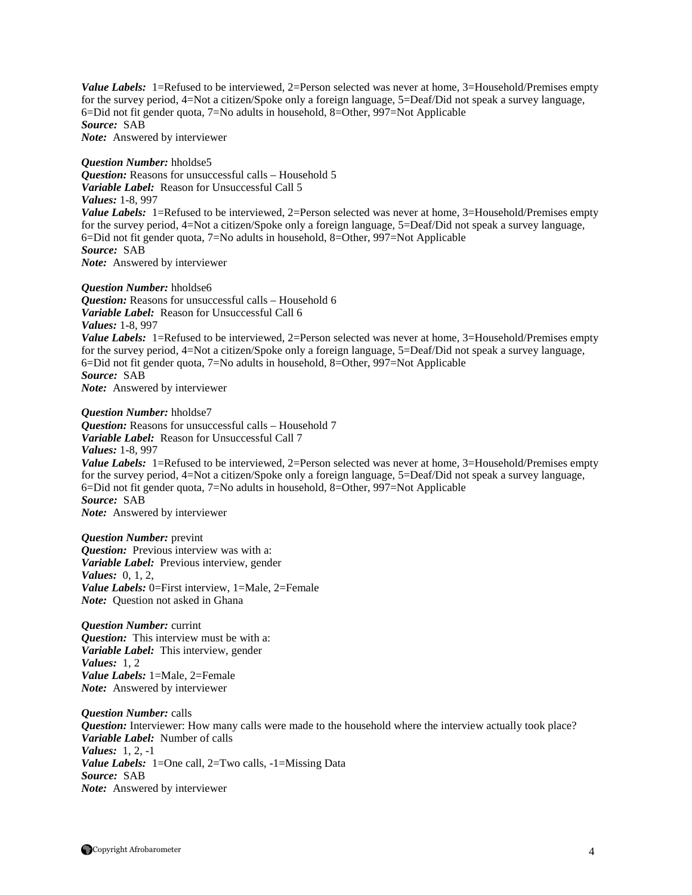***Value Labels:*** 1=Refused to be interviewed, 2=Person selected was never at home, 3=Household/Premises empty for the survey period, 4=Not a citizen/Spoke only a foreign language, 5=Deaf/Did not speak a survey language, 6=Did not fit gender quota, 7=No adults in household, 8=Other, 997=Not Applicable
***Source:*** SAB
***Note:*** Answered by interviewer

***Question Number:*** hholdse5
***Question:*** Reasons for unsuccessful calls – Household 5
***Variable Label:*** Reason for Unsuccessful Call 5
***Values:*** 1-8, 997
***Value Labels:*** 1=Refused to be interviewed, 2=Person selected was never at home, 3=Household/Premises empty for the survey period, 4=Not a citizen/Spoke only a foreign language, 5=Deaf/Did not speak a survey language, 6=Did not fit gender quota, 7=No adults in household, 8=Other, 997=Not Applicable
***Source:*** SAB
***Note:*** Answered by interviewer

***Question Number:*** hholdse6
***Question:*** Reasons for unsuccessful calls – Household 6
***Variable Label:*** Reason for Unsuccessful Call 6
***Values:*** 1-8, 997
***Value Labels:*** 1=Refused to be interviewed, 2=Person selected was never at home, 3=Household/Premises empty for the survey period, 4=Not a citizen/Spoke only a foreign language, 5=Deaf/Did not speak a survey language, 6=Did not fit gender quota, 7=No adults in household, 8=Other, 997=Not Applicable
***Source:*** SAB
***Note:*** Answered by interviewer

***Question Number:*** hholdse7
***Question:*** Reasons for unsuccessful calls – Household 7
***Variable Label:*** Reason for Unsuccessful Call 7
***Values:*** 1-8, 997
***Value Labels:*** 1=Refused to be interviewed, 2=Person selected was never at home, 3=Household/Premises empty for the survey period, 4=Not a citizen/Spoke only a foreign language, 5=Deaf/Did not speak a survey language, 6=Did not fit gender quota, 7=No adults in household, 8=Other, 997=Not Applicable
***Source:*** SAB
***Note:*** Answered by interviewer

***Question Number:*** prevint
***Question:*** Previous interview was with a:
***Variable Label:*** Previous interview, gender
***Values:*** 0, 1, 2,
***Value Labels:*** 0=First interview, 1=Male, 2=Female
***Note:*** Question not asked in Ghana

***Question Number:*** currint
***Question:*** This interview must be with a:
***Variable Label:*** This interview, gender
***Values:*** 1, 2
***Value Labels:*** 1=Male, 2=Female
***Note:*** Answered by interviewer

***Question Number:*** calls
***Question:*** Interviewer: How many calls were made to the household where the interview actually took place?
***Variable Label:*** Number of calls
***Values:*** 1, 2, -1
***Value Labels:*** 1=One call, 2=Two calls, -1=Missing Data
***Source:*** SAB
***Note:*** Answered by interviewer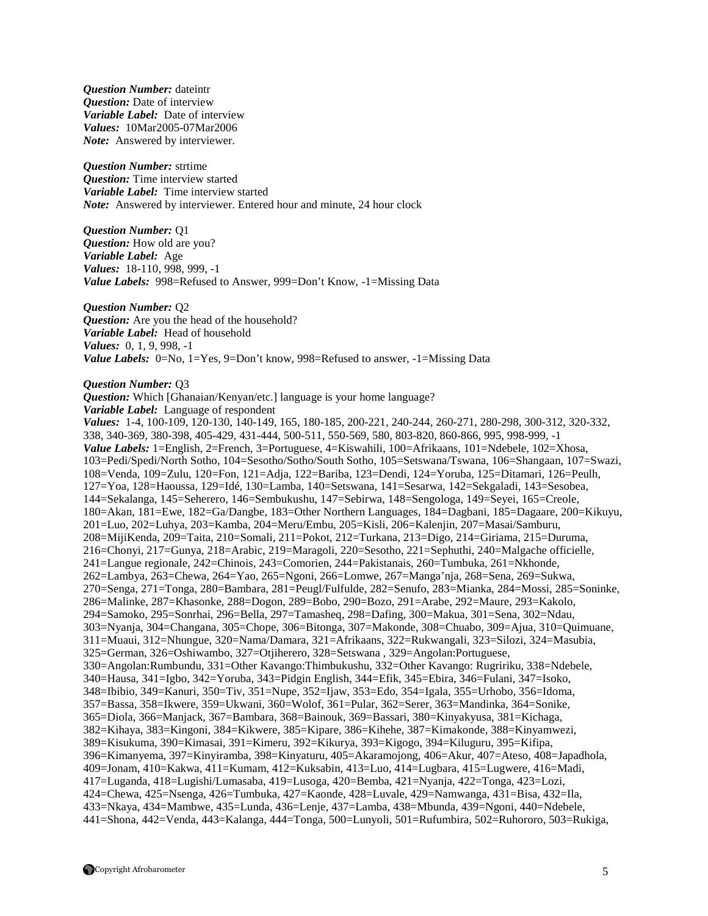***Question Number:*** dateintr
***Question:*** Date of interview
***Variable Label:*** Date of interview
***Values:*** 10Mar2005-07Mar2006
***Note:*** Answered by interviewer.

***Question Number:*** strtime
***Question:*** Time interview started
***Variable Label:*** Time interview started
***Note:*** Answered by interviewer. Entered hour and minute, 24 hour clock

***Question Number:*** Q1
***Question:*** How old are you?
***Variable Label:*** Age
***Values:*** 18-110, 998, 999, -1
***Value Labels:*** 998=Refused to Answer, 999=Don't Know, -1=Missing Data

***Question Number:*** Q2
***Question:*** Are you the head of the household?
***Variable Label:*** Head of household
***Values:*** 0, 1, 9, 998, -1
***Value Labels:*** 0=No, 1=Yes, 9=Don't know, 998=Refused to answer, -1=Missing Data

***Question Number:*** Q3
***Question:*** Which [Ghanaian/Kenyan/etc.] language is your home language?
***Variable Label:*** Language of respondent
***Values:*** 1-4, 100-109, 120-130, 140-149, 165, 180-185, 200-221, 240-244, 260-271, 280-298, 300-312, 320-332, 338, 340-369, 380-398, 405-429, 431-444, 500-511, 550-569, 580, 803-820, 860-866, 995, 998-999, -1
***Value Labels:*** 1=English, 2=French, 3=Portuguese, 4=Kiswahili, 100=Afrikaans, 101=Ndebele, 102=Xhosa, 103=Pedi/Spedi/North Sotho, 104=Sesotho/Sotho/South Sotho, 105=Setswana/Tswana, 106=Shangaan, 107=Swazi, 108=Venda, 109=Zulu, 120=Fon, 121=Adja, 122=Bariba, 123=Dendi, 124=Yoruba, 125=Ditamari, 126=Peulh, 127=Yoa, 128=Haoussa, 129=Idé, 130=Lamba, 140=Setswana, 141=Sesarwa, 142=Sekgaladi, 143=Sesobea, 144=Sekalanga, 145=Seherero, 146=Sembukushu, 147=Sebirwa, 148=Sengologa, 149=Seyei, 165=Creole, 180=Akan, 181=Ewe, 182=Ga/Dangbe, 183=Other Northern Languages, 184=Dagbani, 185=Dagaare, 200=Kikuyu, 201=Luo, 202=Luhya, 203=Kamba, 204=Meru/Embu, 205=Kisli, 206=Kalenjin, 207=Masai/Samburu, 208=MijiKenda, 209=Taita, 210=Somali, 211=Pokot, 212=Turkana, 213=Digo, 214=Giriama, 215=Duruma, 216=Chonyi, 217=Gunya, 218=Arabic, 219=Maragoli, 220=Sesotho, 221=Sephuthi, 240=Malgache officielle, 241=Langue regionale, 242=Chinois, 243=Comorien, 244=Pakistanais, 260=Tumbuka, 261=Nkhonde, 262=Lambya, 263=Chewa, 264=Yao, 265=Ngoni, 266=Lomwe, 267=Manga'nja, 268=Sena, 269=Sukwa, 270=Senga, 271=Tonga, 280=Bambara, 281=Peugl/Fulfulde, 282=Senufo, 283=Mianka, 284=Mossi, 285=Soninke, 286=Malinke, 287=Khasonke, 288=Dogon, 289=Bobo, 290=Bozo, 291=Arabe, 292=Maure, 293=Kakolo, 294=Samoko, 295=Sonrhai, 296=Bella, 297=Tamasheq, 298=Dafing, 300=Makua, 301=Sena, 302=Ndau, 303=Nyanja, 304=Changana, 305=Chope, 306=Bitonga, 307=Makonde, 308=Chuabo, 309=Ajua, 310=Quimuane, 311=Muaui, 312=Nhungue, 320=Nama/Damara, 321=Afrikaans, 322=Rukwangali, 323=Silozi, 324=Masubia, 325=German, 326=Oshiwambo, 327=Otjiherero, 328=Setswana , 329=Angolan:Portuguese, 330=Angolan:Rumbundu, 331=Other Kavango:Thimbukushu, 332=Other Kavango: Rugririku, 338=Ndebele, 340=Hausa, 341=Igbo, 342=Yoruba, 343=Pidgin English, 344=Efik, 345=Ebira, 346=Fulani, 347=Isoko, 348=Ibibio, 349=Kanuri, 350=Tiv, 351=Nupe, 352=Ijaw, 353=Edo, 354=Igala, 355=Urhobo, 356=Idoma, 357=Bassa, 358=Ikwere, 359=Ukwani, 360=Wolof, 361=Pular, 362=Serer, 363=Mandinka, 364=Sonike, 365=Diola, 366=Manjack, 367=Bambara, 368=Bainouk, 369=Bassari, 380=Kinyakyusa, 381=Kichaga, 382=Kihaya, 383=Kingoni, 384=Kikwere, 385=Kipare, 386=Kihehe, 387=Kimakonde, 388=Kinyamwezi, 389=Kisukuma, 390=Kimasai, 391=Kimeru, 392=Kikurya, 393=Kigogo, 394=Kiluguru, 395=Kifipa, 396=Kimanyema, 397=Kinyiramba, 398=Kinyaturu, 405=Akaramojong, 406=Akur, 407=Ateso, 408=Japadhola, 409=Jonam, 410=Kakwa, 411=Kumam, 412=Kuksabin, 413=Luo, 414=Lugbara, 415=Lugwere, 416=Madi, 417=Luganda, 418=Lugishi/Lumasaba, 419=Lusoga, 420=Bemba, 421=Nyanja, 422=Tonga, 423=Lozi, 424=Chewa, 425=Nsenga, 426=Tumbuka, 427=Kaonde, 428=Luvale, 429=Namwanga, 431=Bisa, 432=Ila, 433=Nkaya, 434=Mambwe, 435=Lunda, 436=Lenje, 437=Lamba, 438=Mbunda, 439=Ngoni, 440=Ndebele, 441=Shona, 442=Venda, 443=Kalanga, 444=Tonga, 500=Lunyoli, 501=Rufumbira, 502=Ruhororo, 503=Rukiga,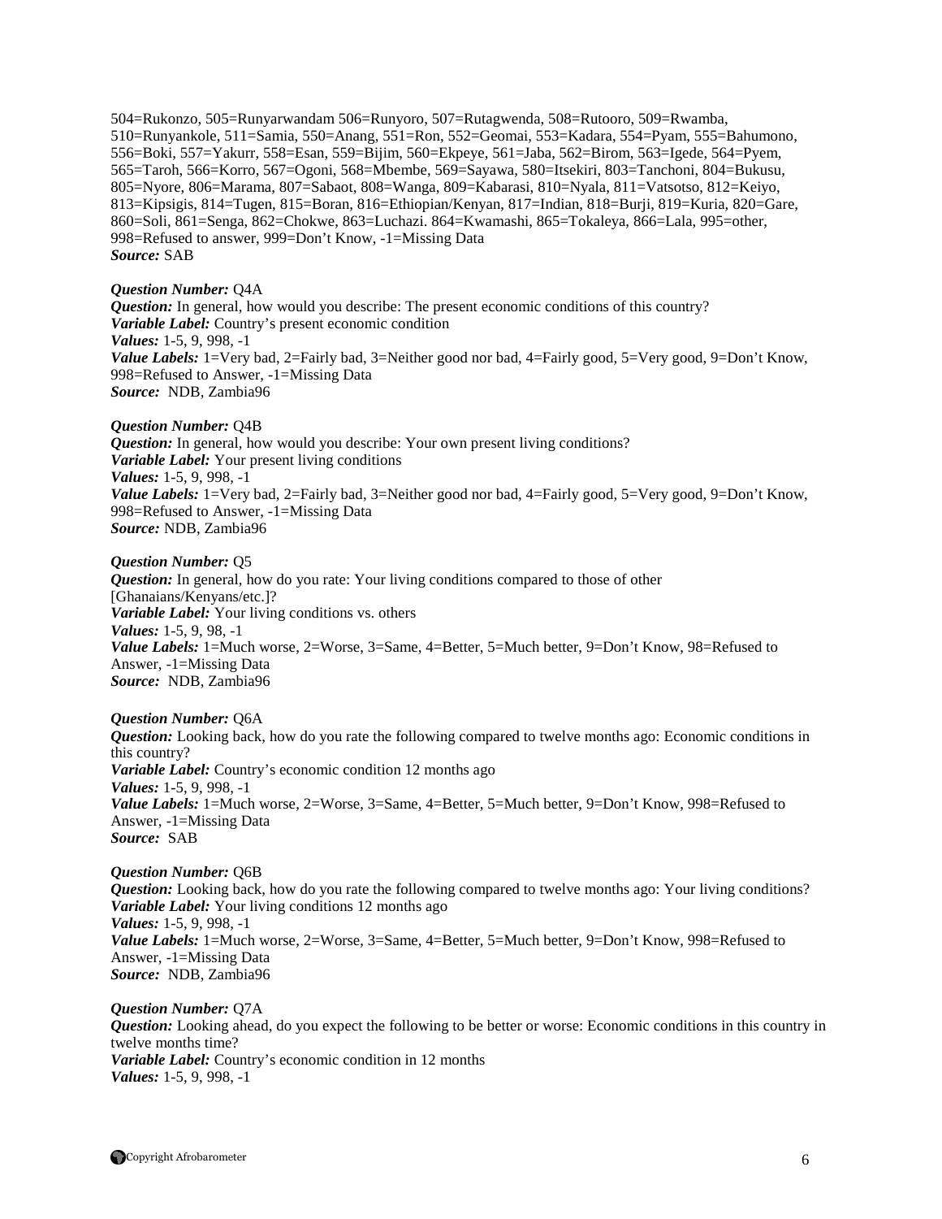504=Rukonzo, 505=Runyarwandam 506=Runyoro, 507=Rutagwenda, 508=Rutooro, 509=Rwamba, 510=Runyankole, 511=Samia, 550=Anang, 551=Ron, 552=Geomai, 553=Kadara, 554=Pyam, 555=Bahumono, 556=Boki, 557=Yakurr, 558=Esan, 559=Bijim, 560=Ekpeye, 561=Jaba, 562=Birom, 563=Igede, 564=Pyem, 565=Taroh, 566=Korro, 567=Ogoni, 568=Mbembe, 569=Sayawa, 580=Itsekiri, 803=Tanchoni, 804=Bukusu, 805=Nyore, 806=Marama, 807=Sabaot, 808=Wanga, 809=Kabarasi, 810=Nyala, 811=Vatsotso, 812=Keiyo, 813=Kipsigis, 814=Tugen, 815=Boran, 816=Ethiopian/Kenyan, 817=Indian, 818=Burji, 819=Kuria, 820=Gare, 860=Soli, 861=Senga, 862=Chokwe, 863=Luchazi. 864=Kwamashi, 865=Tokaleya, 866=Lala, 995=other, 998=Refused to answer, 999=Don't Know, -1=Missing Data
***Source:*** SAB

***Question Number:*** Q4A
***Question:*** In general, how would you describe: The present economic conditions of this country?
***Variable Label:*** Country's present economic condition
***Values:*** 1-5, 9, 998, -1
***Value Labels:*** 1=Very bad, 2=Fairly bad, 3=Neither good nor bad, 4=Fairly good, 5=Very good, 9=Don't Know, 998=Refused to Answer, -1=Missing Data
***Source:*** NDB, Zambia96

***Question Number:*** Q4B
***Question:*** In general, how would you describe: Your own present living conditions?
***Variable Label:*** Your present living conditions
***Values:*** 1-5, 9, 998, -1
***Value Labels:*** 1=Very bad, 2=Fairly bad, 3=Neither good nor bad, 4=Fairly good, 5=Very good, 9=Don't Know, 998=Refused to Answer, -1=Missing Data
***Source:*** NDB, Zambia96

***Question Number:*** Q5
***Question:*** In general, how do you rate: Your living conditions compared to those of other [Ghanaians/Kenyans/etc.]?
***Variable Label:*** Your living conditions vs. others
***Values:*** 1-5, 9, 98, -1
***Value Labels:*** 1=Much worse, 2=Worse, 3=Same, 4=Better, 5=Much better, 9=Don't Know, 98=Refused to Answer, -1=Missing Data
***Source:*** NDB, Zambia96

***Question Number:*** Q6A
***Question:*** Looking back, how do you rate the following compared to twelve months ago: Economic conditions in this country?
***Variable Label:*** Country's economic condition 12 months ago
***Values:*** 1-5, 9, 998, -1
***Value Labels:*** 1=Much worse, 2=Worse, 3=Same, 4=Better, 5=Much better, 9=Don't Know, 998=Refused to Answer, -1=Missing Data
***Source:*** SAB

***Question Number:*** Q6B
***Question:*** Looking back, how do you rate the following compared to twelve months ago: Your living conditions?
***Variable Label:*** Your living conditions 12 months ago
***Values:*** 1-5, 9, 998, -1
***Value Labels:*** 1=Much worse, 2=Worse, 3=Same, 4=Better, 5=Much better, 9=Don't Know, 998=Refused to Answer, -1=Missing Data
***Source:*** NDB, Zambia96

***Question Number:*** Q7A
***Question:*** Looking ahead, do you expect the following to be better or worse: Economic conditions in this country in twelve months time?
***Variable Label:*** Country's economic condition in 12 months
***Values:*** 1-5, 9, 998, -1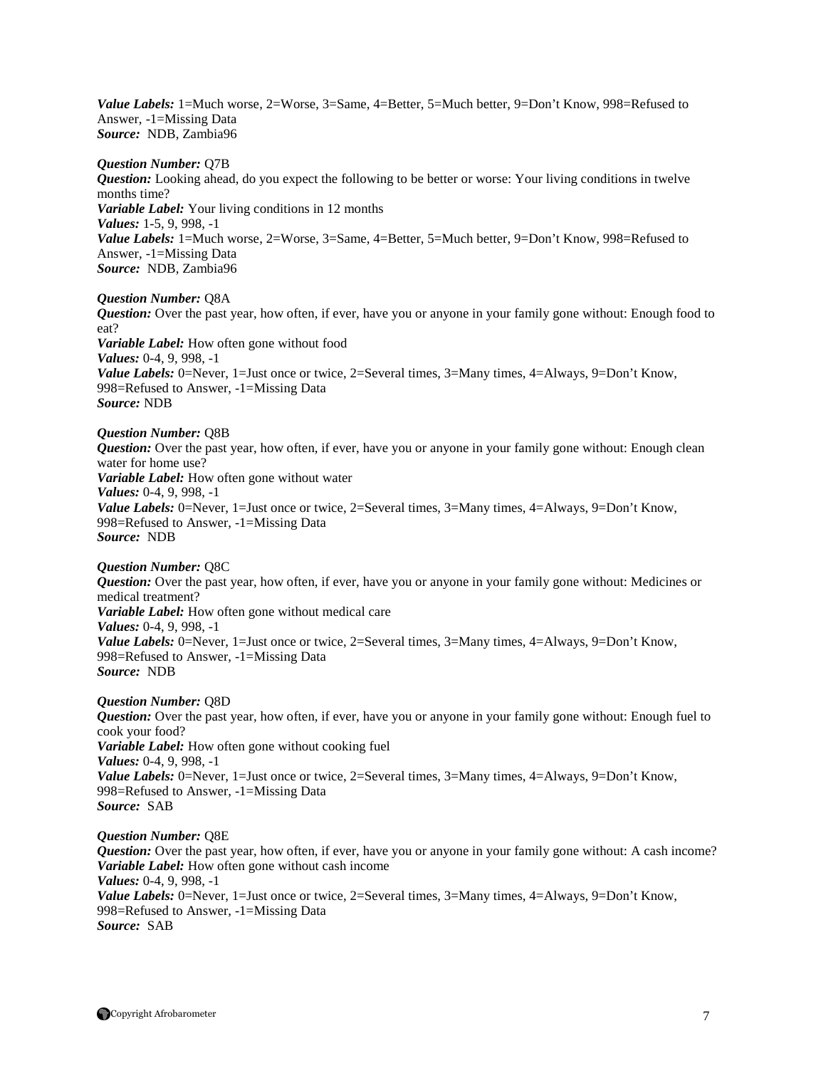***Value Labels:*** 1=Much worse, 2=Worse, 3=Same, 4=Better, 5=Much better, 9=Don't Know, 998=Refused to Answer, -1=Missing Data
***Source:*** NDB, Zambia96

***Question Number:*** Q7B
***Question:*** Looking ahead, do you expect the following to be better or worse: Your living conditions in twelve months time?
***Variable Label:*** Your living conditions in 12 months
***Values:*** 1-5, 9, 998, -1
***Value Labels:*** 1=Much worse, 2=Worse, 3=Same, 4=Better, 5=Much better, 9=Don't Know, 998=Refused to Answer, -1=Missing Data
***Source:*** NDB, Zambia96

***Question Number:*** Q8A
***Question:*** Over the past year, how often, if ever, have you or anyone in your family gone without: Enough food to eat?
***Variable Label:*** How often gone without food
***Values:*** 0-4, 9, 998, -1
***Value Labels:*** 0=Never, 1=Just once or twice, 2=Several times, 3=Many times, 4=Always, 9=Don't Know, 998=Refused to Answer, -1=Missing Data
***Source:*** NDB

***Question Number:*** Q8B
***Question:*** Over the past year, how often, if ever, have you or anyone in your family gone without: Enough clean water for home use?
***Variable Label:*** How often gone without water
***Values:*** 0-4, 9, 998, -1
***Value Labels:*** 0=Never, 1=Just once or twice, 2=Several times, 3=Many times, 4=Always, 9=Don't Know, 998=Refused to Answer, -1=Missing Data
***Source:*** NDB

***Question Number:*** Q8C
***Question:*** Over the past year, how often, if ever, have you or anyone in your family gone without: Medicines or medical treatment?
***Variable Label:*** How often gone without medical care
***Values:*** 0-4, 9, 998, -1
***Value Labels:*** 0=Never, 1=Just once or twice, 2=Several times, 3=Many times, 4=Always, 9=Don't Know, 998=Refused to Answer, -1=Missing Data
***Source:*** NDB

***Question Number:*** Q8D
***Question:*** Over the past year, how often, if ever, have you or anyone in your family gone without: Enough fuel to cook your food?
***Variable Label:*** How often gone without cooking fuel
***Values:*** 0-4, 9, 998, -1
***Value Labels:*** 0=Never, 1=Just once or twice, 2=Several times, 3=Many times, 4=Always, 9=Don't Know, 998=Refused to Answer, -1=Missing Data
***Source:*** SAB

***Question Number:*** Q8E
***Question:*** Over the past year, how often, if ever, have you or anyone in your family gone without: A cash income?
***Variable Label:*** How often gone without cash income
***Values:*** 0-4, 9, 998, -1
***Value Labels:*** 0=Never, 1=Just once or twice, 2=Several times, 3=Many times, 4=Always, 9=Don't Know, 998=Refused to Answer, -1=Missing Data
***Source:*** SAB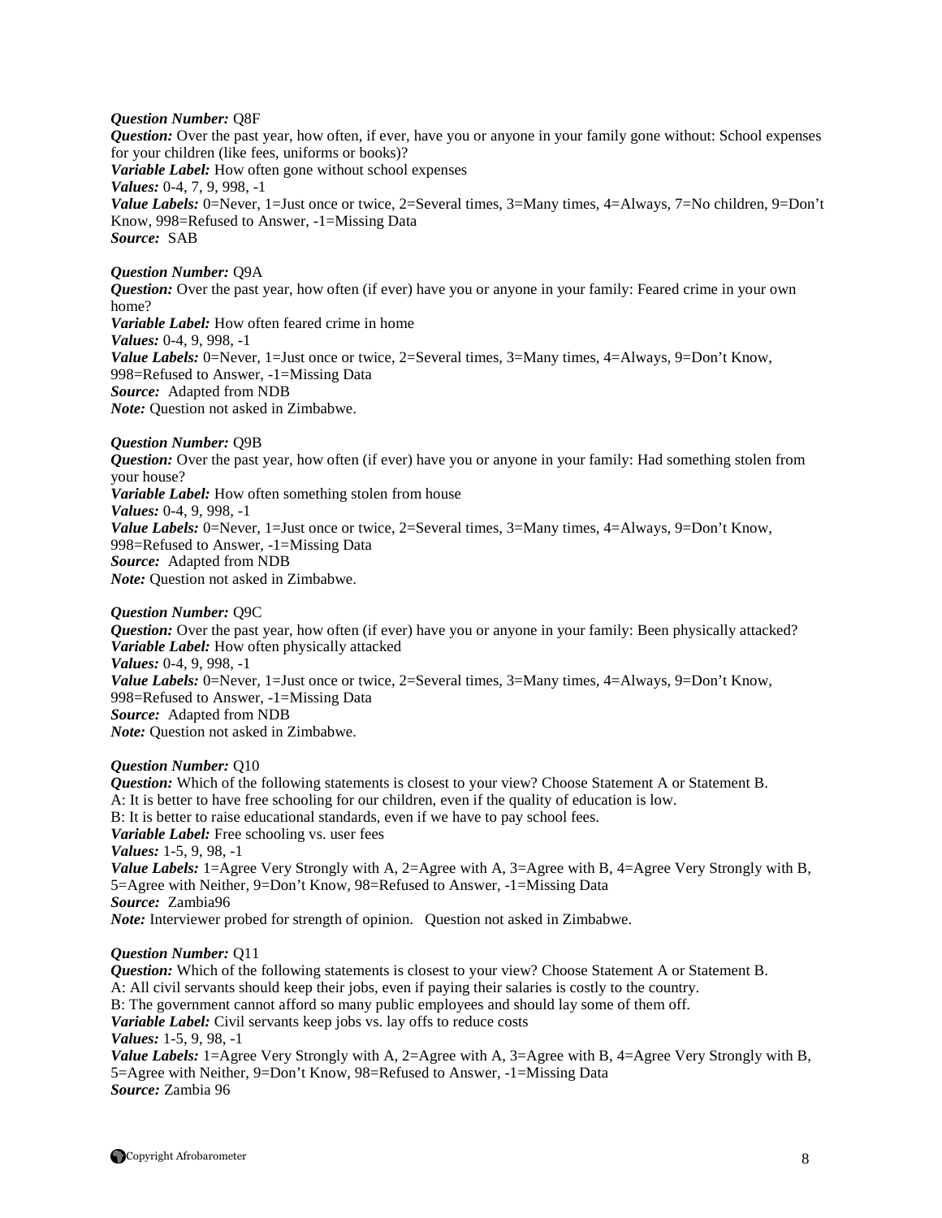***Question Number:*** Q8F
***Question:*** Over the past year, how often, if ever, have you or anyone in your family gone without: School expenses for your children (like fees, uniforms or books)?
***Variable Label:*** How often gone without school expenses
***Values:*** 0-4, 7, 9, 998, -1
***Value Labels:*** 0=Never, 1=Just once or twice, 2=Several times, 3=Many times, 4=Always, 7=No children, 9=Don't Know, 998=Refused to Answer, -1=Missing Data
***Source:*** SAB

***Question Number:*** Q9A
***Question:*** Over the past year, how often (if ever) have you or anyone in your family: Feared crime in your own home?
***Variable Label:*** How often feared crime in home
***Values:*** 0-4, 9, 998, -1
***Value Labels:*** 0=Never, 1=Just once or twice, 2=Several times, 3=Many times, 4=Always, 9=Don't Know, 998=Refused to Answer, -1=Missing Data
***Source:*** Adapted from NDB
***Note:*** Question not asked in Zimbabwe.

***Question Number:*** Q9B
***Question:*** Over the past year, how often (if ever) have you or anyone in your family: Had something stolen from your house?
***Variable Label:*** How often something stolen from house
***Values:*** 0-4, 9, 998, -1
***Value Labels:*** 0=Never, 1=Just once or twice, 2=Several times, 3=Many times, 4=Always, 9=Don't Know, 998=Refused to Answer, -1=Missing Data
***Source:*** Adapted from NDB
***Note:*** Question not asked in Zimbabwe.

***Question Number:*** Q9C
***Question:*** Over the past year, how often (if ever) have you or anyone in your family: Been physically attacked?
***Variable Label:*** How often physically attacked
***Values:*** 0-4, 9, 998, -1
***Value Labels:*** 0=Never, 1=Just once or twice, 2=Several times, 3=Many times, 4=Always, 9=Don't Know, 998=Refused to Answer, -1=Missing Data
***Source:*** Adapted from NDB
***Note:*** Question not asked in Zimbabwe.

***Question Number:*** Q10
***Question:*** Which of the following statements is closest to your view? Choose Statement A or Statement B.
A: It is better to have free schooling for our children, even if the quality of education is low.
B: It is better to raise educational standards, even if we have to pay school fees.
***Variable Label:*** Free schooling vs. user fees
***Values:*** 1-5, 9, 98, -1
***Value Labels:*** 1=Agree Very Strongly with A, 2=Agree with A, 3=Agree with B, 4=Agree Very Strongly with B, 5=Agree with Neither, 9=Don't Know, 98=Refused to Answer, -1=Missing Data
***Source:*** Zambia96
***Note:*** Interviewer probed for strength of opinion. Question not asked in Zimbabwe.

***Question Number:*** Q11
***Question:*** Which of the following statements is closest to your view? Choose Statement A or Statement B.
A: All civil servants should keep their jobs, even if paying their salaries is costly to the country.
B: The government cannot afford so many public employees and should lay some of them off.
***Variable Label:*** Civil servants keep jobs vs. lay offs to reduce costs
***Values:*** 1-5, 9, 98, -1
***Value Labels:*** 1=Agree Very Strongly with A, 2=Agree with A, 3=Agree with B, 4=Agree Very Strongly with B, 5=Agree with Neither, 9=Don't Know, 98=Refused to Answer, -1=Missing Data
***Source:*** Zambia 96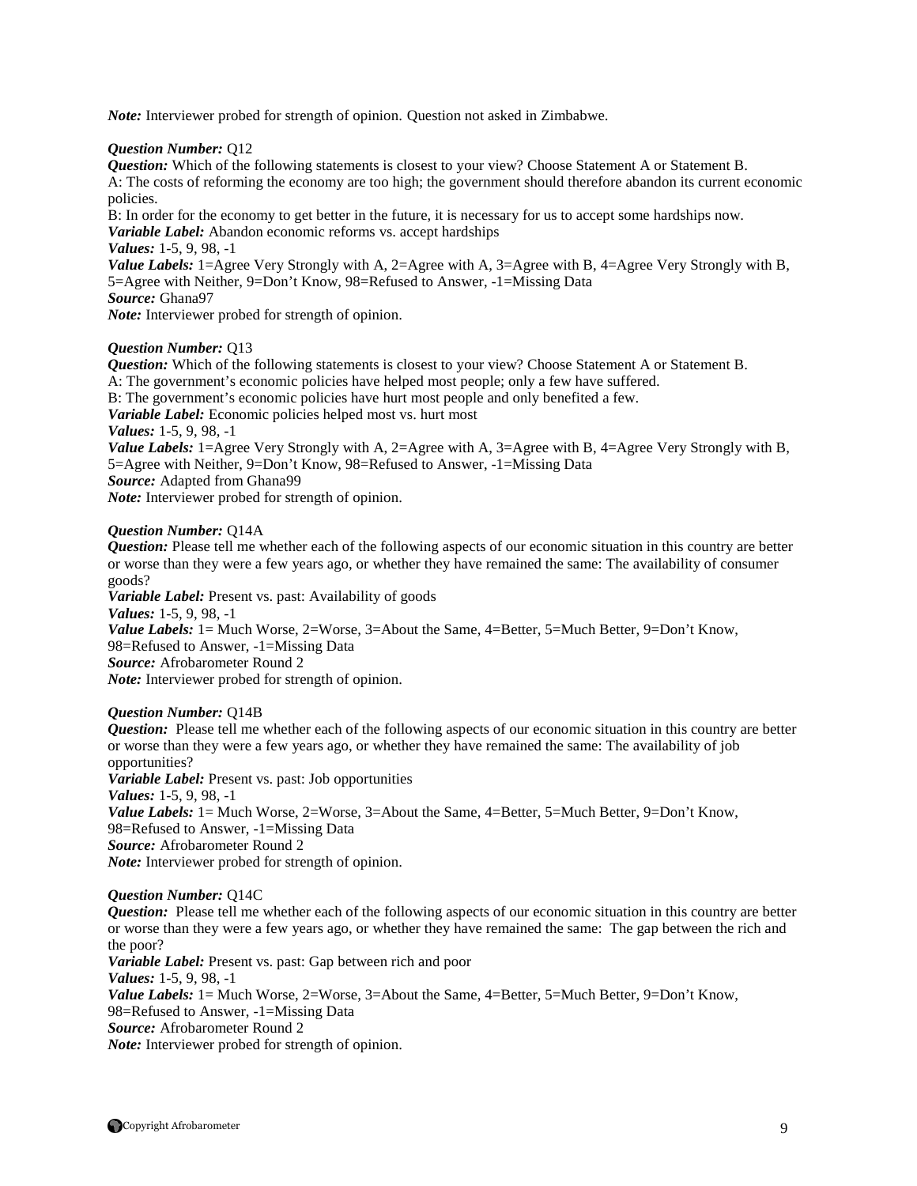*Note:* Interviewer probed for strength of opinion. Question not asked in Zimbabwe.

*Question Number:* Q12
*Question:* Which of the following statements is closest to your view? Choose Statement A or Statement B.
A: The costs of reforming the economy are too high; the government should therefore abandon its current economic policies.
B: In order for the economy to get better in the future, it is necessary for us to accept some hardships now.
*Variable Label:* Abandon economic reforms vs. accept hardships
*Values:* 1-5, 9, 98, -1
*Value Labels:* 1=Agree Very Strongly with A, 2=Agree with A, 3=Agree with B, 4=Agree Very Strongly with B, 5=Agree with Neither, 9=Don't Know, 98=Refused to Answer, -1=Missing Data
*Source:* Ghana97
*Note:* Interviewer probed for strength of opinion.

*Question Number:* Q13
*Question:* Which of the following statements is closest to your view? Choose Statement A or Statement B.
A: The government's economic policies have helped most people; only a few have suffered.
B: The government's economic policies have hurt most people and only benefited a few.
*Variable Label:* Economic policies helped most vs. hurt most
*Values:* 1-5, 9, 98, -1
*Value Labels:* 1=Agree Very Strongly with A, 2=Agree with A, 3=Agree with B, 4=Agree Very Strongly with B, 5=Agree with Neither, 9=Don't Know, 98=Refused to Answer, -1=Missing Data
*Source:* Adapted from Ghana99
*Note:* Interviewer probed for strength of opinion.

*Question Number:* Q14A
*Question:* Please tell me whether each of the following aspects of our economic situation in this country are better or worse than they were a few years ago, or whether they have remained the same: The availability of consumer goods?
*Variable Label:* Present vs. past: Availability of goods
*Values:* 1-5, 9, 98, -1
*Value Labels:* 1= Much Worse, 2=Worse, 3=About the Same, 4=Better, 5=Much Better, 9=Don't Know, 98=Refused to Answer, -1=Missing Data
*Source:* Afrobarometer Round 2
*Note:* Interviewer probed for strength of opinion.

*Question Number:* Q14B
*Question:* Please tell me whether each of the following aspects of our economic situation in this country are better or worse than they were a few years ago, or whether they have remained the same: The availability of job opportunities?
*Variable Label:* Present vs. past: Job opportunities
*Values:* 1-5, 9, 98, -1
*Value Labels:* 1= Much Worse, 2=Worse, 3=About the Same, 4=Better, 5=Much Better, 9=Don't Know, 98=Refused to Answer, -1=Missing Data
*Source:* Afrobarometer Round 2
*Note:* Interviewer probed for strength of opinion.

*Question Number:* Q14C
*Question:* Please tell me whether each of the following aspects of our economic situation in this country are better or worse than they were a few years ago, or whether they have remained the same: The gap between the rich and the poor?
*Variable Label:* Present vs. past: Gap between rich and poor
*Values:* 1-5, 9, 98, -1
*Value Labels:* 1= Much Worse, 2=Worse, 3=About the Same, 4=Better, 5=Much Better, 9=Don't Know, 98=Refused to Answer, -1=Missing Data
*Source:* Afrobarometer Round 2
*Note:* Interviewer probed for strength of opinion.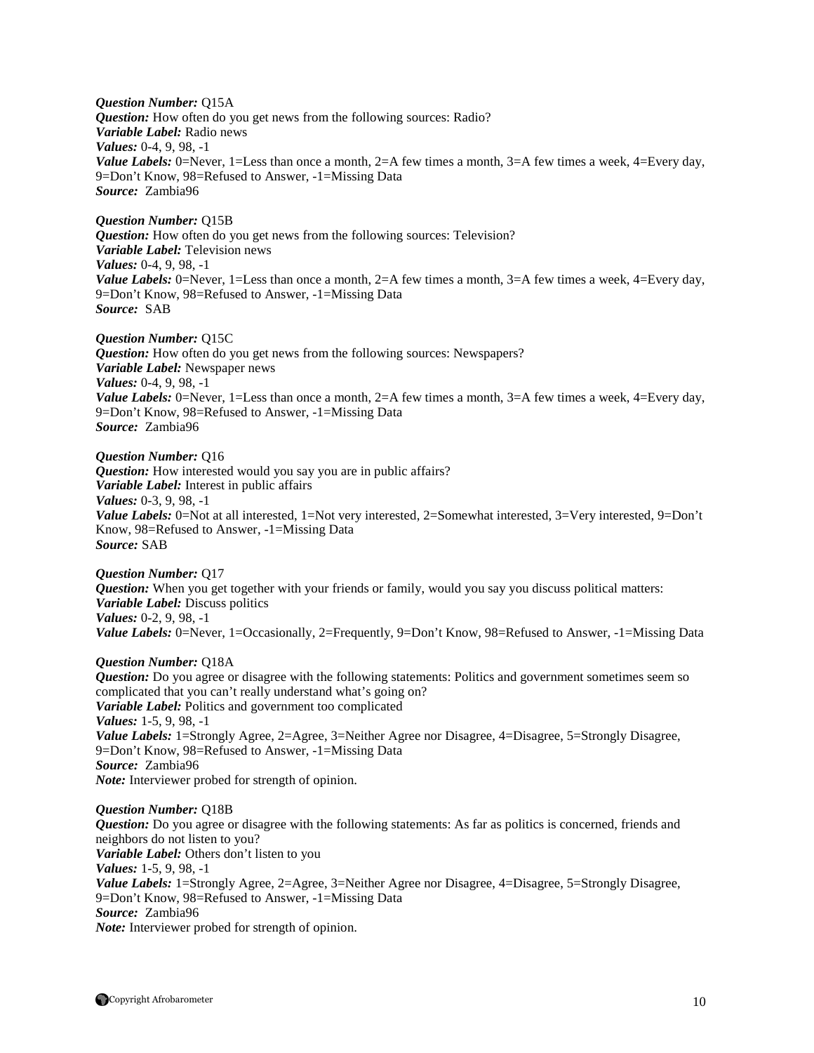***Question Number:*** Q15A
***Question:*** How often do you get news from the following sources: Radio?
***Variable Label:*** Radio news
***Values:*** 0-4, 9, 98, -1
***Value Labels:*** 0=Never, 1=Less than once a month, 2=A few times a month, 3=A few times a week, 4=Every day, 9=Don't Know, 98=Refused to Answer, -1=Missing Data
***Source:*** Zambia96

***Question Number:*** Q15B
***Question:*** How often do you get news from the following sources: Television?
***Variable Label:*** Television news
***Values:*** 0-4, 9, 98, -1
***Value Labels:*** 0=Never, 1=Less than once a month, 2=A few times a month, 3=A few times a week, 4=Every day, 9=Don't Know, 98=Refused to Answer, -1=Missing Data
***Source:*** SAB

***Question Number:*** Q15C
***Question:*** How often do you get news from the following sources: Newspapers?
***Variable Label:*** Newspaper news
***Values:*** 0-4, 9, 98, -1
***Value Labels:*** 0=Never, 1=Less than once a month, 2=A few times a month, 3=A few times a week, 4=Every day, 9=Don't Know, 98=Refused to Answer, -1=Missing Data
***Source:*** Zambia96

***Question Number:*** Q16
***Question:*** How interested would you say you are in public affairs?
***Variable Label:*** Interest in public affairs
***Values:*** 0-3, 9, 98, -1
***Value Labels:*** 0=Not at all interested, 1=Not very interested, 2=Somewhat interested, 3=Very interested, 9=Don't Know, 98=Refused to Answer, -1=Missing Data
***Source:*** SAB

***Question Number:*** Q17
***Question:*** When you get together with your friends or family, would you say you discuss political matters:
***Variable Label:*** Discuss politics
***Values:*** 0-2, 9, 98, -1
***Value Labels:*** 0=Never, 1=Occasionally, 2=Frequently, 9=Don't Know, 98=Refused to Answer, -1=Missing Data

***Question Number:*** Q18A
***Question:*** Do you agree or disagree with the following statements: Politics and government sometimes seem so complicated that you can't really understand what's going on?
***Variable Label:*** Politics and government too complicated
***Values:*** 1-5, 9, 98, -1
***Value Labels:*** 1=Strongly Agree, 2=Agree, 3=Neither Agree nor Disagree, 4=Disagree, 5=Strongly Disagree, 9=Don't Know, 98=Refused to Answer, -1=Missing Data
***Source:*** Zambia96
***Note:*** Interviewer probed for strength of opinion.

***Question Number:*** Q18B
***Question:*** Do you agree or disagree with the following statements: As far as politics is concerned, friends and neighbors do not listen to you?
***Variable Label:*** Others don't listen to you
***Values:*** 1-5, 9, 98, -1
***Value Labels:*** 1=Strongly Agree, 2=Agree, 3=Neither Agree nor Disagree, 4=Disagree, 5=Strongly Disagree, 9=Don't Know, 98=Refused to Answer, -1=Missing Data
***Source:*** Zambia96
***Note:*** Interviewer probed for strength of opinion.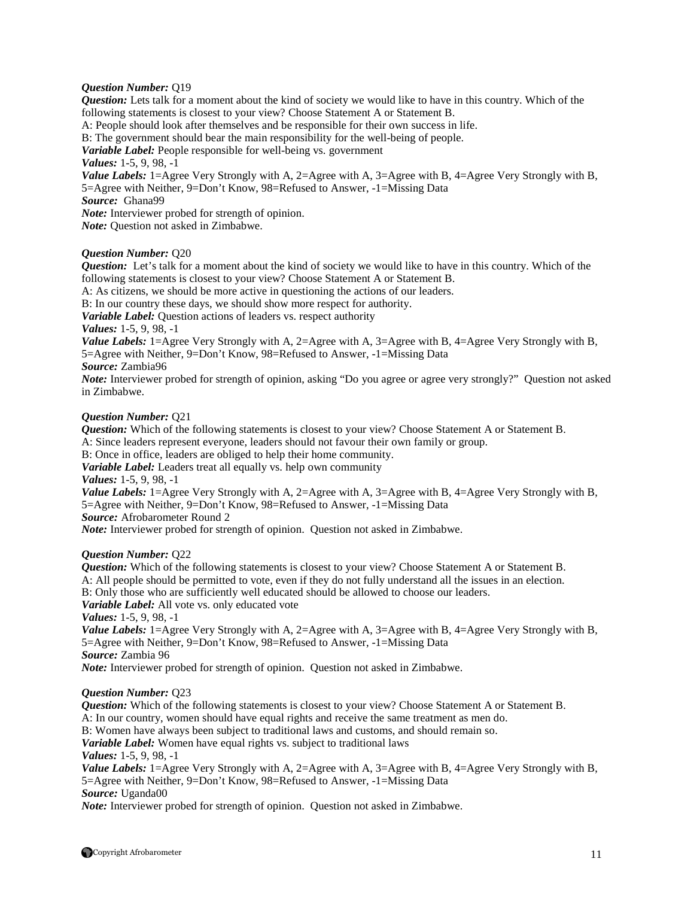***Question Number:*** Q19
***Question:*** Lets talk for a moment about the kind of society we would like to have in this country. Which of the following statements is closest to your view? Choose Statement A or Statement B.
A: People should look after themselves and be responsible for their own success in life.
B: The government should bear the main responsibility for the well-being of people.
***Variable Label:*** People responsible for well-being vs. government
***Values:*** 1-5, 9, 98, -1
***Value Labels:*** 1=Agree Very Strongly with A, 2=Agree with A, 3=Agree with B, 4=Agree Very Strongly with B, 5=Agree with Neither, 9=Don't Know, 98=Refused to Answer, -1=Missing Data
***Source:*** Ghana99
***Note:*** Interviewer probed for strength of opinion.
***Note:*** Question not asked in Zimbabwe.

***Question Number:*** Q20
***Question:*** Let's talk for a moment about the kind of society we would like to have in this country. Which of the following statements is closest to your view? Choose Statement A or Statement B.
A: As citizens, we should be more active in questioning the actions of our leaders.
B: In our country these days, we should show more respect for authority.
***Variable Label:*** Question actions of leaders vs. respect authority
***Values:*** 1-5, 9, 98, -1
***Value Labels:*** 1=Agree Very Strongly with A, 2=Agree with A, 3=Agree with B, 4=Agree Very Strongly with B, 5=Agree with Neither, 9=Don't Know, 98=Refused to Answer, -1=Missing Data
***Source:*** Zambia96
***Note:*** Interviewer probed for strength of opinion, asking "Do you agree or agree very strongly?" Question not asked in Zimbabwe.

***Question Number:*** Q21
***Question:*** Which of the following statements is closest to your view? Choose Statement A or Statement B.
A: Since leaders represent everyone, leaders should not favour their own family or group.
B: Once in office, leaders are obliged to help their home community.
***Variable Label:*** Leaders treat all equally vs. help own community
***Values:*** 1-5, 9, 98, -1
***Value Labels:*** 1=Agree Very Strongly with A, 2=Agree with A, 3=Agree with B, 4=Agree Very Strongly with B, 5=Agree with Neither, 9=Don't Know, 98=Refused to Answer, -1=Missing Data
***Source:*** Afrobarometer Round 2
***Note:*** Interviewer probed for strength of opinion. Question not asked in Zimbabwe.

***Question Number:*** Q22
***Question:*** Which of the following statements is closest to your view? Choose Statement A or Statement B.
A: All people should be permitted to vote, even if they do not fully understand all the issues in an election.
B: Only those who are sufficiently well educated should be allowed to choose our leaders.
***Variable Label:*** All vote vs. only educated vote
***Values:*** 1-5, 9, 98, -1
***Value Labels:*** 1=Agree Very Strongly with A, 2=Agree with A, 3=Agree with B, 4=Agree Very Strongly with B, 5=Agree with Neither, 9=Don't Know, 98=Refused to Answer, -1=Missing Data
***Source:*** Zambia 96
***Note:*** Interviewer probed for strength of opinion. Question not asked in Zimbabwe.

***Question Number:*** Q23
***Question:*** Which of the following statements is closest to your view? Choose Statement A or Statement B.
A: In our country, women should have equal rights and receive the same treatment as men do.
B: Women have always been subject to traditional laws and customs, and should remain so.
***Variable Label:*** Women have equal rights vs. subject to traditional laws
***Values:*** 1-5, 9, 98, -1
***Value Labels:*** 1=Agree Very Strongly with A, 2=Agree with A, 3=Agree with B, 4=Agree Very Strongly with B, 5=Agree with Neither, 9=Don't Know, 98=Refused to Answer, -1=Missing Data
***Source:*** Uganda00
***Note:*** Interviewer probed for strength of opinion. Question not asked in Zimbabwe.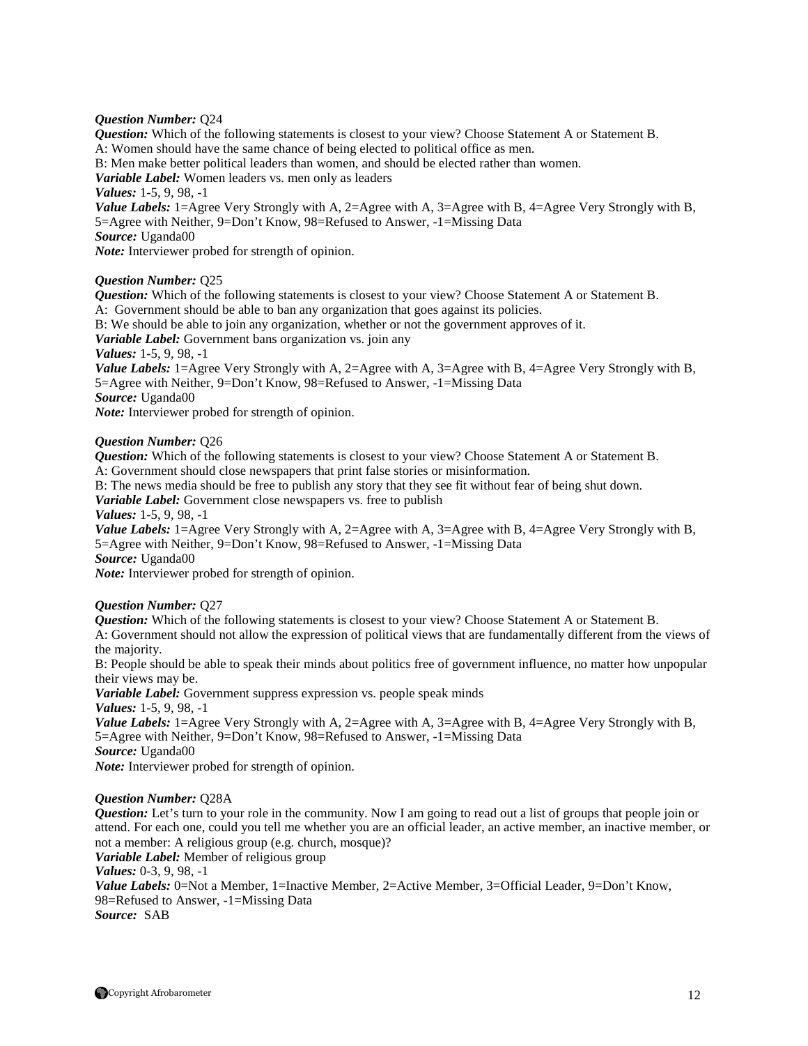***Question Number:*** Q24
***Question:*** Which of the following statements is closest to your view? Choose Statement A or Statement B.
A: Women should have the same chance of being elected to political office as men.
B: Men make better political leaders than women, and should be elected rather than women.
***Variable Label:*** Women leaders vs. men only as leaders
***Values:*** 1-5, 9, 98, -1
***Value Labels:*** 1=Agree Very Strongly with A, 2=Agree with A, 3=Agree with B, 4=Agree Very Strongly with B, 5=Agree with Neither, 9=Don't Know, 98=Refused to Answer, -1=Missing Data
***Source:*** Uganda00
***Note:*** Interviewer probed for strength of opinion.

***Question Number:*** Q25
***Question:*** Which of the following statements is closest to your view? Choose Statement A or Statement B.
A: Government should be able to ban any organization that goes against its policies.
B: We should be able to join any organization, whether or not the government approves of it.
***Variable Label:*** Government bans organization vs. join any
***Values:*** 1-5, 9, 98, -1
***Value Labels:*** 1=Agree Very Strongly with A, 2=Agree with A, 3=Agree with B, 4=Agree Very Strongly with B, 5=Agree with Neither, 9=Don't Know, 98=Refused to Answer, -1=Missing Data
***Source:*** Uganda00
***Note:*** Interviewer probed for strength of opinion.

***Question Number:*** Q26
***Question:*** Which of the following statements is closest to your view? Choose Statement A or Statement B.
A: Government should close newspapers that print false stories or misinformation.
B: The news media should be free to publish any story that they see fit without fear of being shut down.
***Variable Label:*** Government close newspapers vs. free to publish
***Values:*** 1-5, 9, 98, -1
***Value Labels:*** 1=Agree Very Strongly with A, 2=Agree with A, 3=Agree with B, 4=Agree Very Strongly with B, 5=Agree with Neither, 9=Don't Know, 98=Refused to Answer, -1=Missing Data
***Source:*** Uganda00
***Note:*** Interviewer probed for strength of opinion.

***Question Number:*** Q27
***Question:*** Which of the following statements is closest to your view? Choose Statement A or Statement B.
A: Government should not allow the expression of political views that are fundamentally different from the views of the majority.
B: People should be able to speak their minds about politics free of government influence, no matter how unpopular their views may be.
***Variable Label:*** Government suppress expression vs. people speak minds
***Values:*** 1-5, 9, 98, -1
***Value Labels:*** 1=Agree Very Strongly with A, 2=Agree with A, 3=Agree with B, 4=Agree Very Strongly with B, 5=Agree with Neither, 9=Don't Know, 98=Refused to Answer, -1=Missing Data
***Source:*** Uganda00
***Note:*** Interviewer probed for strength of opinion.

***Question Number:*** Q28A
***Question:*** Let's turn to your role in the community. Now I am going to read out a list of groups that people join or attend. For each one, could you tell me whether you are an official leader, an active member, an inactive member, or not a member: A religious group (e.g. church, mosque)?
***Variable Label:*** Member of religious group
***Values:*** 0-3, 9, 98, -1
***Value Labels:*** 0=Not a Member, 1=Inactive Member, 2=Active Member, 3=Official Leader, 9=Don't Know, 98=Refused to Answer, -1=Missing Data
***Source:*** SAB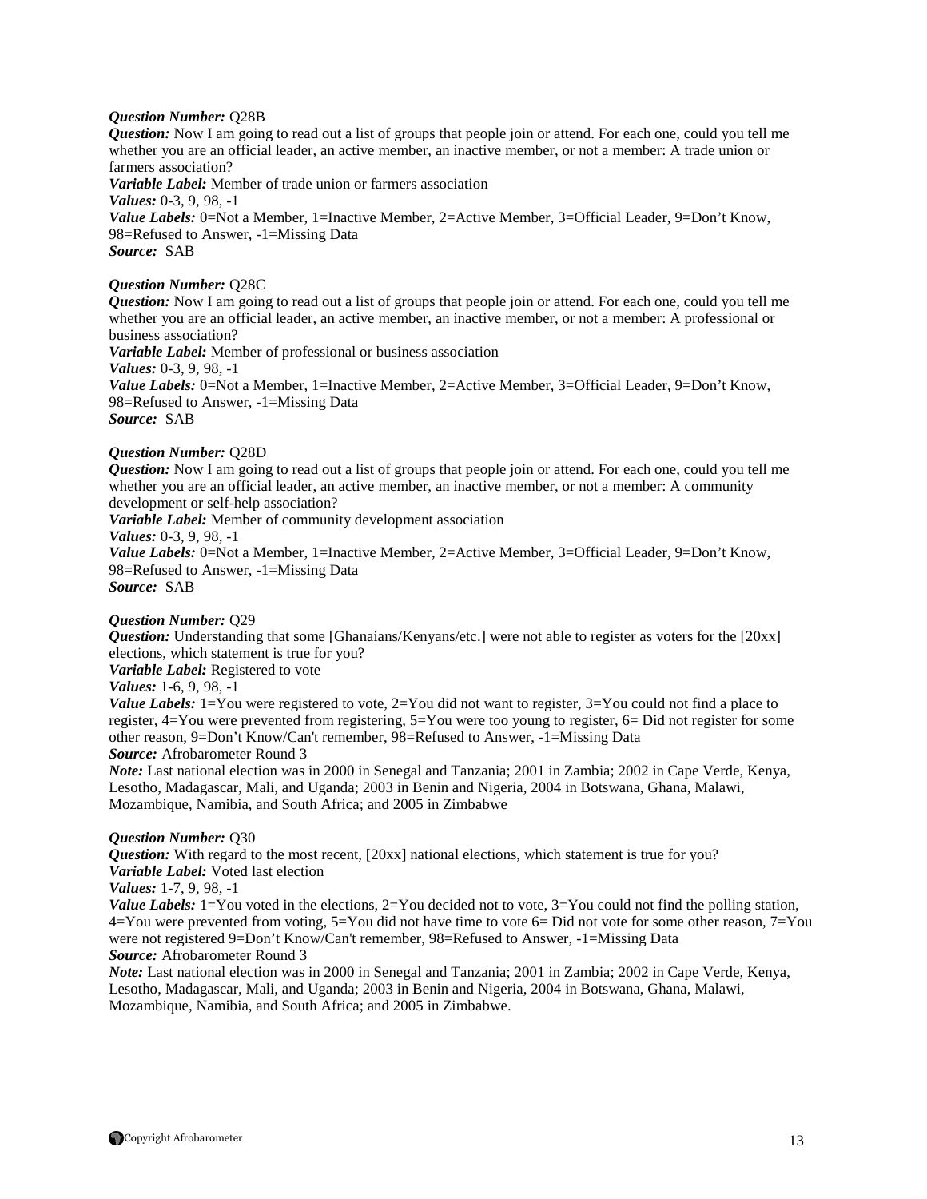***Question Number:*** Q28B
***Question:*** Now I am going to read out a list of groups that people join or attend. For each one, could you tell me whether you are an official leader, an active member, an inactive member, or not a member: A trade union or farmers association?
***Variable Label:*** Member of trade union or farmers association
***Values:*** 0-3, 9, 98, -1
***Value Labels:*** 0=Not a Member, 1=Inactive Member, 2=Active Member, 3=Official Leader, 9=Don't Know, 98=Refused to Answer, -1=Missing Data
***Source:*** SAB

***Question Number:*** Q28C
***Question:*** Now I am going to read out a list of groups that people join or attend. For each one, could you tell me whether you are an official leader, an active member, an inactive member, or not a member: A professional or business association?
***Variable Label:*** Member of professional or business association
***Values:*** 0-3, 9, 98, -1
***Value Labels:*** 0=Not a Member, 1=Inactive Member, 2=Active Member, 3=Official Leader, 9=Don't Know, 98=Refused to Answer, -1=Missing Data
***Source:*** SAB

***Question Number:*** Q28D
***Question:*** Now I am going to read out a list of groups that people join or attend. For each one, could you tell me whether you are an official leader, an active member, an inactive member, or not a member: A community development or self-help association?
***Variable Label:*** Member of community development association
***Values:*** 0-3, 9, 98, -1
***Value Labels:*** 0=Not a Member, 1=Inactive Member, 2=Active Member, 3=Official Leader, 9=Don't Know, 98=Refused to Answer, -1=Missing Data
***Source:*** SAB

***Question Number:*** Q29
***Question:*** Understanding that some [Ghanaians/Kenyans/etc.] were not able to register as voters for the [20xx] elections, which statement is true for you?
***Variable Label:*** Registered to vote
***Values:*** 1-6, 9, 98, -1
***Value Labels:*** 1=You were registered to vote, 2=You did not want to register, 3=You could not find a place to register, 4=You were prevented from registering, 5=You were too young to register, 6= Did not register for some other reason, 9=Don't Know/Can't remember, 98=Refused to Answer, -1=Missing Data
***Source:*** Afrobarometer Round 3
***Note:*** Last national election was in 2000 in Senegal and Tanzania; 2001 in Zambia; 2002 in Cape Verde, Kenya, Lesotho, Madagascar, Mali, and Uganda; 2003 in Benin and Nigeria, 2004 in Botswana, Ghana, Malawi, Mozambique, Namibia, and South Africa; and 2005 in Zimbabwe

***Question Number:*** Q30
***Question:*** With regard to the most recent, [20xx] national elections, which statement is true for you?
***Variable Label:*** Voted last election
***Values:*** 1-7, 9, 98, -1
***Value Labels:*** 1=You voted in the elections, 2=You decided not to vote, 3=You could not find the polling station, 4=You were prevented from voting, 5=You did not have time to vote 6= Did not vote for some other reason, 7=You were not registered 9=Don't Know/Can't remember, 98=Refused to Answer, -1=Missing Data
***Source:*** Afrobarometer Round 3
***Note:*** Last national election was in 2000 in Senegal and Tanzania; 2001 in Zambia; 2002 in Cape Verde, Kenya, Lesotho, Madagascar, Mali, and Uganda; 2003 in Benin and Nigeria, 2004 in Botswana, Ghana, Malawi, Mozambique, Namibia, and South Africa; and 2005 in Zimbabwe.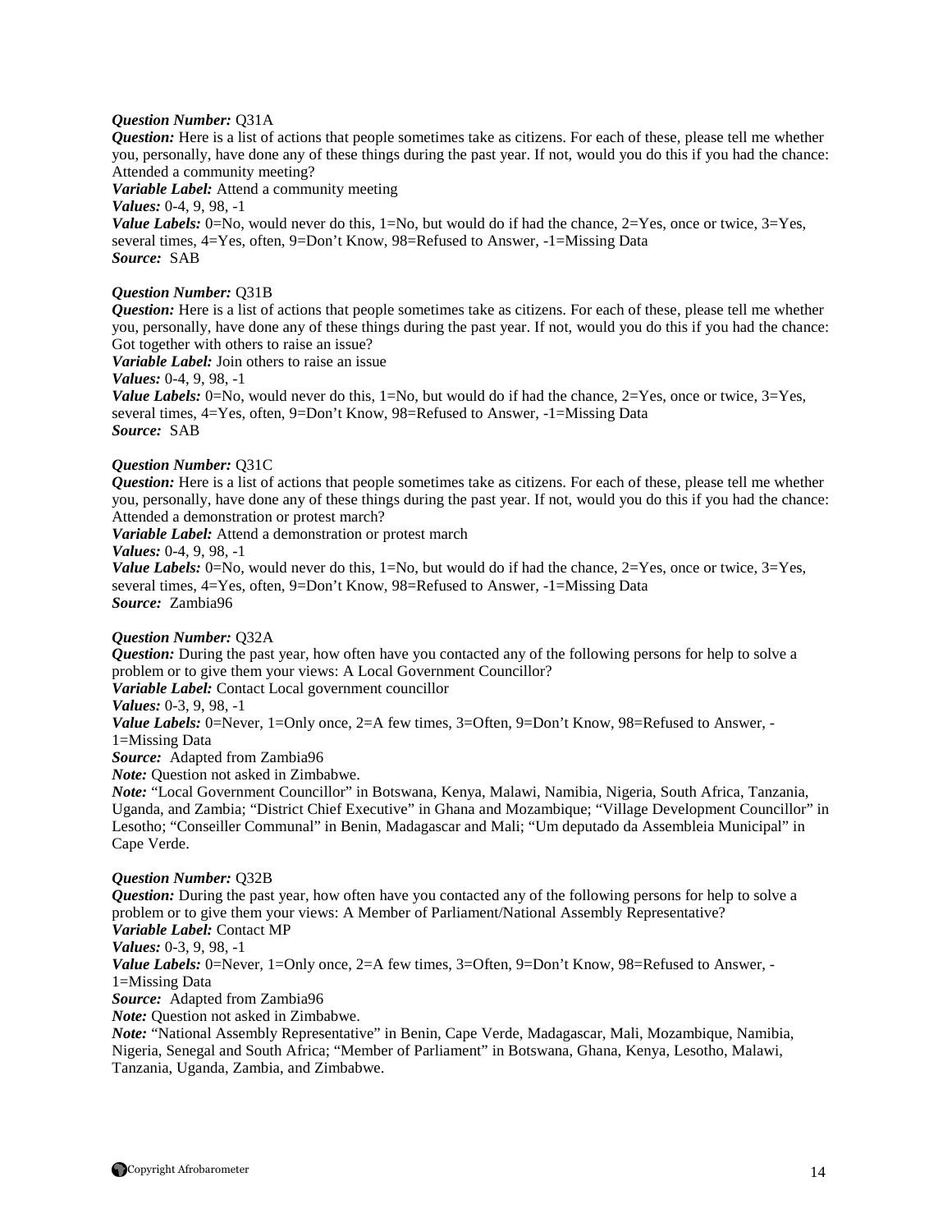***Question Number:*** Q31A
***Question:*** Here is a list of actions that people sometimes take as citizens. For each of these, please tell me whether you, personally, have done any of these things during the past year. If not, would you do this if you had the chance: Attended a community meeting?
***Variable Label:*** Attend a community meeting
***Values:*** 0-4, 9, 98, -1
***Value Labels:*** 0=No, would never do this, 1=No, but would do if had the chance, 2=Yes, once or twice, 3=Yes, several times, 4=Yes, often, 9=Don't Know, 98=Refused to Answer, -1=Missing Data
***Source:*** SAB

***Question Number:*** Q31B
***Question:*** Here is a list of actions that people sometimes take as citizens. For each of these, please tell me whether you, personally, have done any of these things during the past year. If not, would you do this if you had the chance: Got together with others to raise an issue?
***Variable Label:*** Join others to raise an issue
***Values:*** 0-4, 9, 98, -1
***Value Labels:*** 0=No, would never do this, 1=No, but would do if had the chance, 2=Yes, once or twice, 3=Yes, several times, 4=Yes, often, 9=Don't Know, 98=Refused to Answer, -1=Missing Data
***Source:*** SAB

***Question Number:*** Q31C
***Question:*** Here is a list of actions that people sometimes take as citizens. For each of these, please tell me whether you, personally, have done any of these things during the past year. If not, would you do this if you had the chance: Attended a demonstration or protest march?
***Variable Label:*** Attend a demonstration or protest march
***Values:*** 0-4, 9, 98, -1
***Value Labels:*** 0=No, would never do this, 1=No, but would do if had the chance, 2=Yes, once or twice, 3=Yes, several times, 4=Yes, often, 9=Don't Know, 98=Refused to Answer, -1=Missing Data
***Source:*** Zambia96

***Question Number:*** Q32A
***Question:*** During the past year, how often have you contacted any of the following persons for help to solve a problem or to give them your views: A Local Government Councillor?
***Variable Label:*** Contact Local government councillor
***Values:*** 0-3, 9, 98, -1
***Value Labels:*** 0=Never, 1=Only once, 2=A few times, 3=Often, 9=Don't Know, 98=Refused to Answer, -1=Missing Data
***Source:*** Adapted from Zambia96
***Note:*** Question not asked in Zimbabwe.
***Note:*** "Local Government Councillor" in Botswana, Kenya, Malawi, Namibia, Nigeria, South Africa, Tanzania, Uganda, and Zambia; "District Chief Executive" in Ghana and Mozambique; "Village Development Councillor" in Lesotho; "Conseiller Communal" in Benin, Madagascar and Mali; "Um deputado da Assembleia Municipal" in Cape Verde.

***Question Number:*** Q32B
***Question:*** During the past year, how often have you contacted any of the following persons for help to solve a problem or to give them your views: A Member of Parliament/National Assembly Representative?
***Variable Label:*** Contact MP
***Values:*** 0-3, 9, 98, -1
***Value Labels:*** 0=Never, 1=Only once, 2=A few times, 3=Often, 9=Don't Know, 98=Refused to Answer, -1=Missing Data
***Source:*** Adapted from Zambia96
***Note:*** Question not asked in Zimbabwe.
***Note:*** "National Assembly Representative" in Benin, Cape Verde, Madagascar, Mali, Mozambique, Namibia, Nigeria, Senegal and South Africa; "Member of Parliament" in Botswana, Ghana, Kenya, Lesotho, Malawi, Tanzania, Uganda, Zambia, and Zimbabwe.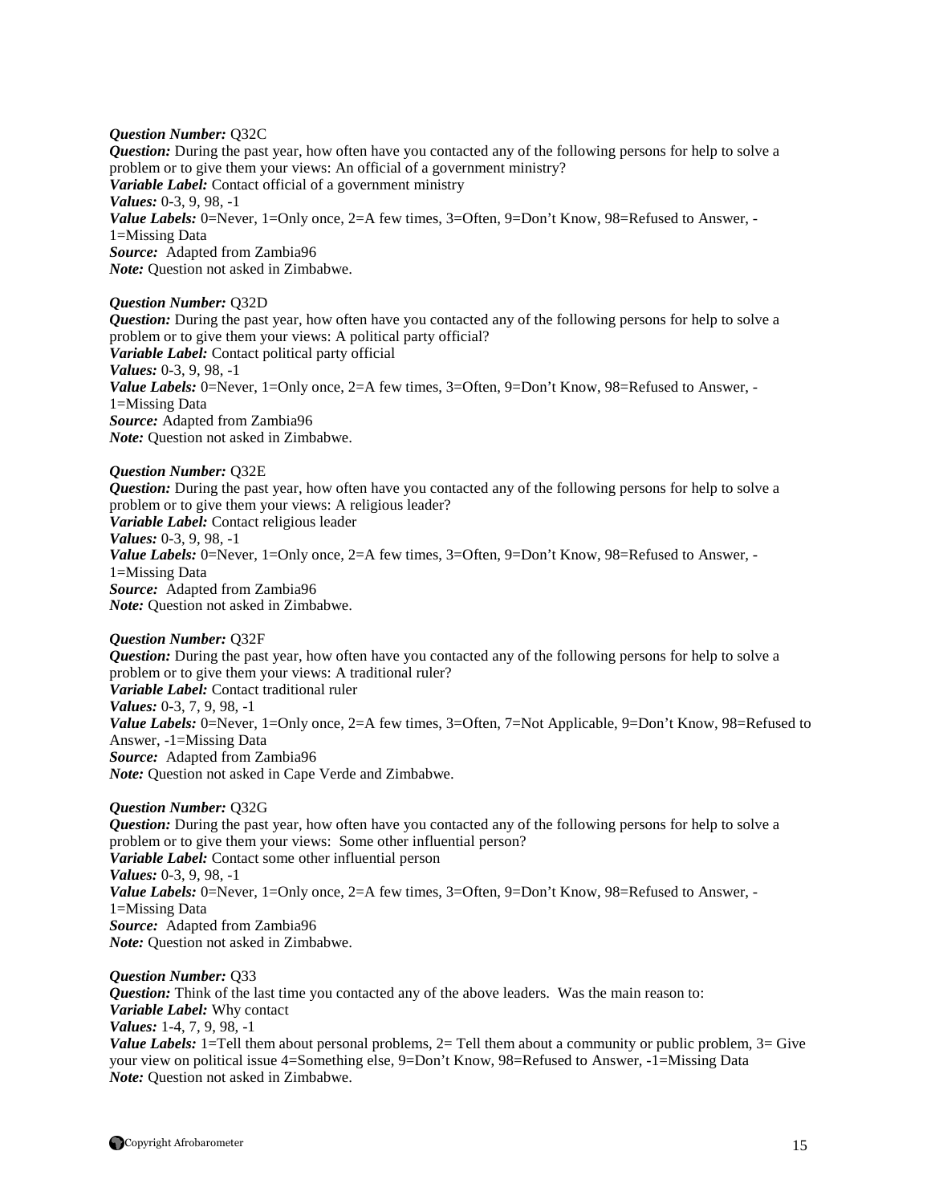***Question Number:*** Q32C
***Question:*** During the past year, how often have you contacted any of the following persons for help to solve a problem or to give them your views: An official of a government ministry?
***Variable Label:*** Contact official of a government ministry
***Values:*** 0-3, 9, 98, -1
***Value Labels:*** 0=Never, 1=Only once, 2=A few times, 3=Often, 9=Don't Know, 98=Refused to Answer, -1=Missing Data
***Source:*** Adapted from Zambia96
***Note:*** Question not asked in Zimbabwe.

***Question Number:*** Q32D
***Question:*** During the past year, how often have you contacted any of the following persons for help to solve a problem or to give them your views: A political party official?
***Variable Label:*** Contact political party official
***Values:*** 0-3, 9, 98, -1
***Value Labels:*** 0=Never, 1=Only once, 2=A few times, 3=Often, 9=Don't Know, 98=Refused to Answer, -1=Missing Data
***Source:*** Adapted from Zambia96
***Note:*** Question not asked in Zimbabwe.

***Question Number:*** Q32E
***Question:*** During the past year, how often have you contacted any of the following persons for help to solve a problem or to give them your views: A religious leader?
***Variable Label:*** Contact religious leader
***Values:*** 0-3, 9, 98, -1
***Value Labels:*** 0=Never, 1=Only once, 2=A few times, 3=Often, 9=Don't Know, 98=Refused to Answer, -1=Missing Data
***Source:*** Adapted from Zambia96
***Note:*** Question not asked in Zimbabwe.

***Question Number:*** Q32F
***Question:*** During the past year, how often have you contacted any of the following persons for help to solve a problem or to give them your views: A traditional ruler?
***Variable Label:*** Contact traditional ruler
***Values:*** 0-3, 7, 9, 98, -1
***Value Labels:*** 0=Never, 1=Only once, 2=A few times, 3=Often, 7=Not Applicable, 9=Don't Know, 98=Refused to Answer, -1=Missing Data
***Source:*** Adapted from Zambia96
***Note:*** Question not asked in Cape Verde and Zimbabwe.

***Question Number:*** Q32G
***Question:*** During the past year, how often have you contacted any of the following persons for help to solve a problem or to give them your views: Some other influential person?
***Variable Label:*** Contact some other influential person
***Values:*** 0-3, 9, 98, -1
***Value Labels:*** 0=Never, 1=Only once, 2=A few times, 3=Often, 9=Don't Know, 98=Refused to Answer, -1=Missing Data
***Source:*** Adapted from Zambia96
***Note:*** Question not asked in Zimbabwe.

***Question Number:*** Q33
***Question:*** Think of the last time you contacted any of the above leaders. Was the main reason to:
***Variable Label:*** Why contact
***Values:*** 1-4, 7, 9, 98, -1
***Value Labels:*** 1=Tell them about personal problems, 2= Tell them about a community or public problem, 3= Give your view on political issue 4=Something else, 9=Don't Know, 98=Refused to Answer, -1=Missing Data
***Note:*** Question not asked in Zimbabwe.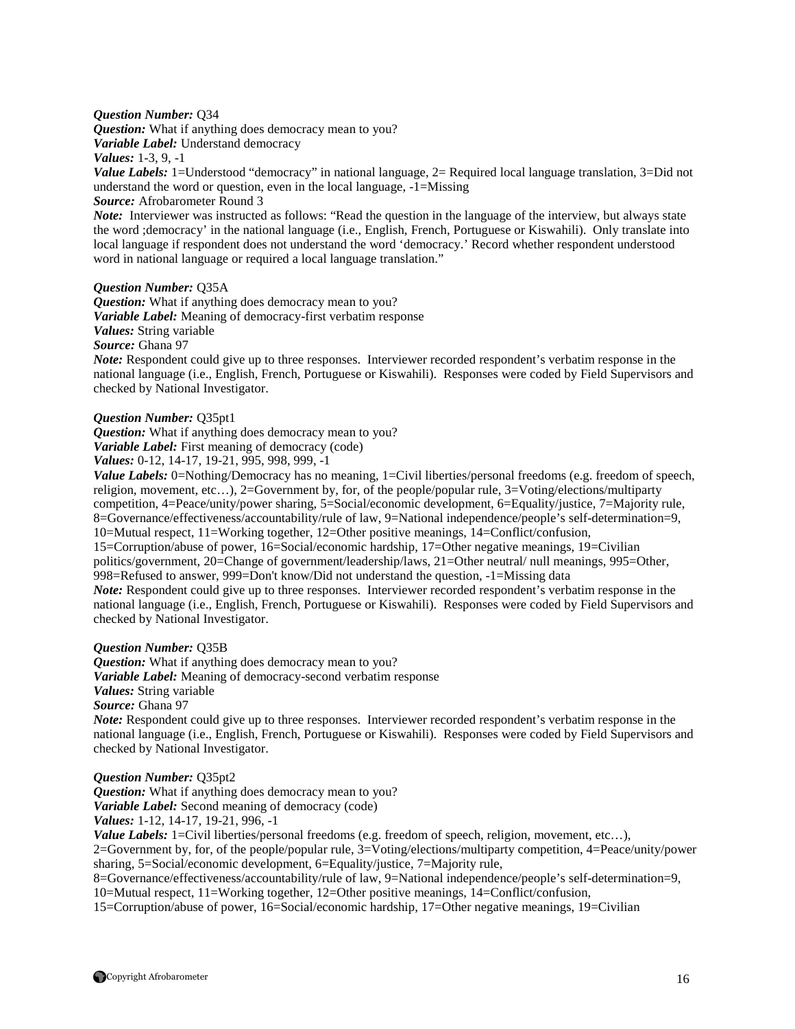***Question Number:*** Q34
***Question:*** What if anything does democracy mean to you?
***Variable Label:*** Understand democracy
***Values:*** 1-3, 9, -1
***Value Labels:*** 1=Understood "democracy" in national language, 2= Required local language translation, 3=Did not understand the word or question, even in the local language, -1=Missing
***Source:*** Afrobarometer Round 3
***Note:*** Interviewer was instructed as follows: "Read the question in the language of the interview, but always state the word ;democracy' in the national language (i.e., English, French, Portuguese or Kiswahili). Only translate into local language if respondent does not understand the word 'democracy.' Record whether respondent understood word in national language or required a local language translation."

***Question Number:*** Q35A
***Question:*** What if anything does democracy mean to you?
***Variable Label:*** Meaning of democracy-first verbatim response
***Values:*** String variable
***Source:*** Ghana 97
***Note:*** Respondent could give up to three responses. Interviewer recorded respondent's verbatim response in the national language (i.e., English, French, Portuguese or Kiswahili). Responses were coded by Field Supervisors and checked by National Investigator.

***Question Number:*** Q35pt1
***Question:*** What if anything does democracy mean to you?
***Variable Label:*** First meaning of democracy (code)
***Values:*** 0-12, 14-17, 19-21, 995, 998, 999, -1
***Value Labels:*** 0=Nothing/Democracy has no meaning, 1=Civil liberties/personal freedoms (e.g. freedom of speech, religion, movement, etc…), 2=Government by, for, of the people/popular rule, 3=Voting/elections/multiparty competition, 4=Peace/unity/power sharing, 5=Social/economic development, 6=Equality/justice, 7=Majority rule, 8=Governance/effectiveness/accountability/rule of law, 9=National independence/people's self-determination=9, 10=Mutual respect, 11=Working together, 12=Other positive meanings, 14=Conflict/confusion, 15=Corruption/abuse of power, 16=Social/economic hardship, 17=Other negative meanings, 19=Civilian politics/government, 20=Change of government/leadership/laws, 21=Other neutral/ null meanings, 995=Other, 998=Refused to answer, 999=Don't know/Did not understand the question, -1=Missing data
***Note:*** Respondent could give up to three responses. Interviewer recorded respondent's verbatim response in the national language (i.e., English, French, Portuguese or Kiswahili). Responses were coded by Field Supervisors and checked by National Investigator.

***Question Number:*** Q35B
***Question:*** What if anything does democracy mean to you?
***Variable Label:*** Meaning of democracy-second verbatim response
***Values:*** String variable
***Source:*** Ghana 97
***Note:*** Respondent could give up to three responses. Interviewer recorded respondent's verbatim response in the national language (i.e., English, French, Portuguese or Kiswahili). Responses were coded by Field Supervisors and checked by National Investigator.

***Question Number:*** Q35pt2
***Question:*** What if anything does democracy mean to you?
***Variable Label:*** Second meaning of democracy (code)
***Values:*** 1-12, 14-17, 19-21, 996, -1
***Value Labels:*** 1=Civil liberties/personal freedoms (e.g. freedom of speech, religion, movement, etc…), 2=Government by, for, of the people/popular rule, 3=Voting/elections/multiparty competition, 4=Peace/unity/power sharing, 5=Social/economic development, 6=Equality/justice, 7=Majority rule, 8=Governance/effectiveness/accountability/rule of law, 9=National independence/people's self-determination=9, 10=Mutual respect, 11=Working together, 12=Other positive meanings, 14=Conflict/confusion, 15=Corruption/abuse of power, 16=Social/economic hardship, 17=Other negative meanings, 19=Civilian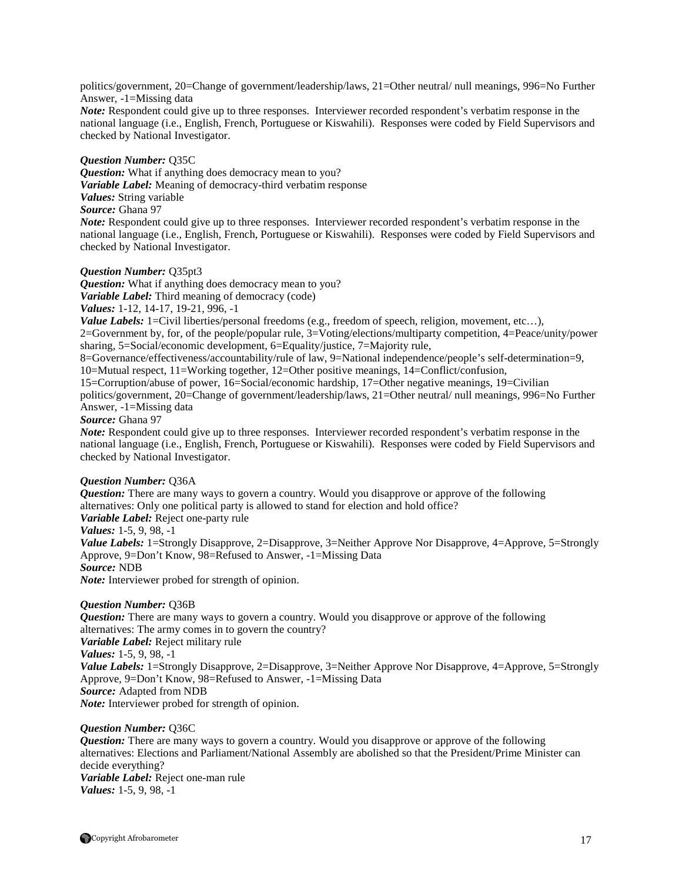politics/government, 20=Change of government/leadership/laws, 21=Other neutral/ null meanings, 996=No Further Answer, -1=Missing data
*Note:* Respondent could give up to three responses. Interviewer recorded respondent's verbatim response in the national language (i.e., English, French, Portuguese or Kiswahili). Responses were coded by Field Supervisors and checked by National Investigator.

***Question Number:*** Q35C
***Question:*** What if anything does democracy mean to you?
***Variable Label:*** Meaning of democracy-third verbatim response
***Values:*** String variable
***Source:*** Ghana 97
*Note:* Respondent could give up to three responses. Interviewer recorded respondent's verbatim response in the national language (i.e., English, French, Portuguese or Kiswahili). Responses were coded by Field Supervisors and checked by National Investigator.

***Question Number:*** Q35pt3
***Question:*** What if anything does democracy mean to you?
***Variable Label:*** Third meaning of democracy (code)
***Values:*** 1-12, 14-17, 19-21, 996, -1
***Value Labels:*** 1=Civil liberties/personal freedoms (e.g., freedom of speech, religion, movement, etc…), 2=Government by, for, of the people/popular rule, 3=Voting/elections/multiparty competition, 4=Peace/unity/power sharing, 5=Social/economic development, 6=Equality/justice, 7=Majority rule, 8=Governance/effectiveness/accountability/rule of law, 9=National independence/people's self-determination=9, 10=Mutual respect, 11=Working together, 12=Other positive meanings, 14=Conflict/confusion, 15=Corruption/abuse of power, 16=Social/economic hardship, 17=Other negative meanings, 19=Civilian politics/government, 20=Change of government/leadership/laws, 21=Other neutral/ null meanings, 996=No Further Answer, -1=Missing data
***Source:*** Ghana 97
*Note:* Respondent could give up to three responses. Interviewer recorded respondent's verbatim response in the national language (i.e., English, French, Portuguese or Kiswahili). Responses were coded by Field Supervisors and checked by National Investigator.

***Question Number:*** Q36A
***Question:*** There are many ways to govern a country. Would you disapprove or approve of the following alternatives: Only one political party is allowed to stand for election and hold office?
***Variable Label:*** Reject one-party rule
***Values:*** 1-5, 9, 98, -1
***Value Labels:*** 1=Strongly Disapprove, 2=Disapprove, 3=Neither Approve Nor Disapprove, 4=Approve, 5=Strongly Approve, 9=Don't Know, 98=Refused to Answer, -1=Missing Data
***Source:*** NDB
*Note:* Interviewer probed for strength of opinion.

***Question Number:*** Q36B
***Question:*** There are many ways to govern a country. Would you disapprove or approve of the following alternatives: The army comes in to govern the country?
***Variable Label:*** Reject military rule
***Values:*** 1-5, 9, 98, -1
***Value Labels:*** 1=Strongly Disapprove, 2=Disapprove, 3=Neither Approve Nor Disapprove, 4=Approve, 5=Strongly Approve, 9=Don't Know, 98=Refused to Answer, -1=Missing Data
***Source:*** Adapted from NDB
*Note:* Interviewer probed for strength of opinion.

***Question Number:*** Q36C
***Question:*** There are many ways to govern a country. Would you disapprove or approve of the following alternatives: Elections and Parliament/National Assembly are abolished so that the President/Prime Minister can decide everything?
***Variable Label:*** Reject one-man rule
***Values:*** 1-5, 9, 98, -1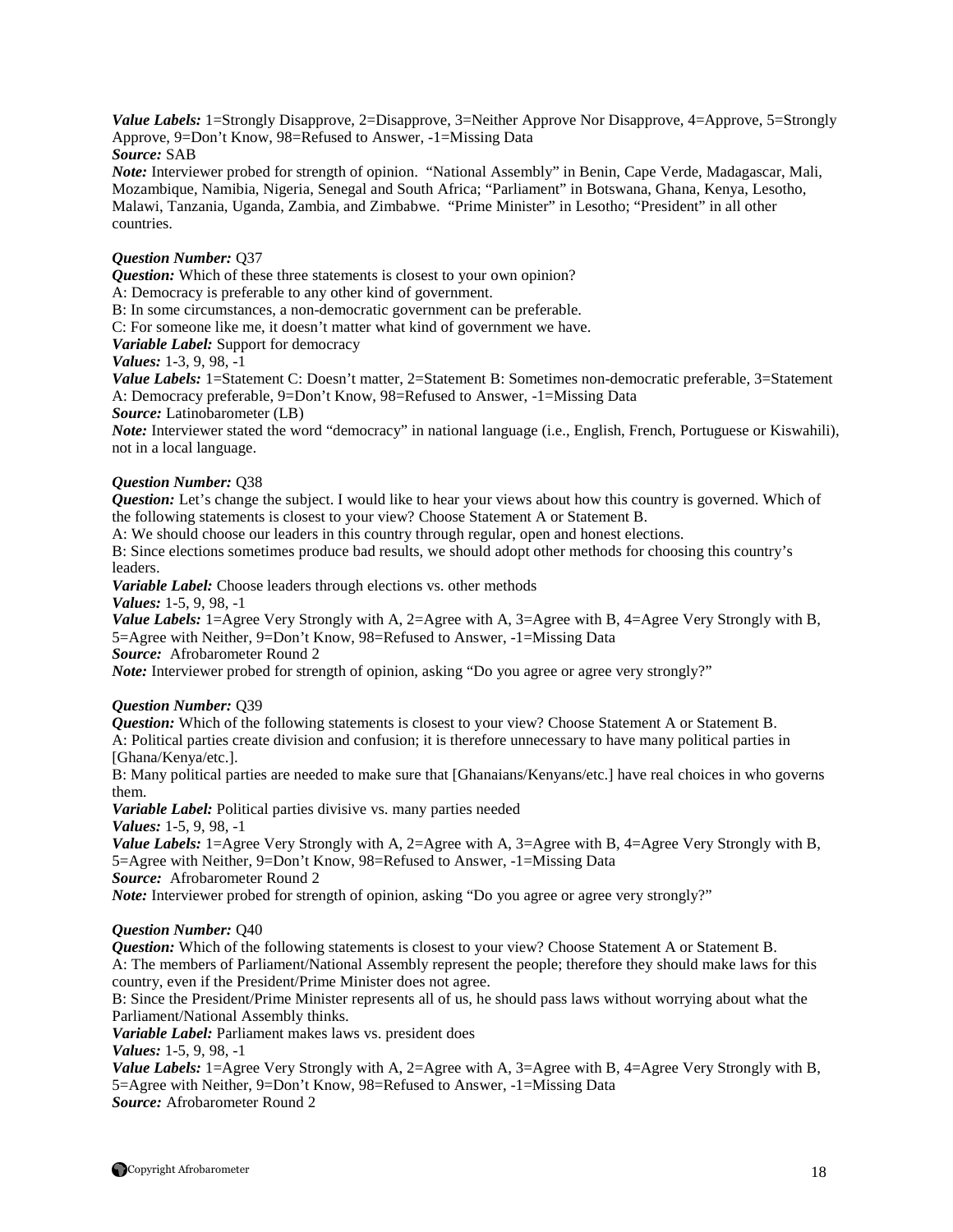***Value Labels:*** 1=Strongly Disapprove, 2=Disapprove, 3=Neither Approve Nor Disapprove, 4=Approve, 5=Strongly Approve, 9=Don't Know, 98=Refused to Answer, -1=Missing Data
***Source:*** SAB
***Note:*** Interviewer probed for strength of opinion. "National Assembly" in Benin, Cape Verde, Madagascar, Mali, Mozambique, Namibia, Nigeria, Senegal and South Africa; "Parliament" in Botswana, Ghana, Kenya, Lesotho, Malawi, Tanzania, Uganda, Zambia, and Zimbabwe. "Prime Minister" in Lesotho; "President" in all other countries.

***Question Number:*** Q37
***Question:*** Which of these three statements is closest to your own opinion?
A: Democracy is preferable to any other kind of government.
B: In some circumstances, a non-democratic government can be preferable.
C: For someone like me, it doesn't matter what kind of government we have.
***Variable Label:*** Support for democracy
***Values:*** 1-3, 9, 98, -1
***Value Labels:*** 1=Statement C: Doesn't matter, 2=Statement B: Sometimes non-democratic preferable, 3=Statement A: Democracy preferable, 9=Don't Know, 98=Refused to Answer, -1=Missing Data
***Source:*** Latinobarometer (LB)
***Note:*** Interviewer stated the word "democracy" in national language (i.e., English, French, Portuguese or Kiswahili), not in a local language.

***Question Number:*** Q38
***Question:*** Let's change the subject. I would like to hear your views about how this country is governed. Which of the following statements is closest to your view? Choose Statement A or Statement B.
A: We should choose our leaders in this country through regular, open and honest elections.
B: Since elections sometimes produce bad results, we should adopt other methods for choosing this country's leaders.
***Variable Label:*** Choose leaders through elections vs. other methods
***Values:*** 1-5, 9, 98, -1
***Value Labels:*** 1=Agree Very Strongly with A, 2=Agree with A, 3=Agree with B, 4=Agree Very Strongly with B, 5=Agree with Neither, 9=Don't Know, 98=Refused to Answer, -1=Missing Data
***Source:*** Afrobarometer Round 2
***Note:*** Interviewer probed for strength of opinion, asking "Do you agree or agree very strongly?"

***Question Number:*** Q39
***Question:*** Which of the following statements is closest to your view? Choose Statement A or Statement B.
A: Political parties create division and confusion; it is therefore unnecessary to have many political parties in [Ghana/Kenya/etc.].
B: Many political parties are needed to make sure that [Ghanaians/Kenyans/etc.] have real choices in who governs them.
***Variable Label:*** Political parties divisive vs. many parties needed
***Values:*** 1-5, 9, 98, -1
***Value Labels:*** 1=Agree Very Strongly with A, 2=Agree with A, 3=Agree with B, 4=Agree Very Strongly with B, 5=Agree with Neither, 9=Don't Know, 98=Refused to Answer, -1=Missing Data
***Source:*** Afrobarometer Round 2
***Note:*** Interviewer probed for strength of opinion, asking "Do you agree or agree very strongly?"

***Question Number:*** Q40
***Question:*** Which of the following statements is closest to your view? Choose Statement A or Statement B.
A: The members of Parliament/National Assembly represent the people; therefore they should make laws for this country, even if the President/Prime Minister does not agree.
B: Since the President/Prime Minister represents all of us, he should pass laws without worrying about what the Parliament/National Assembly thinks.
***Variable Label:*** Parliament makes laws vs. president does
***Values:*** 1-5, 9, 98, -1
***Value Labels:*** 1=Agree Very Strongly with A, 2=Agree with A, 3=Agree with B, 4=Agree Very Strongly with B, 5=Agree with Neither, 9=Don't Know, 98=Refused to Answer, -1=Missing Data
***Source:*** Afrobarometer Round 2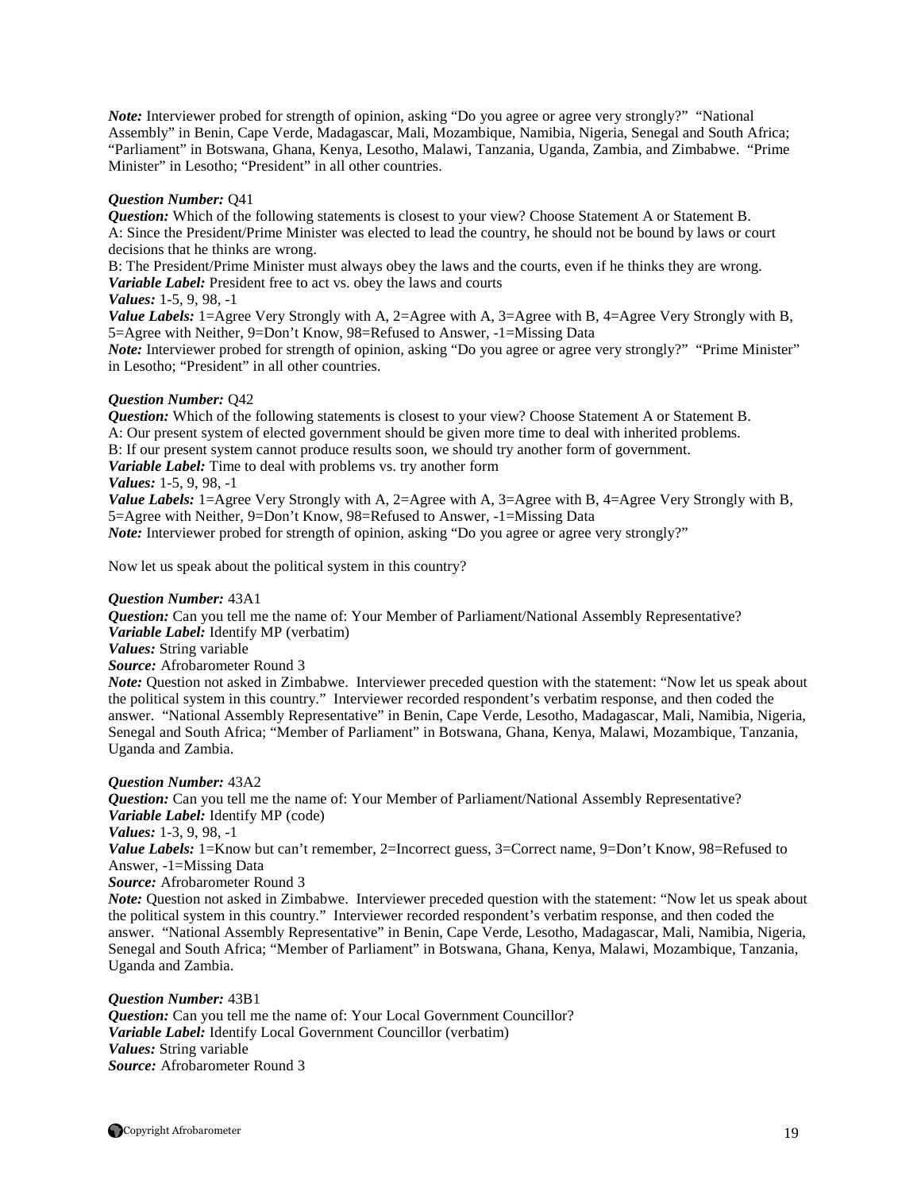*Note:* Interviewer probed for strength of opinion, asking "Do you agree or agree very strongly?" "National Assembly" in Benin, Cape Verde, Madagascar, Mali, Mozambique, Namibia, Nigeria, Senegal and South Africa; "Parliament" in Botswana, Ghana, Kenya, Lesotho, Malawi, Tanzania, Uganda, Zambia, and Zimbabwe. "Prime Minister" in Lesotho; "President" in all other countries.

***Question Number:*** Q41
***Question:*** Which of the following statements is closest to your view? Choose Statement A or Statement B.
A: Since the President/Prime Minister was elected to lead the country, he should not be bound by laws or court decisions that he thinks are wrong.
B: The President/Prime Minister must always obey the laws and the courts, even if he thinks they are wrong.
***Variable Label:*** President free to act vs. obey the laws and courts
***Values:*** 1-5, 9, 98, -1
***Value Labels:*** 1=Agree Very Strongly with A, 2=Agree with A, 3=Agree with B, 4=Agree Very Strongly with B, 5=Agree with Neither, 9=Don't Know, 98=Refused to Answer, -1=Missing Data
***Note:*** Interviewer probed for strength of opinion, asking "Do you agree or agree very strongly?" "Prime Minister" in Lesotho; "President" in all other countries.

***Question Number:*** Q42
***Question:*** Which of the following statements is closest to your view? Choose Statement A or Statement B.
A: Our present system of elected government should be given more time to deal with inherited problems.
B: If our present system cannot produce results soon, we should try another form of government.
***Variable Label:*** Time to deal with problems vs. try another form
***Values:*** 1-5, 9, 98, -1
***Value Labels:*** 1=Agree Very Strongly with A, 2=Agree with A, 3=Agree with B, 4=Agree Very Strongly with B, 5=Agree with Neither, 9=Don't Know, 98=Refused to Answer, -1=Missing Data
***Note:*** Interviewer probed for strength of opinion, asking "Do you agree or agree very strongly?"

Now let us speak about the political system in this country?

***Question Number:*** 43A1
***Question:*** Can you tell me the name of: Your Member of Parliament/National Assembly Representative?
***Variable Label:*** Identify MP (verbatim)
***Values:*** String variable
***Source:*** Afrobarometer Round 3
***Note:*** Question not asked in Zimbabwe. Interviewer preceded question with the statement: "Now let us speak about the political system in this country." Interviewer recorded respondent's verbatim response, and then coded the answer. "National Assembly Representative" in Benin, Cape Verde, Lesotho, Madagascar, Mali, Namibia, Nigeria, Senegal and South Africa; "Member of Parliament" in Botswana, Ghana, Kenya, Malawi, Mozambique, Tanzania, Uganda and Zambia.

***Question Number:*** 43A2
***Question:*** Can you tell me the name of: Your Member of Parliament/National Assembly Representative?
***Variable Label:*** Identify MP (code)
***Values:*** 1-3, 9, 98, -1
***Value Labels:*** 1=Know but can't remember, 2=Incorrect guess, 3=Correct name, 9=Don't Know, 98=Refused to Answer, -1=Missing Data
***Source:*** Afrobarometer Round 3
***Note:*** Question not asked in Zimbabwe. Interviewer preceded question with the statement: "Now let us speak about the political system in this country." Interviewer recorded respondent's verbatim response, and then coded the answer. "National Assembly Representative" in Benin, Cape Verde, Lesotho, Madagascar, Mali, Namibia, Nigeria, Senegal and South Africa; "Member of Parliament" in Botswana, Ghana, Kenya, Malawi, Mozambique, Tanzania, Uganda and Zambia.

***Question Number:*** 43B1
***Question:*** Can you tell me the name of: Your Local Government Councillor?
***Variable Label:*** Identify Local Government Councillor (verbatim)
***Values:*** String variable
***Source:*** Afrobarometer Round 3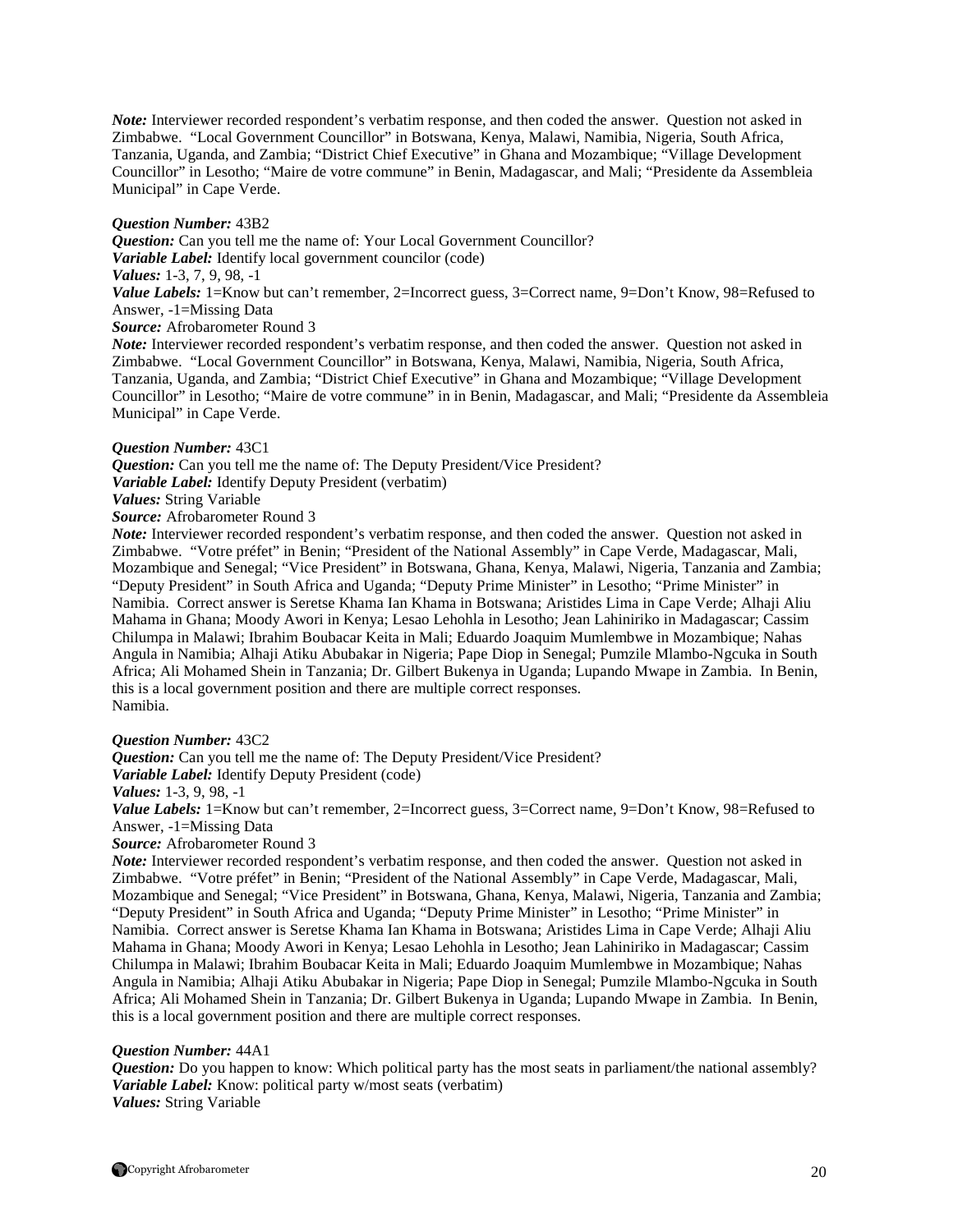*Note:* Interviewer recorded respondent's verbatim response, and then coded the answer. Question not asked in Zimbabwe. "Local Government Councillor" in Botswana, Kenya, Malawi, Namibia, Nigeria, South Africa, Tanzania, Uganda, and Zambia; "District Chief Executive" in Ghana and Mozambique; "Village Development Councillor" in Lesotho; "Maire de votre commune" in Benin, Madagascar, and Mali; "Presidente da Assembleia Municipal" in Cape Verde.

***Question Number:*** 43B2
***Question:*** Can you tell me the name of: Your Local Government Councillor?
***Variable Label:*** Identify local government councilor (code)
***Values:*** 1-3, 7, 9, 98, -1
***Value Labels:*** 1=Know but can't remember, 2=Incorrect guess, 3=Correct name, 9=Don't Know, 98=Refused to Answer, -1=Missing Data
***Source:*** Afrobarometer Round 3
***Note:*** Interviewer recorded respondent's verbatim response, and then coded the answer. Question not asked in Zimbabwe. "Local Government Councillor" in Botswana, Kenya, Malawi, Namibia, Nigeria, South Africa, Tanzania, Uganda, and Zambia; "District Chief Executive" in Ghana and Mozambique; "Village Development Councillor" in Lesotho; "Maire de votre commune" in in Benin, Madagascar, and Mali; "Presidente da Assembleia Municipal" in Cape Verde.

***Question Number:*** 43C1
***Question:*** Can you tell me the name of: The Deputy President/Vice President?
***Variable Label:*** Identify Deputy President (verbatim)
***Values:*** String Variable
***Source:*** Afrobarometer Round 3
***Note:*** Interviewer recorded respondent's verbatim response, and then coded the answer. Question not asked in Zimbabwe. "Votre préfet" in Benin; "President of the National Assembly" in Cape Verde, Madagascar, Mali, Mozambique and Senegal; "Vice President" in Botswana, Ghana, Kenya, Malawi, Nigeria, Tanzania and Zambia; "Deputy President" in South Africa and Uganda; "Deputy Prime Minister" in Lesotho; "Prime Minister" in Namibia. Correct answer is Seretse Khama Ian Khama in Botswana; Aristides Lima in Cape Verde; Alhaji Aliu Mahama in Ghana; Moody Awori in Kenya; Lesao Lehohla in Lesotho; Jean Lahiniriko in Madagascar; Cassim Chilumpa in Malawi; Ibrahim Boubacar Keita in Mali; Eduardo Joaquim Mumlembwe in Mozambique; Nahas Angula in Namibia; Alhaji Atiku Abubakar in Nigeria; Pape Diop in Senegal; Pumzile Mlambo-Ngcuka in South Africa; Ali Mohamed Shein in Tanzania; Dr. Gilbert Bukenya in Uganda; Lupando Mwape in Zambia. In Benin, this is a local government position and there are multiple correct responses.
Namibia.

***Question Number:*** 43C2
***Question:*** Can you tell me the name of: The Deputy President/Vice President?
***Variable Label:*** Identify Deputy President (code)
***Values:*** 1-3, 9, 98, -1
***Value Labels:*** 1=Know but can't remember, 2=Incorrect guess, 3=Correct name, 9=Don't Know, 98=Refused to Answer, -1=Missing Data
***Source:*** Afrobarometer Round 3
***Note:*** Interviewer recorded respondent's verbatim response, and then coded the answer. Question not asked in Zimbabwe. "Votre préfet" in Benin; "President of the National Assembly" in Cape Verde, Madagascar, Mali, Mozambique and Senegal; "Vice President" in Botswana, Ghana, Kenya, Malawi, Nigeria, Tanzania and Zambia; "Deputy President" in South Africa and Uganda; "Deputy Prime Minister" in Lesotho; "Prime Minister" in Namibia. Correct answer is Seretse Khama Ian Khama in Botswana; Aristides Lima in Cape Verde; Alhaji Aliu Mahama in Ghana; Moody Awori in Kenya; Lesao Lehohla in Lesotho; Jean Lahiniriko in Madagascar; Cassim Chilumpa in Malawi; Ibrahim Boubacar Keita in Mali; Eduardo Joaquim Mumlembwe in Mozambique; Nahas Angula in Namibia; Alhaji Atiku Abubakar in Nigeria; Pape Diop in Senegal; Pumzile Mlambo-Ngcuka in South Africa; Ali Mohamed Shein in Tanzania; Dr. Gilbert Bukenya in Uganda; Lupando Mwape in Zambia. In Benin, this is a local government position and there are multiple correct responses.

***Question Number:*** 44A1
***Question:*** Do you happen to know: Which political party has the most seats in parliament/the national assembly?
***Variable Label:*** Know: political party w/most seats (verbatim)
***Values:*** String Variable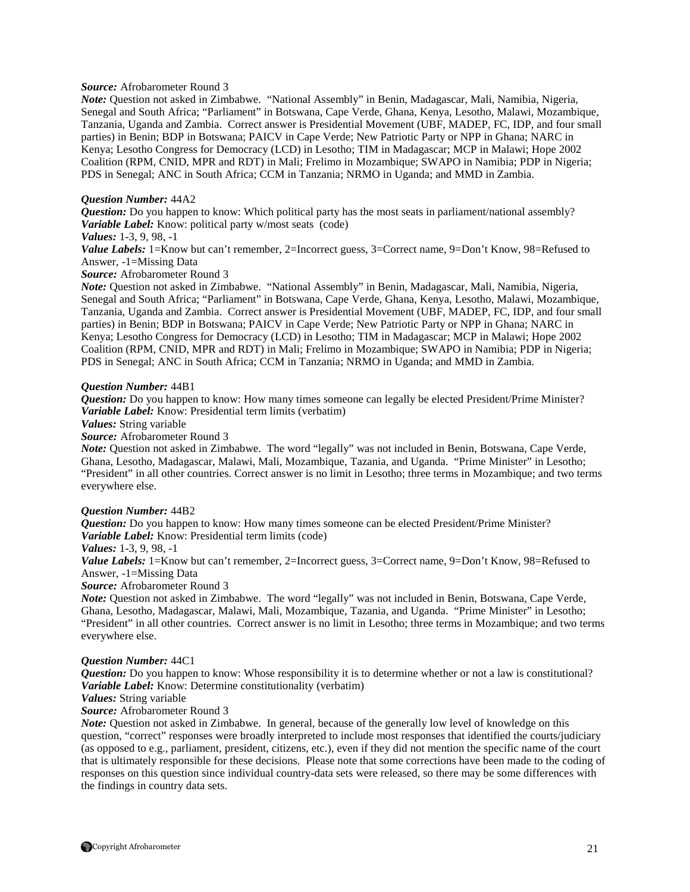***Source:*** Afrobarometer Round 3
***Note:*** Question not asked in Zimbabwe. "National Assembly" in Benin, Madagascar, Mali, Namibia, Nigeria, Senegal and South Africa; "Parliament" in Botswana, Cape Verde, Ghana, Kenya, Lesotho, Malawi, Mozambique, Tanzania, Uganda and Zambia. Correct answer is Presidential Movement (UBF, MADEP, FC, IDP, and four small parties) in Benin; BDP in Botswana; PAICV in Cape Verde; New Patriotic Party or NPP in Ghana; NARC in Kenya; Lesotho Congress for Democracy (LCD) in Lesotho; TIM in Madagascar; MCP in Malawi; Hope 2002 Coalition (RPM, CNID, MPR and RDT) in Mali; Frelimo in Mozambique; SWAPO in Namibia; PDP in Nigeria; PDS in Senegal; ANC in South Africa; CCM in Tanzania; NRMO in Uganda; and MMD in Zambia.

***Question Number:*** 44A2
***Question:*** Do you happen to know: Which political party has the most seats in parliament/national assembly?
***Variable Label:*** Know: political party w/most seats (code)
***Values:*** 1-3, 9, 98, -1
***Value Labels:*** 1=Know but can't remember, 2=Incorrect guess, 3=Correct name, 9=Don't Know, 98=Refused to Answer, -1=Missing Data
***Source:*** Afrobarometer Round 3
***Note:*** Question not asked in Zimbabwe. "National Assembly" in Benin, Madagascar, Mali, Namibia, Nigeria, Senegal and South Africa; "Parliament" in Botswana, Cape Verde, Ghana, Kenya, Lesotho, Malawi, Mozambique, Tanzania, Uganda and Zambia. Correct answer is Presidential Movement (UBF, MADEP, FC, IDP, and four small parties) in Benin; BDP in Botswana; PAICV in Cape Verde; New Patriotic Party or NPP in Ghana; NARC in Kenya; Lesotho Congress for Democracy (LCD) in Lesotho; TIM in Madagascar; MCP in Malawi; Hope 2002 Coalition (RPM, CNID, MPR and RDT) in Mali; Frelimo in Mozambique; SWAPO in Namibia; PDP in Nigeria; PDS in Senegal; ANC in South Africa; CCM in Tanzania; NRMO in Uganda; and MMD in Zambia.

***Question Number:*** 44B1
***Question:*** Do you happen to know: How many times someone can legally be elected President/Prime Minister?
***Variable Label:*** Know: Presidential term limits (verbatim)
***Values:*** String variable
***Source:*** Afrobarometer Round 3
***Note:*** Question not asked in Zimbabwe. The word "legally" was not included in Benin, Botswana, Cape Verde, Ghana, Lesotho, Madagascar, Malawi, Mali, Mozambique, Tazania, and Uganda. "Prime Minister" in Lesotho; "President" in all other countries. Correct answer is no limit in Lesotho; three terms in Mozambique; and two terms everywhere else.

***Question Number:*** 44B2
***Question:*** Do you happen to know: How many times someone can be elected President/Prime Minister?
***Variable Label:*** Know: Presidential term limits (code)
***Values:*** 1-3, 9, 98, -1
***Value Labels:*** 1=Know but can't remember, 2=Incorrect guess, 3=Correct name, 9=Don't Know, 98=Refused to Answer, -1=Missing Data
***Source:*** Afrobarometer Round 3
***Note:*** Question not asked in Zimbabwe. The word "legally" was not included in Benin, Botswana, Cape Verde, Ghana, Lesotho, Madagascar, Malawi, Mali, Mozambique, Tazania, and Uganda. "Prime Minister" in Lesotho; "President" in all other countries. Correct answer is no limit in Lesotho; three terms in Mozambique; and two terms everywhere else.

***Question Number:*** 44C1
***Question:*** Do you happen to know: Whose responsibility it is to determine whether or not a law is constitutional?
***Variable Label:*** Know: Determine constitutionality (verbatim)
***Values:*** String variable
***Source:*** Afrobarometer Round 3
***Note:*** Question not asked in Zimbabwe. In general, because of the generally low level of knowledge on this question, "correct" responses were broadly interpreted to include most responses that identified the courts/judiciary (as opposed to e.g., parliament, president, citizens, etc.), even if they did not mention the specific name of the court that is ultimately responsible for these decisions. Please note that some corrections have been made to the coding of responses on this question since individual country-data sets were released, so there may be some differences with the findings in country data sets.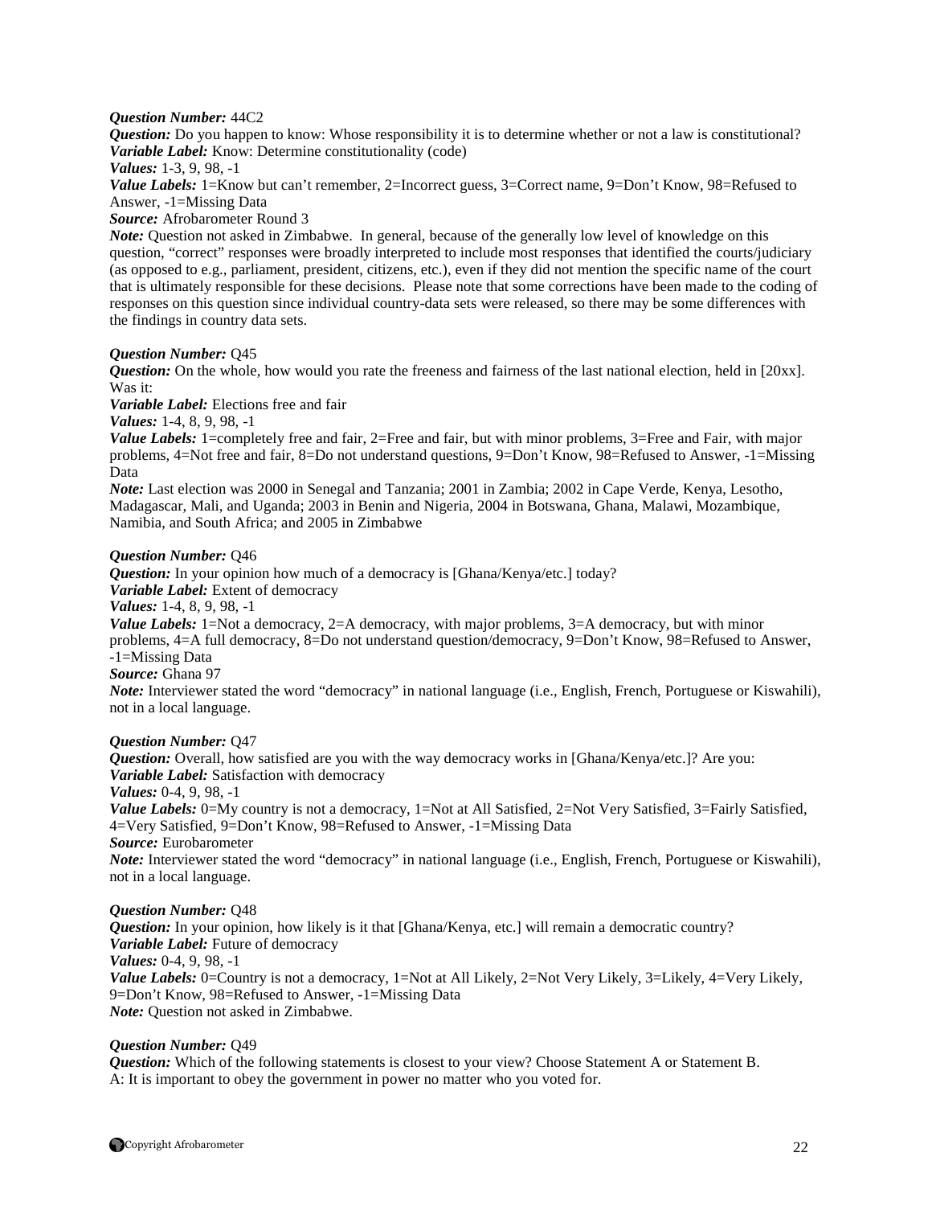***Question Number:*** 44C2
***Question:*** Do you happen to know: Whose responsibility it is to determine whether or not a law is constitutional?
***Variable Label:*** Know: Determine constitutionality (code)
***Values:*** 1-3, 9, 98, -1
***Value Labels:*** 1=Know but can't remember, 2=Incorrect guess, 3=Correct name, 9=Don't Know, 98=Refused to Answer, -1=Missing Data
***Source:*** Afrobarometer Round 3
***Note:*** Question not asked in Zimbabwe. In general, because of the generally low level of knowledge on this question, "correct" responses were broadly interpreted to include most responses that identified the courts/judiciary (as opposed to e.g., parliament, president, citizens, etc.), even if they did not mention the specific name of the court that is ultimately responsible for these decisions. Please note that some corrections have been made to the coding of responses on this question since individual country-data sets were released, so there may be some differences with the findings in country data sets.

***Question Number:*** Q45
***Question:*** On the whole, how would you rate the freeness and fairness of the last national election, held in [20xx]. Was it:
***Variable Label:*** Elections free and fair
***Values:*** 1-4, 8, 9, 98, -1
***Value Labels:*** 1=completely free and fair, 2=Free and fair, but with minor problems, 3=Free and Fair, with major problems, 4=Not free and fair, 8=Do not understand questions, 9=Don't Know, 98=Refused to Answer, -1=Missing Data
***Note:*** Last election was 2000 in Senegal and Tanzania; 2001 in Zambia; 2002 in Cape Verde, Kenya, Lesotho, Madagascar, Mali, and Uganda; 2003 in Benin and Nigeria, 2004 in Botswana, Ghana, Malawi, Mozambique, Namibia, and South Africa; and 2005 in Zimbabwe

***Question Number:*** Q46
***Question:*** In your opinion how much of a democracy is [Ghana/Kenya/etc.] today?
***Variable Label:*** Extent of democracy
***Values:*** 1-4, 8, 9, 98, -1
***Value Labels:*** 1=Not a democracy, 2=A democracy, with major problems, 3=A democracy, but with minor problems, 4=A full democracy, 8=Do not understand question/democracy, 9=Don't Know, 98=Refused to Answer, -1=Missing Data
***Source:*** Ghana 97
***Note:*** Interviewer stated the word "democracy" in national language (i.e., English, French, Portuguese or Kiswahili), not in a local language.

***Question Number:*** Q47
***Question:*** Overall, how satisfied are you with the way democracy works in [Ghana/Kenya/etc.]? Are you:
***Variable Label:*** Satisfaction with democracy
***Values:*** 0-4, 9, 98, -1
***Value Labels:*** 0=My country is not a democracy, 1=Not at All Satisfied, 2=Not Very Satisfied, 3=Fairly Satisfied, 4=Very Satisfied, 9=Don't Know, 98=Refused to Answer, -1=Missing Data
***Source:*** Eurobarometer
***Note:*** Interviewer stated the word "democracy" in national language (i.e., English, French, Portuguese or Kiswahili), not in a local language.

***Question Number:*** Q48
***Question:*** In your opinion, how likely is it that [Ghana/Kenya, etc.] will remain a democratic country?
***Variable Label:*** Future of democracy
***Values:*** 0-4, 9, 98, -1
***Value Labels:*** 0=Country is not a democracy, 1=Not at All Likely, 2=Not Very Likely, 3=Likely, 4=Very Likely, 9=Don't Know, 98=Refused to Answer, -1=Missing Data
***Note:*** Question not asked in Zimbabwe.

***Question Number:*** Q49
***Question:*** Which of the following statements is closest to your view? Choose Statement A or Statement B.
A: It is important to obey the government in power no matter who you voted for.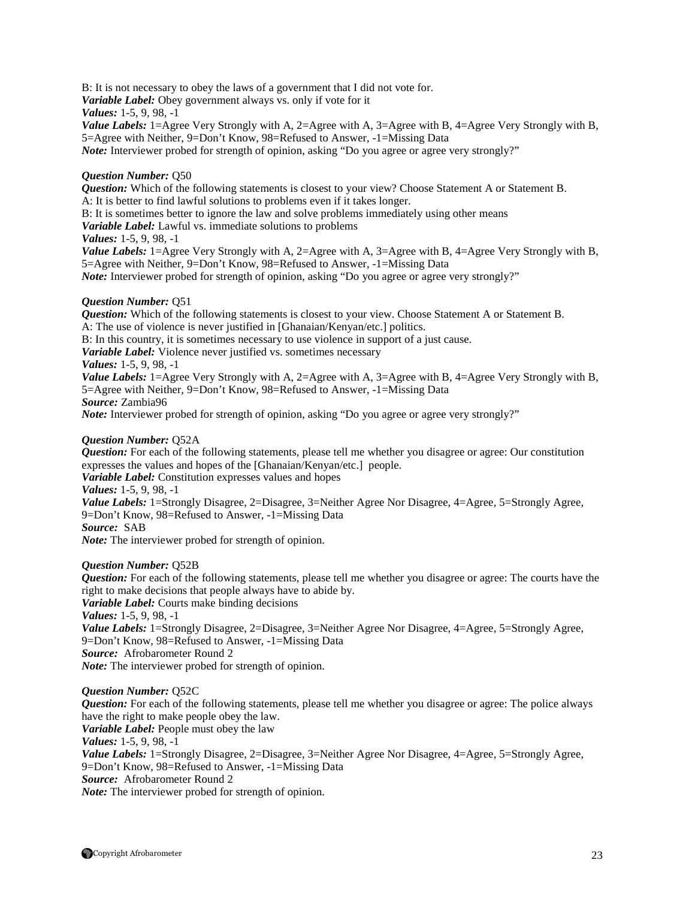B: It is not necessary to obey the laws of a government that I did not vote for.
***Variable Label:*** Obey government always vs. only if vote for it
***Values:*** 1-5, 9, 98, -1
***Value Labels:*** 1=Agree Very Strongly with A, 2=Agree with A, 3=Agree with B, 4=Agree Very Strongly with B, 5=Agree with Neither, 9=Don't Know, 98=Refused to Answer, -1=Missing Data
***Note:*** Interviewer probed for strength of opinion, asking "Do you agree or agree very strongly?"

***Question Number:*** Q50
***Question:*** Which of the following statements is closest to your view? Choose Statement A or Statement B.
A: It is better to find lawful solutions to problems even if it takes longer.
B: It is sometimes better to ignore the law and solve problems immediately using other means
***Variable Label:*** Lawful vs. immediate solutions to problems
***Values:*** 1-5, 9, 98, -1
***Value Labels:*** 1=Agree Very Strongly with A, 2=Agree with A, 3=Agree with B, 4=Agree Very Strongly with B, 5=Agree with Neither, 9=Don't Know, 98=Refused to Answer, -1=Missing Data
***Note:*** Interviewer probed for strength of opinion, asking "Do you agree or agree very strongly?"

***Question Number:*** Q51
***Question:*** Which of the following statements is closest to your view. Choose Statement A or Statement B.
A: The use of violence is never justified in [Ghanaian/Kenyan/etc.] politics.
B: In this country, it is sometimes necessary to use violence in support of a just cause.
***Variable Label:*** Violence never justified vs. sometimes necessary
***Values:*** 1-5, 9, 98, -1
***Value Labels:*** 1=Agree Very Strongly with A, 2=Agree with A, 3=Agree with B, 4=Agree Very Strongly with B, 5=Agree with Neither, 9=Don't Know, 98=Refused to Answer, -1=Missing Data
***Source:*** Zambia96
***Note:*** Interviewer probed for strength of opinion, asking "Do you agree or agree very strongly?"

***Question Number:*** Q52A
***Question:*** For each of the following statements, please tell me whether you disagree or agree: Our constitution expresses the values and hopes of the [Ghanaian/Kenyan/etc.] people.
***Variable Label:*** Constitution expresses values and hopes
***Values:*** 1-5, 9, 98, -1
***Value Labels:*** 1=Strongly Disagree, 2=Disagree, 3=Neither Agree Nor Disagree, 4=Agree, 5=Strongly Agree, 9=Don't Know, 98=Refused to Answer, -1=Missing Data
***Source:*** SAB
***Note:*** The interviewer probed for strength of opinion.

***Question Number:*** Q52B
***Question:*** For each of the following statements, please tell me whether you disagree or agree: The courts have the right to make decisions that people always have to abide by.
***Variable Label:*** Courts make binding decisions
***Values:*** 1-5, 9, 98, -1
***Value Labels:*** 1=Strongly Disagree, 2=Disagree, 3=Neither Agree Nor Disagree, 4=Agree, 5=Strongly Agree, 9=Don't Know, 98=Refused to Answer, -1=Missing Data
***Source:*** Afrobarometer Round 2
***Note:*** The interviewer probed for strength of opinion.

***Question Number:*** Q52C
***Question:*** For each of the following statements, please tell me whether you disagree or agree: The police always have the right to make people obey the law.
***Variable Label:*** People must obey the law
***Values:*** 1-5, 9, 98, -1
***Value Labels:*** 1=Strongly Disagree, 2=Disagree, 3=Neither Agree Nor Disagree, 4=Agree, 5=Strongly Agree, 9=Don't Know, 98=Refused to Answer, -1=Missing Data
***Source:*** Afrobarometer Round 2
***Note:*** The interviewer probed for strength of opinion.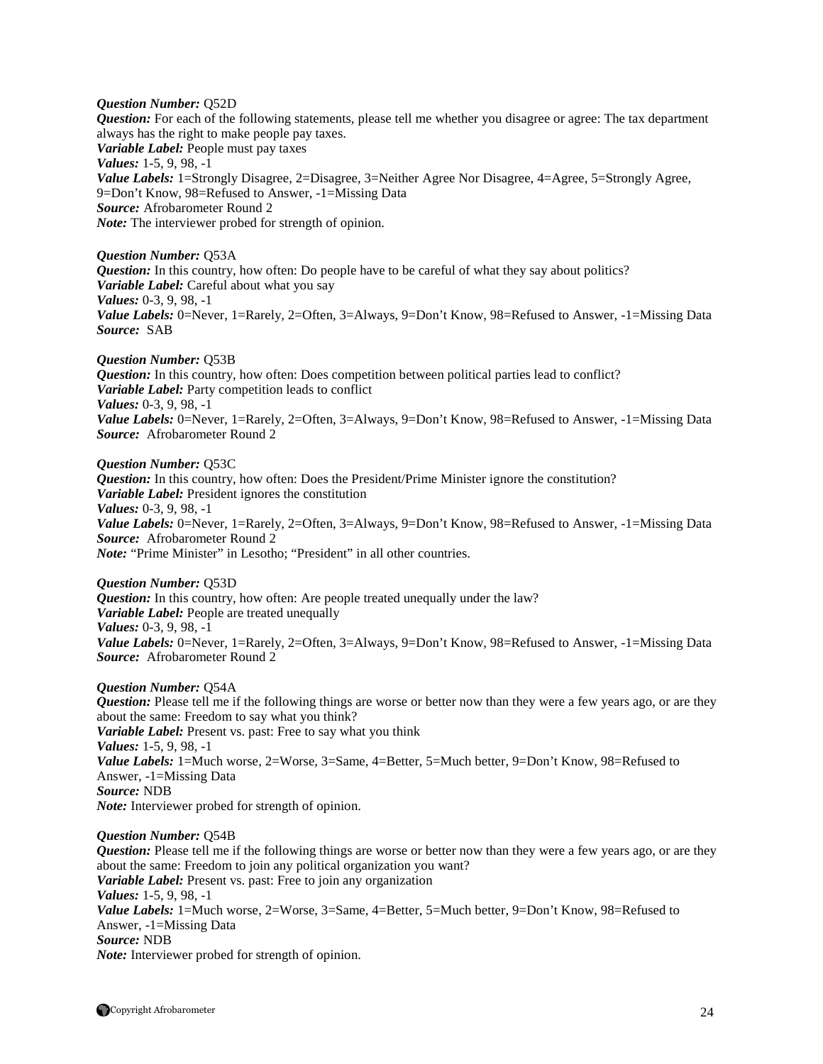***Question Number:*** Q52D
***Question:*** For each of the following statements, please tell me whether you disagree or agree: The tax department always has the right to make people pay taxes.
***Variable Label:*** People must pay taxes
***Values:*** 1-5, 9, 98, -1
***Value Labels:*** 1=Strongly Disagree, 2=Disagree, 3=Neither Agree Nor Disagree, 4=Agree, 5=Strongly Agree, 9=Don't Know, 98=Refused to Answer, -1=Missing Data
***Source:*** Afrobarometer Round 2
***Note:*** The interviewer probed for strength of opinion.

***Question Number:*** Q53A
***Question:*** In this country, how often: Do people have to be careful of what they say about politics?
***Variable Label:*** Careful about what you say
***Values:*** 0-3, 9, 98, -1
***Value Labels:*** 0=Never, 1=Rarely, 2=Often, 3=Always, 9=Don't Know, 98=Refused to Answer, -1=Missing Data
***Source:*** SAB

***Question Number:*** Q53B
***Question:*** In this country, how often: Does competition between political parties lead to conflict?
***Variable Label:*** Party competition leads to conflict
***Values:*** 0-3, 9, 98, -1
***Value Labels:*** 0=Never, 1=Rarely, 2=Often, 3=Always, 9=Don't Know, 98=Refused to Answer, -1=Missing Data
***Source:*** Afrobarometer Round 2

***Question Number:*** Q53C
***Question:*** In this country, how often: Does the President/Prime Minister ignore the constitution?
***Variable Label:*** President ignores the constitution
***Values:*** 0-3, 9, 98, -1
***Value Labels:*** 0=Never, 1=Rarely, 2=Often, 3=Always, 9=Don't Know, 98=Refused to Answer, -1=Missing Data
***Source:*** Afrobarometer Round 2
***Note:*** "Prime Minister" in Lesotho; "President" in all other countries.

***Question Number:*** Q53D
***Question:*** In this country, how often: Are people treated unequally under the law?
***Variable Label:*** People are treated unequally
***Values:*** 0-3, 9, 98, -1
***Value Labels:*** 0=Never, 1=Rarely, 2=Often, 3=Always, 9=Don't Know, 98=Refused to Answer, -1=Missing Data
***Source:*** Afrobarometer Round 2

***Question Number:*** Q54A
***Question:*** Please tell me if the following things are worse or better now than they were a few years ago, or are they about the same: Freedom to say what you think?
***Variable Label:*** Present vs. past: Free to say what you think
***Values:*** 1-5, 9, 98, -1
***Value Labels:*** 1=Much worse, 2=Worse, 3=Same, 4=Better, 5=Much better, 9=Don't Know, 98=Refused to Answer, -1=Missing Data
***Source:*** NDB
***Note:*** Interviewer probed for strength of opinion.

***Question Number:*** Q54B
***Question:*** Please tell me if the following things are worse or better now than they were a few years ago, or are they about the same: Freedom to join any political organization you want?
***Variable Label:*** Present vs. past: Free to join any organization
***Values:*** 1-5, 9, 98, -1
***Value Labels:*** 1=Much worse, 2=Worse, 3=Same, 4=Better, 5=Much better, 9=Don't Know, 98=Refused to Answer, -1=Missing Data
***Source:*** NDB
***Note:*** Interviewer probed for strength of opinion.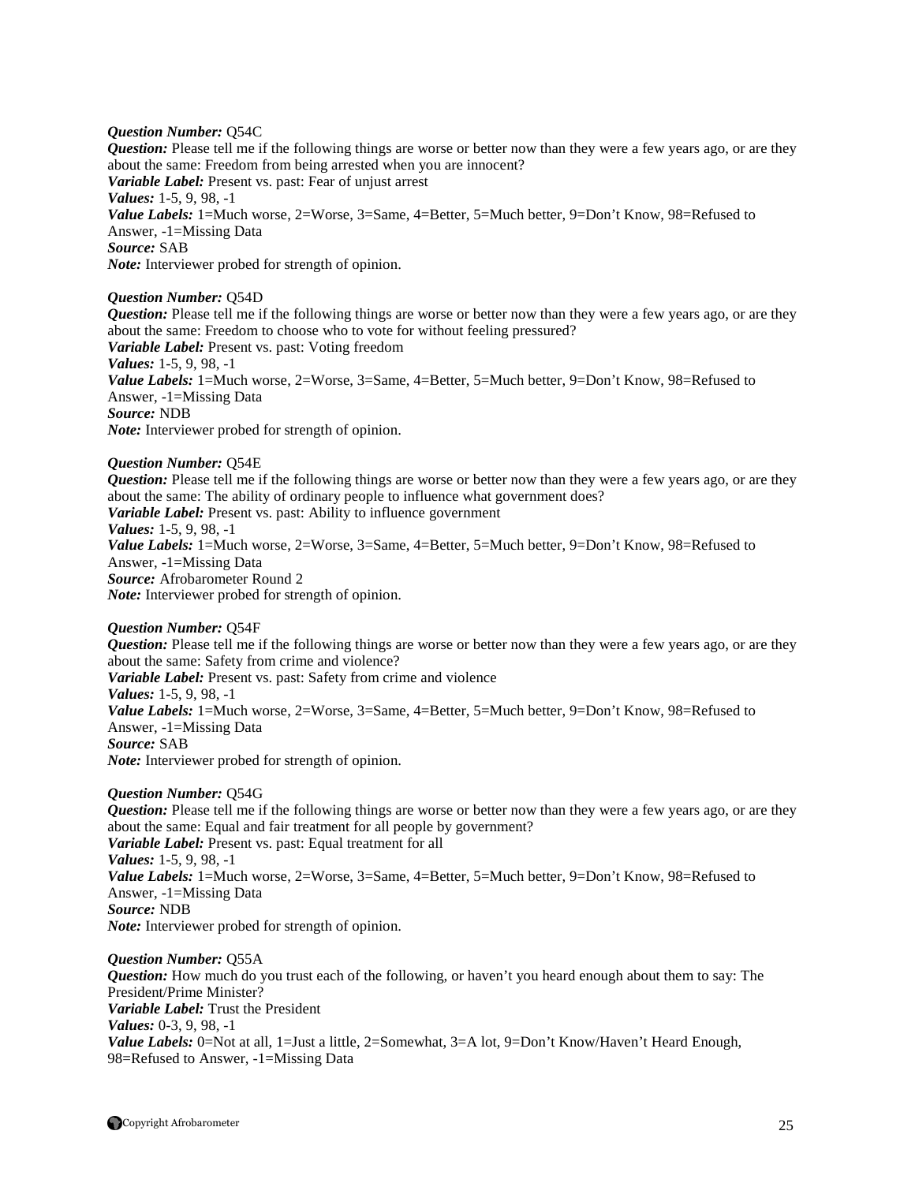***Question Number:*** Q54C
***Question:*** Please tell me if the following things are worse or better now than they were a few years ago, or are they about the same: Freedom from being arrested when you are innocent?
***Variable Label:*** Present vs. past: Fear of unjust arrest
***Values:*** 1-5, 9, 98, -1
***Value Labels:*** 1=Much worse, 2=Worse, 3=Same, 4=Better, 5=Much better, 9=Don't Know, 98=Refused to Answer, -1=Missing Data
***Source:*** SAB
***Note:*** Interviewer probed for strength of opinion.

***Question Number:*** Q54D
***Question:*** Please tell me if the following things are worse or better now than they were a few years ago, or are they about the same: Freedom to choose who to vote for without feeling pressured?
***Variable Label:*** Present vs. past: Voting freedom
***Values:*** 1-5, 9, 98, -1
***Value Labels:*** 1=Much worse, 2=Worse, 3=Same, 4=Better, 5=Much better, 9=Don't Know, 98=Refused to Answer, -1=Missing Data
***Source:*** NDB
***Note:*** Interviewer probed for strength of opinion.

***Question Number:*** Q54E
***Question:*** Please tell me if the following things are worse or better now than they were a few years ago, or are they about the same: The ability of ordinary people to influence what government does?
***Variable Label:*** Present vs. past: Ability to influence government
***Values:*** 1-5, 9, 98, -1
***Value Labels:*** 1=Much worse, 2=Worse, 3=Same, 4=Better, 5=Much better, 9=Don't Know, 98=Refused to Answer, -1=Missing Data
***Source:*** Afrobarometer Round 2
***Note:*** Interviewer probed for strength of opinion.

***Question Number:*** Q54F
***Question:*** Please tell me if the following things are worse or better now than they were a few years ago, or are they about the same: Safety from crime and violence?
***Variable Label:*** Present vs. past: Safety from crime and violence
***Values:*** 1-5, 9, 98, -1
***Value Labels:*** 1=Much worse, 2=Worse, 3=Same, 4=Better, 5=Much better, 9=Don't Know, 98=Refused to Answer, -1=Missing Data
***Source:*** SAB
***Note:*** Interviewer probed for strength of opinion.

***Question Number:*** Q54G
***Question:*** Please tell me if the following things are worse or better now than they were a few years ago, or are they about the same: Equal and fair treatment for all people by government?
***Variable Label:*** Present vs. past: Equal treatment for all
***Values:*** 1-5, 9, 98, -1
***Value Labels:*** 1=Much worse, 2=Worse, 3=Same, 4=Better, 5=Much better, 9=Don't Know, 98=Refused to Answer, -1=Missing Data
***Source:*** NDB
***Note:*** Interviewer probed for strength of opinion.

***Question Number:*** Q55A
***Question:*** How much do you trust each of the following, or haven't you heard enough about them to say: The President/Prime Minister?
***Variable Label:*** Trust the President
***Values:*** 0-3, 9, 98, -1
***Value Labels:*** 0=Not at all, 1=Just a little, 2=Somewhat, 3=A lot, 9=Don't Know/Haven't Heard Enough, 98=Refused to Answer, -1=Missing Data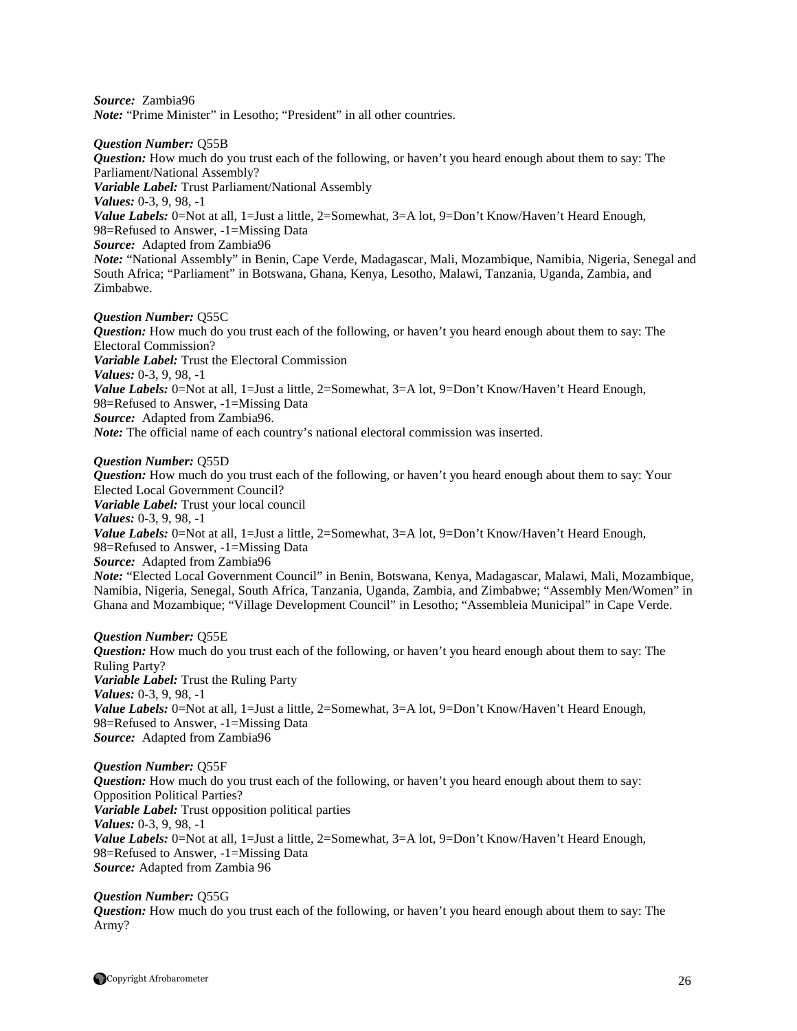***Source:*** Zambia96
***Note:*** "Prime Minister" in Lesotho; "President" in all other countries.

***Question Number:*** Q55B
***Question:*** How much do you trust each of the following, or haven't you heard enough about them to say: The Parliament/National Assembly?
***Variable Label:*** Trust Parliament/National Assembly
***Values:*** 0-3, 9, 98, -1
***Value Labels:*** 0=Not at all, 1=Just a little, 2=Somewhat, 3=A lot, 9=Don't Know/Haven't Heard Enough, 98=Refused to Answer, -1=Missing Data
***Source:*** Adapted from Zambia96
***Note:*** "National Assembly" in Benin, Cape Verde, Madagascar, Mali, Mozambique, Namibia, Nigeria, Senegal and South Africa; "Parliament" in Botswana, Ghana, Kenya, Lesotho, Malawi, Tanzania, Uganda, Zambia, and Zimbabwe.

***Question Number:*** Q55C
***Question:*** How much do you trust each of the following, or haven't you heard enough about them to say: The Electoral Commission?
***Variable Label:*** Trust the Electoral Commission
***Values:*** 0-3, 9, 98, -1
***Value Labels:*** 0=Not at all, 1=Just a little, 2=Somewhat, 3=A lot, 9=Don't Know/Haven't Heard Enough, 98=Refused to Answer, -1=Missing Data
***Source:*** Adapted from Zambia96.
***Note:*** The official name of each country's national electoral commission was inserted.

***Question Number:*** Q55D
***Question:*** How much do you trust each of the following, or haven't you heard enough about them to say: Your Elected Local Government Council?
***Variable Label:*** Trust your local council
***Values:*** 0-3, 9, 98, -1
***Value Labels:*** 0=Not at all, 1=Just a little, 2=Somewhat, 3=A lot, 9=Don't Know/Haven't Heard Enough, 98=Refused to Answer, -1=Missing Data
***Source:*** Adapted from Zambia96
***Note:*** "Elected Local Government Council" in Benin, Botswana, Kenya, Madagascar, Malawi, Mali, Mozambique, Namibia, Nigeria, Senegal, South Africa, Tanzania, Uganda, Zambia, and Zimbabwe; "Assembly Men/Women" in Ghana and Mozambique; "Village Development Council" in Lesotho; "Assembleia Municipal" in Cape Verde.

***Question Number:*** Q55E
***Question:*** How much do you trust each of the following, or haven't you heard enough about them to say: The Ruling Party?
***Variable Label:*** Trust the Ruling Party
***Values:*** 0-3, 9, 98, -1
***Value Labels:*** 0=Not at all, 1=Just a little, 2=Somewhat, 3=A lot, 9=Don't Know/Haven't Heard Enough, 98=Refused to Answer, -1=Missing Data
***Source:*** Adapted from Zambia96

***Question Number:*** Q55F
***Question:*** How much do you trust each of the following, or haven't you heard enough about them to say: Opposition Political Parties?
***Variable Label:*** Trust opposition political parties
***Values:*** 0-3, 9, 98, -1
***Value Labels:*** 0=Not at all, 1=Just a little, 2=Somewhat, 3=A lot, 9=Don't Know/Haven't Heard Enough, 98=Refused to Answer, -1=Missing Data
***Source:*** Adapted from Zambia 96

***Question Number:*** Q55G
***Question:*** How much do you trust each of the following, or haven't you heard enough about them to say: The Army?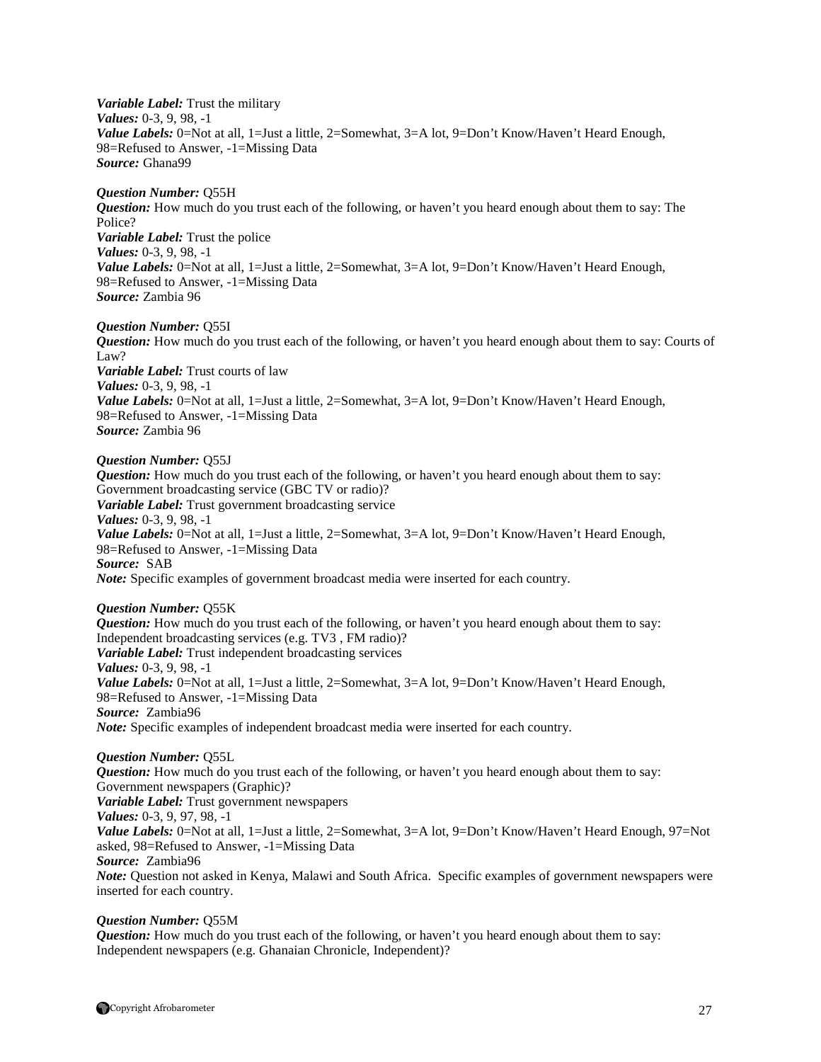***Variable Label:*** Trust the military
***Values:*** 0-3, 9, 98, -1
***Value Labels:*** 0=Not at all, 1=Just a little, 2=Somewhat, 3=A lot, 9=Don't Know/Haven't Heard Enough, 98=Refused to Answer, -1=Missing Data
***Source:*** Ghana99

***Question Number:*** Q55H
***Question:*** How much do you trust each of the following, or haven't you heard enough about them to say: The Police?
***Variable Label:*** Trust the police
***Values:*** 0-3, 9, 98, -1
***Value Labels:*** 0=Not at all, 1=Just a little, 2=Somewhat, 3=A lot, 9=Don't Know/Haven't Heard Enough, 98=Refused to Answer, -1=Missing Data
***Source:*** Zambia 96

***Question Number:*** Q55I
***Question:*** How much do you trust each of the following, or haven't you heard enough about them to say: Courts of Law?
***Variable Label:*** Trust courts of law
***Values:*** 0-3, 9, 98, -1
***Value Labels:*** 0=Not at all, 1=Just a little, 2=Somewhat, 3=A lot, 9=Don't Know/Haven't Heard Enough, 98=Refused to Answer, -1=Missing Data
***Source:*** Zambia 96

***Question Number:*** Q55J
***Question:*** How much do you trust each of the following, or haven't you heard enough about them to say: Government broadcasting service (GBC TV or radio)?
***Variable Label:*** Trust government broadcasting service
***Values:*** 0-3, 9, 98, -1
***Value Labels:*** 0=Not at all, 1=Just a little, 2=Somewhat, 3=A lot, 9=Don't Know/Haven't Heard Enough, 98=Refused to Answer, -1=Missing Data
***Source:*** SAB
***Note:*** Specific examples of government broadcast media were inserted for each country.

***Question Number:*** Q55K
***Question:*** How much do you trust each of the following, or haven't you heard enough about them to say: Independent broadcasting services (e.g. TV3 , FM radio)?
***Variable Label:*** Trust independent broadcasting services
***Values:*** 0-3, 9, 98, -1
***Value Labels:*** 0=Not at all, 1=Just a little, 2=Somewhat, 3=A lot, 9=Don't Know/Haven't Heard Enough, 98=Refused to Answer, -1=Missing Data
***Source:*** Zambia96
***Note:*** Specific examples of independent broadcast media were inserted for each country.

***Question Number:*** Q55L
***Question:*** How much do you trust each of the following, or haven't you heard enough about them to say: Government newspapers (Graphic)?
***Variable Label:*** Trust government newspapers
***Values:*** 0-3, 9, 97, 98, -1
***Value Labels:*** 0=Not at all, 1=Just a little, 2=Somewhat, 3=A lot, 9=Don't Know/Haven't Heard Enough, 97=Not asked, 98=Refused to Answer, -1=Missing Data
***Source:*** Zambia96
***Note:*** Question not asked in Kenya, Malawi and South Africa. Specific examples of government newspapers were inserted for each country.

***Question Number:*** Q55M
***Question:*** How much do you trust each of the following, or haven't you heard enough about them to say: Independent newspapers (e.g. Ghanaian Chronicle, Independent)?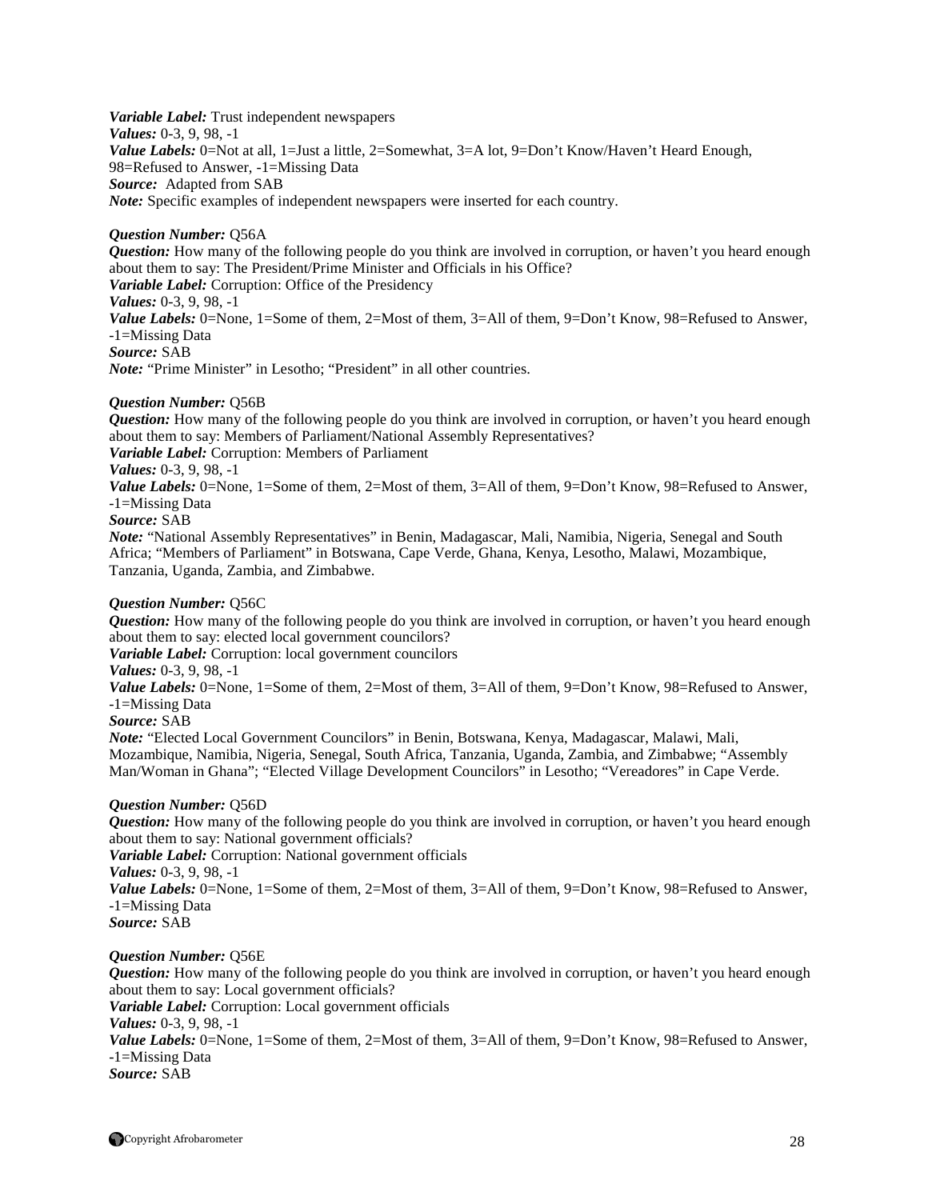***Variable Label:*** Trust independent newspapers
***Values:*** 0-3, 9, 98, -1
***Value Labels:*** 0=Not at all, 1=Just a little, 2=Somewhat, 3=A lot, 9=Don't Know/Haven't Heard Enough, 98=Refused to Answer, -1=Missing Data
***Source:*** Adapted from SAB
***Note:*** Specific examples of independent newspapers were inserted for each country.

***Question Number:*** Q56A
***Question:*** How many of the following people do you think are involved in corruption, or haven't you heard enough about them to say: The President/Prime Minister and Officials in his Office?
***Variable Label:*** Corruption: Office of the Presidency
***Values:*** 0-3, 9, 98, -1
***Value Labels:*** 0=None, 1=Some of them, 2=Most of them, 3=All of them, 9=Don't Know, 98=Refused to Answer, -1=Missing Data
***Source:*** SAB
***Note:*** "Prime Minister" in Lesotho; "President" in all other countries.

***Question Number:*** Q56B
***Question:*** How many of the following people do you think are involved in corruption, or haven't you heard enough about them to say: Members of Parliament/National Assembly Representatives?
***Variable Label:*** Corruption: Members of Parliament
***Values:*** 0-3, 9, 98, -1
***Value Labels:*** 0=None, 1=Some of them, 2=Most of them, 3=All of them, 9=Don't Know, 98=Refused to Answer, -1=Missing Data
***Source:*** SAB
***Note:*** "National Assembly Representatives" in Benin, Madagascar, Mali, Namibia, Nigeria, Senegal and South Africa; "Members of Parliament" in Botswana, Cape Verde, Ghana, Kenya, Lesotho, Malawi, Mozambique, Tanzania, Uganda, Zambia, and Zimbabwe.

***Question Number:*** Q56C
***Question:*** How many of the following people do you think are involved in corruption, or haven't you heard enough about them to say: elected local government councilors?
***Variable Label:*** Corruption: local government councilors
***Values:*** 0-3, 9, 98, -1
***Value Labels:*** 0=None, 1=Some of them, 2=Most of them, 3=All of them, 9=Don't Know, 98=Refused to Answer, -1=Missing Data
***Source:*** SAB
***Note:*** "Elected Local Government Councilors" in Benin, Botswana, Kenya, Madagascar, Malawi, Mali, Mozambique, Namibia, Nigeria, Senegal, South Africa, Tanzania, Uganda, Zambia, and Zimbabwe; "Assembly Man/Woman in Ghana"; "Elected Village Development Councilors" in Lesotho; "Vereadores" in Cape Verde.

***Question Number:*** Q56D
***Question:*** How many of the following people do you think are involved in corruption, or haven't you heard enough about them to say: National government officials?
***Variable Label:*** Corruption: National government officials
***Values:*** 0-3, 9, 98, -1
***Value Labels:*** 0=None, 1=Some of them, 2=Most of them, 3=All of them, 9=Don't Know, 98=Refused to Answer, -1=Missing Data
***Source:*** SAB

***Question Number:*** Q56E
***Question:*** How many of the following people do you think are involved in corruption, or haven't you heard enough about them to say: Local government officials?
***Variable Label:*** Corruption: Local government officials
***Values:*** 0-3, 9, 98, -1
***Value Labels:*** 0=None, 1=Some of them, 2=Most of them, 3=All of them, 9=Don't Know, 98=Refused to Answer, -1=Missing Data
***Source:*** SAB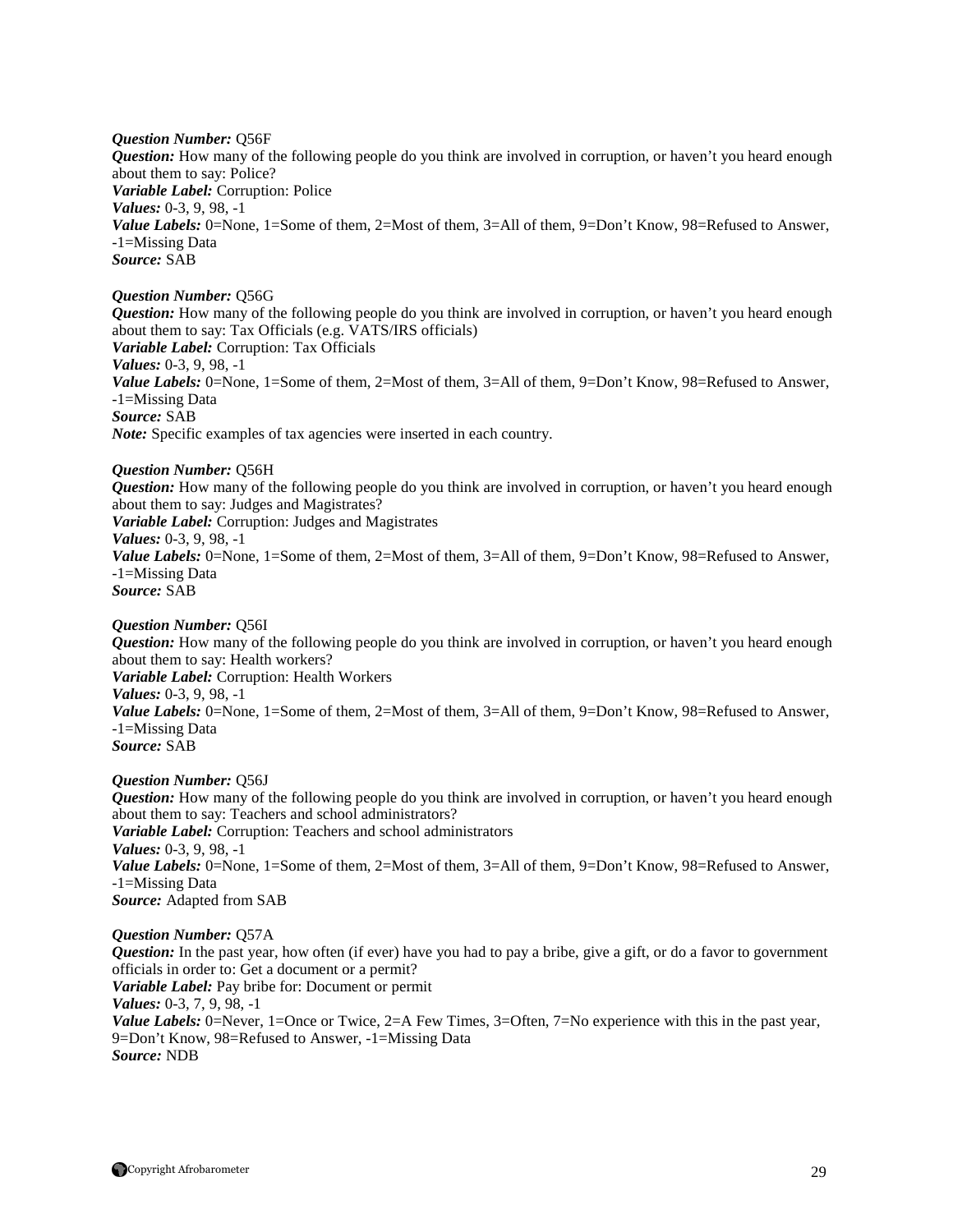***Question Number:*** Q56F
***Question:*** How many of the following people do you think are involved in corruption, or haven't you heard enough about them to say: Police?
***Variable Label:*** Corruption: Police
***Values:*** 0-3, 9, 98, -1
***Value Labels:*** 0=None, 1=Some of them, 2=Most of them, 3=All of them, 9=Don't Know, 98=Refused to Answer, -1=Missing Data
***Source:*** SAB

***Question Number:*** Q56G
***Question:*** How many of the following people do you think are involved in corruption, or haven't you heard enough about them to say: Tax Officials (e.g. VATS/IRS officials)
***Variable Label:*** Corruption: Tax Officials
***Values:*** 0-3, 9, 98, -1
***Value Labels:*** 0=None, 1=Some of them, 2=Most of them, 3=All of them, 9=Don't Know, 98=Refused to Answer, -1=Missing Data
***Source:*** SAB
***Note:*** Specific examples of tax agencies were inserted in each country.

***Question Number:*** Q56H
***Question:*** How many of the following people do you think are involved in corruption, or haven't you heard enough about them to say: Judges and Magistrates?
***Variable Label:*** Corruption: Judges and Magistrates
***Values:*** 0-3, 9, 98, -1
***Value Labels:*** 0=None, 1=Some of them, 2=Most of them, 3=All of them, 9=Don't Know, 98=Refused to Answer, -1=Missing Data
***Source:*** SAB

***Question Number:*** Q56I
***Question:*** How many of the following people do you think are involved in corruption, or haven't you heard enough about them to say: Health workers?
***Variable Label:*** Corruption: Health Workers
***Values:*** 0-3, 9, 98, -1
***Value Labels:*** 0=None, 1=Some of them, 2=Most of them, 3=All of them, 9=Don't Know, 98=Refused to Answer, -1=Missing Data
***Source:*** SAB

***Question Number:*** Q56J
***Question:*** How many of the following people do you think are involved in corruption, or haven't you heard enough about them to say: Teachers and school administrators?
***Variable Label:*** Corruption: Teachers and school administrators
***Values:*** 0-3, 9, 98, -1
***Value Labels:*** 0=None, 1=Some of them, 2=Most of them, 3=All of them, 9=Don't Know, 98=Refused to Answer, -1=Missing Data
***Source:*** Adapted from SAB

***Question Number:*** Q57A
***Question:*** In the past year, how often (if ever) have you had to pay a bribe, give a gift, or do a favor to government officials in order to: Get a document or a permit?
***Variable Label:*** Pay bribe for: Document or permit
***Values:*** 0-3, 7, 9, 98, -1
***Value Labels:*** 0=Never, 1=Once or Twice, 2=A Few Times, 3=Often, 7=No experience with this in the past year, 9=Don't Know, 98=Refused to Answer, -1=Missing Data
***Source:*** NDB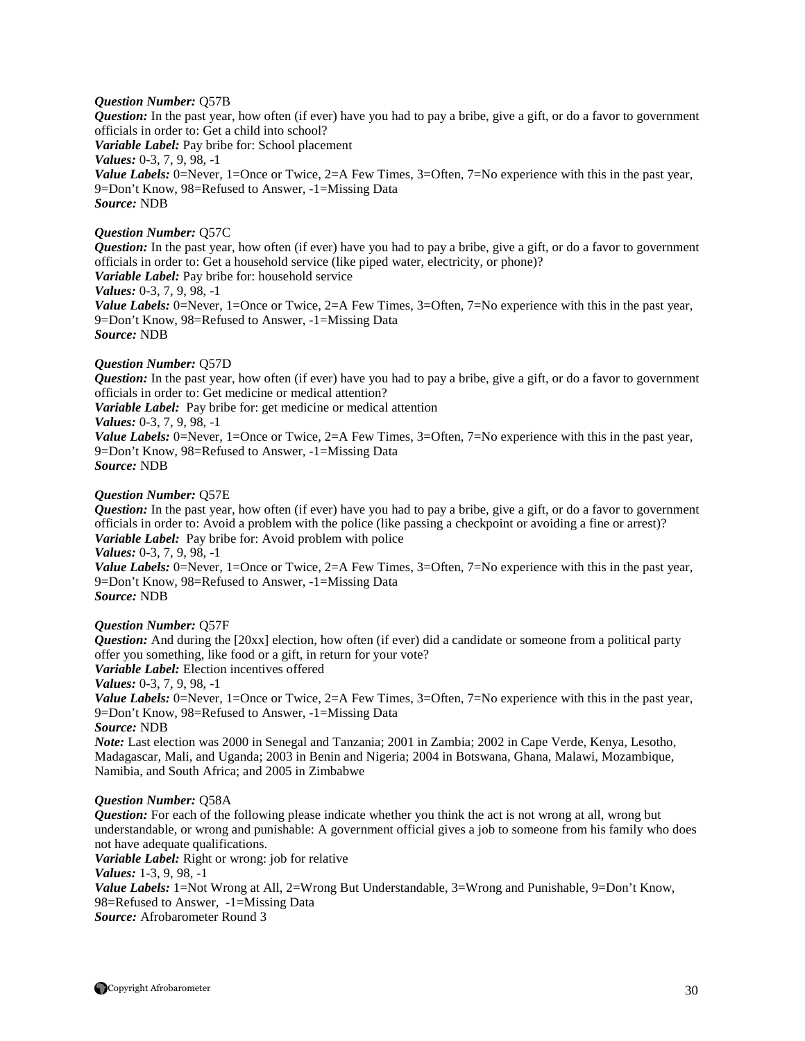***Question Number:*** Q57B
***Question:*** In the past year, how often (if ever) have you had to pay a bribe, give a gift, or do a favor to government officials in order to: Get a child into school?
***Variable Label:*** Pay bribe for: School placement
***Values:*** 0-3, 7, 9, 98, -1
***Value Labels:*** 0=Never, 1=Once or Twice, 2=A Few Times, 3=Often, 7=No experience with this in the past year, 9=Don't Know, 98=Refused to Answer, -1=Missing Data
***Source:*** NDB

***Question Number:*** Q57C
***Question:*** In the past year, how often (if ever) have you had to pay a bribe, give a gift, or do a favor to government officials in order to: Get a household service (like piped water, electricity, or phone)?
***Variable Label:*** Pay bribe for: household service
***Values:*** 0-3, 7, 9, 98, -1
***Value Labels:*** 0=Never, 1=Once or Twice, 2=A Few Times, 3=Often, 7=No experience with this in the past year, 9=Don't Know, 98=Refused to Answer, -1=Missing Data
***Source:*** NDB

***Question Number:*** Q57D
***Question:*** In the past year, how often (if ever) have you had to pay a bribe, give a gift, or do a favor to government officials in order to: Get medicine or medical attention?
***Variable Label:*** Pay bribe for: get medicine or medical attention
***Values:*** 0-3, 7, 9, 98, -1
***Value Labels:*** 0=Never, 1=Once or Twice, 2=A Few Times, 3=Often, 7=No experience with this in the past year, 9=Don't Know, 98=Refused to Answer, -1=Missing Data
***Source:*** NDB

***Question Number:*** Q57E
***Question:*** In the past year, how often (if ever) have you had to pay a bribe, give a gift, or do a favor to government officials in order to: Avoid a problem with the police (like passing a checkpoint or avoiding a fine or arrest)?
***Variable Label:*** Pay bribe for: Avoid problem with police
***Values:*** 0-3, 7, 9, 98, -1
***Value Labels:*** 0=Never, 1=Once or Twice, 2=A Few Times, 3=Often, 7=No experience with this in the past year, 9=Don't Know, 98=Refused to Answer, -1=Missing Data
***Source:*** NDB

***Question Number:*** Q57F
***Question:*** And during the [20xx] election, how often (if ever) did a candidate or someone from a political party offer you something, like food or a gift, in return for your vote?
***Variable Label:*** Election incentives offered
***Values:*** 0-3, 7, 9, 98, -1
***Value Labels:*** 0=Never, 1=Once or Twice, 2=A Few Times, 3=Often, 7=No experience with this in the past year, 9=Don't Know, 98=Refused to Answer, -1=Missing Data
***Source:*** NDB
***Note:*** Last election was 2000 in Senegal and Tanzania; 2001 in Zambia; 2002 in Cape Verde, Kenya, Lesotho, Madagascar, Mali, and Uganda; 2003 in Benin and Nigeria; 2004 in Botswana, Ghana, Malawi, Mozambique, Namibia, and South Africa; and 2005 in Zimbabwe

***Question Number:*** Q58A
***Question:*** For each of the following please indicate whether you think the act is not wrong at all, wrong but understandable, or wrong and punishable: A government official gives a job to someone from his family who does not have adequate qualifications.
***Variable Label:*** Right or wrong: job for relative
***Values:*** 1-3, 9, 98, -1
***Value Labels:*** 1=Not Wrong at All, 2=Wrong But Understandable, 3=Wrong and Punishable, 9=Don't Know, 98=Refused to Answer, -1=Missing Data
***Source:*** Afrobarometer Round 3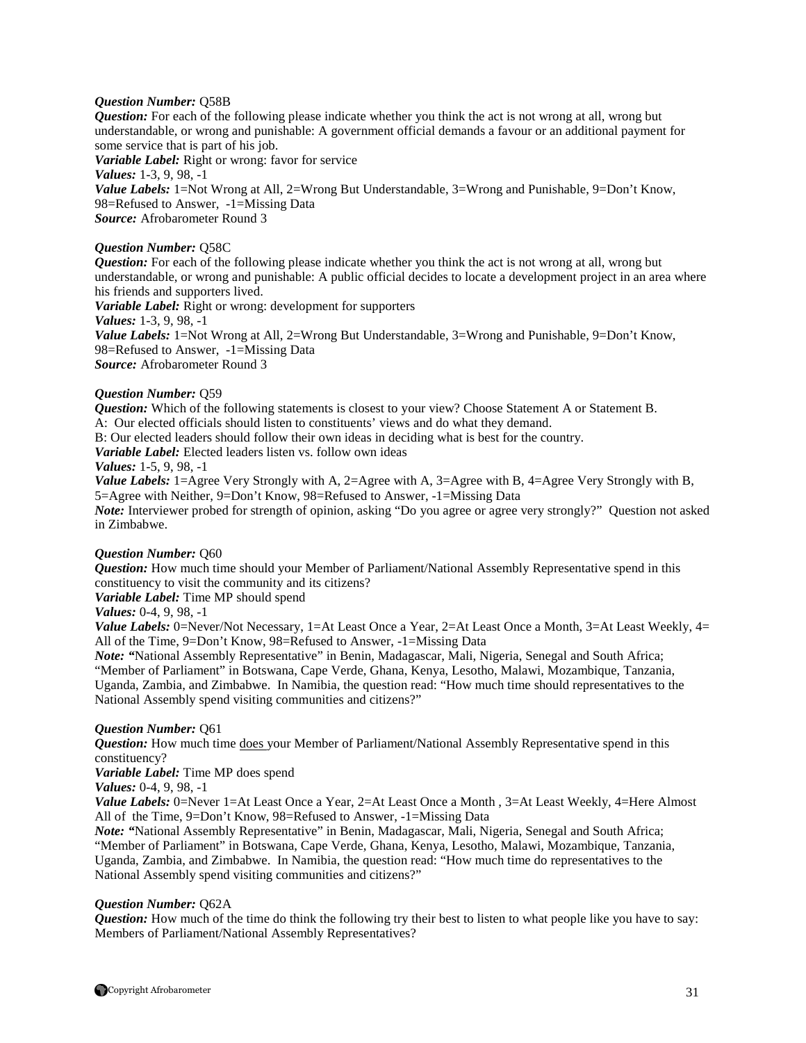***Question Number:*** Q58B
***Question:*** For each of the following please indicate whether you think the act is not wrong at all, wrong but understandable, or wrong and punishable: A government official demands a favour or an additional payment for some service that is part of his job.
***Variable Label:*** Right or wrong: favor for service
***Values:*** 1-3, 9, 98, -1
***Value Labels:*** 1=Not Wrong at All, 2=Wrong But Understandable, 3=Wrong and Punishable, 9=Don't Know, 98=Refused to Answer, -1=Missing Data
***Source:*** Afrobarometer Round 3

***Question Number:*** Q58C
***Question:*** For each of the following please indicate whether you think the act is not wrong at all, wrong but understandable, or wrong and punishable: A public official decides to locate a development project in an area where his friends and supporters lived.
***Variable Label:*** Right or wrong: development for supporters
***Values:*** 1-3, 9, 98, -1
***Value Labels:*** 1=Not Wrong at All, 2=Wrong But Understandable, 3=Wrong and Punishable, 9=Don't Know, 98=Refused to Answer, -1=Missing Data
***Source:*** Afrobarometer Round 3

***Question Number:*** Q59
***Question:*** Which of the following statements is closest to your view? Choose Statement A or Statement B.
A: Our elected officials should listen to constituents' views and do what they demand.
B: Our elected leaders should follow their own ideas in deciding what is best for the country.
***Variable Label:*** Elected leaders listen vs. follow own ideas
***Values:*** 1-5, 9, 98, -1
***Value Labels:*** 1=Agree Very Strongly with A, 2=Agree with A, 3=Agree with B, 4=Agree Very Strongly with B, 5=Agree with Neither, 9=Don't Know, 98=Refused to Answer, -1=Missing Data
***Note:*** Interviewer probed for strength of opinion, asking "Do you agree or agree very strongly?" Question not asked in Zimbabwe.

***Question Number:*** Q60
***Question:*** How much time should your Member of Parliament/National Assembly Representative spend in this constituency to visit the community and its citizens?
***Variable Label:*** Time MP should spend
***Values:*** 0-4, 9, 98, -1
***Value Labels:*** 0=Never/Not Necessary, 1=At Least Once a Year, 2=At Least Once a Month, 3=At Least Weekly, 4= All of the Time, 9=Don't Know, 98=Refused to Answer, -1=Missing Data
***Note:*** "National Assembly Representative" in Benin, Madagascar, Mali, Nigeria, Senegal and South Africa; "Member of Parliament" in Botswana, Cape Verde, Ghana, Kenya, Lesotho, Malawi, Mozambique, Tanzania, Uganda, Zambia, and Zimbabwe. In Namibia, the question read: "How much time should representatives to the National Assembly spend visiting communities and citizens?"

***Question Number:*** Q61
***Question:*** How much time does your Member of Parliament/National Assembly Representative spend in this constituency?
***Variable Label:*** Time MP does spend
***Values:*** 0-4, 9, 98, -1
***Value Labels:*** 0=Never 1=At Least Once a Year, 2=At Least Once a Month , 3=At Least Weekly, 4=Here Almost All of the Time, 9=Don't Know, 98=Refused to Answer, -1=Missing Data
***Note:*** "National Assembly Representative" in Benin, Madagascar, Mali, Nigeria, Senegal and South Africa; "Member of Parliament" in Botswana, Cape Verde, Ghana, Kenya, Lesotho, Malawi, Mozambique, Tanzania, Uganda, Zambia, and Zimbabwe. In Namibia, the question read: "How much time do representatives to the National Assembly spend visiting communities and citizens?"

***Question Number:*** Q62A
***Question:*** How much of the time do think the following try their best to listen to what people like you have to say: Members of Parliament/National Assembly Representatives?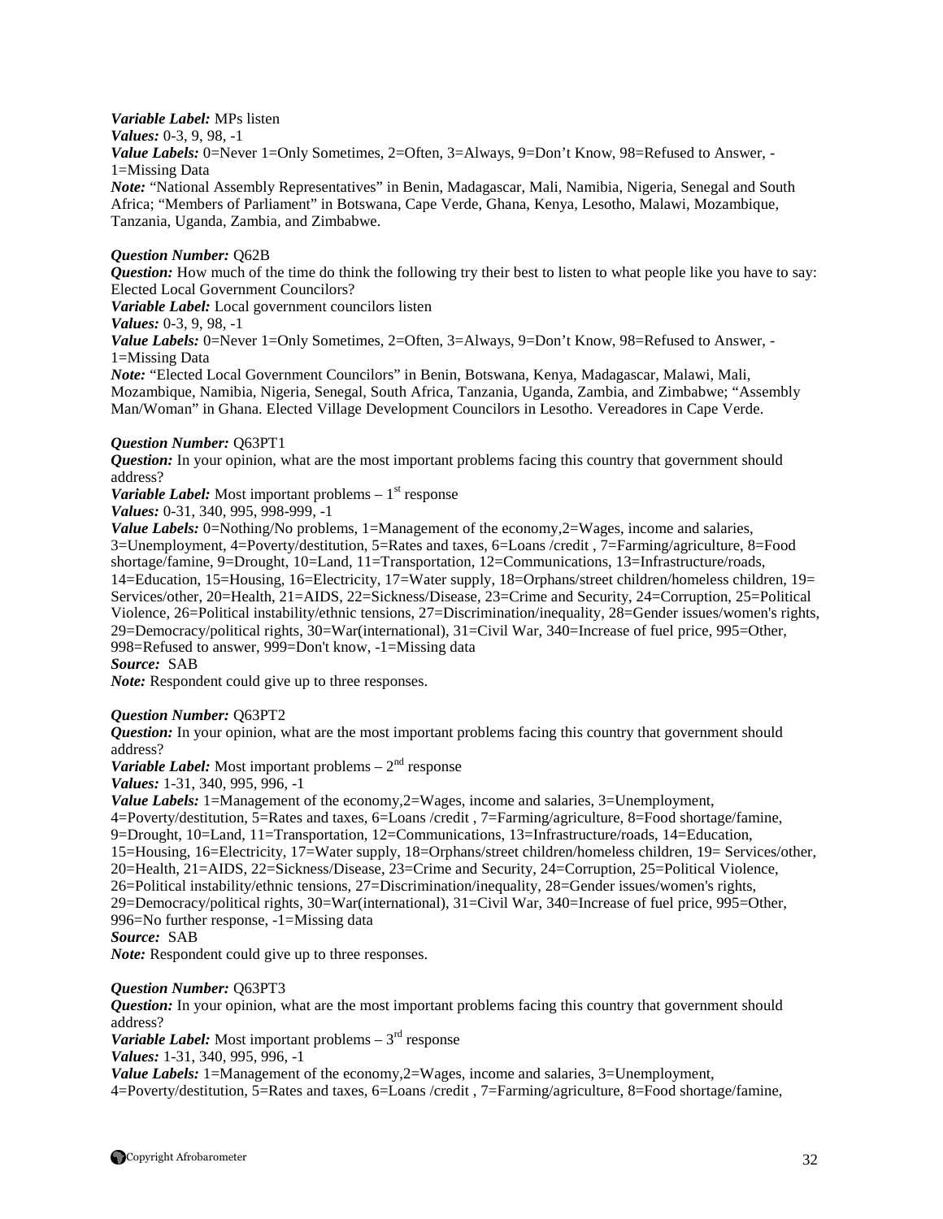***Variable Label:*** MPs listen
***Values:*** 0-3, 9, 98, -1
***Value Labels:*** 0=Never 1=Only Sometimes, 2=Often, 3=Always, 9=Don't Know, 98=Refused to Answer, -1=Missing Data
***Note:*** "National Assembly Representatives" in Benin, Madagascar, Mali, Namibia, Nigeria, Senegal and South Africa; "Members of Parliament" in Botswana, Cape Verde, Ghana, Kenya, Lesotho, Malawi, Mozambique, Tanzania, Uganda, Zambia, and Zimbabwe.

***Question Number:*** Q62B
***Question:*** How much of the time do think the following try their best to listen to what people like you have to say: Elected Local Government Councilors?
***Variable Label:*** Local government councilors listen
***Values:*** 0-3, 9, 98, -1
***Value Labels:*** 0=Never 1=Only Sometimes, 2=Often, 3=Always, 9=Don't Know, 98=Refused to Answer, -1=Missing Data
***Note:*** "Elected Local Government Councilors" in Benin, Botswana, Kenya, Madagascar, Malawi, Mali, Mozambique, Namibia, Nigeria, Senegal, South Africa, Tanzania, Uganda, Zambia, and Zimbabwe; "Assembly Man/Woman" in Ghana. Elected Village Development Councilors in Lesotho. Vereadores in Cape Verde.

***Question Number:*** Q63PT1
***Question:*** In your opinion, what are the most important problems facing this country that government should address?
***Variable Label:*** Most important problems – 1st response
***Values:*** 0-31, 340, 995, 998-999, -1
***Value Labels:*** 0=Nothing/No problems, 1=Management of the economy,2=Wages, income and salaries, 3=Unemployment, 4=Poverty/destitution, 5=Rates and taxes, 6=Loans /credit , 7=Farming/agriculture, 8=Food shortage/famine, 9=Drought, 10=Land, 11=Transportation, 12=Communications, 13=Infrastructure/roads, 14=Education, 15=Housing, 16=Electricity, 17=Water supply, 18=Orphans/street children/homeless children, 19= Services/other, 20=Health, 21=AIDS, 22=Sickness/Disease, 23=Crime and Security, 24=Corruption, 25=Political Violence, 26=Political instability/ethnic tensions, 27=Discrimination/inequality, 28=Gender issues/women's rights, 29=Democracy/political rights, 30=War(international), 31=Civil War, 340=Increase of fuel price, 995=Other, 998=Refused to answer, 999=Don't know, -1=Missing data
***Source:*** SAB
***Note:*** Respondent could give up to three responses.

***Question Number:*** Q63PT2
***Question:*** In your opinion, what are the most important problems facing this country that government should address?
***Variable Label:*** Most important problems – 2nd response
***Values:*** 1-31, 340, 995, 996, -1
***Value Labels:*** 1=Management of the economy,2=Wages, income and salaries, 3=Unemployment, 4=Poverty/destitution, 5=Rates and taxes, 6=Loans /credit , 7=Farming/agriculture, 8=Food shortage/famine, 9=Drought, 10=Land, 11=Transportation, 12=Communications, 13=Infrastructure/roads, 14=Education, 15=Housing, 16=Electricity, 17=Water supply, 18=Orphans/street children/homeless children, 19= Services/other, 20=Health, 21=AIDS, 22=Sickness/Disease, 23=Crime and Security, 24=Corruption, 25=Political Violence, 26=Political instability/ethnic tensions, 27=Discrimination/inequality, 28=Gender issues/women's rights, 29=Democracy/political rights, 30=War(international), 31=Civil War, 340=Increase of fuel price, 995=Other, 996=No further response, -1=Missing data
***Source:*** SAB
***Note:*** Respondent could give up to three responses.

***Question Number:*** Q63PT3
***Question:*** In your opinion, what are the most important problems facing this country that government should address?
***Variable Label:*** Most important problems – 3rd response
***Values:*** 1-31, 340, 995, 996, -1
***Value Labels:*** 1=Management of the economy,2=Wages, income and salaries, 3=Unemployment, 4=Poverty/destitution, 5=Rates and taxes, 6=Loans /credit , 7=Farming/agriculture, 8=Food shortage/famine,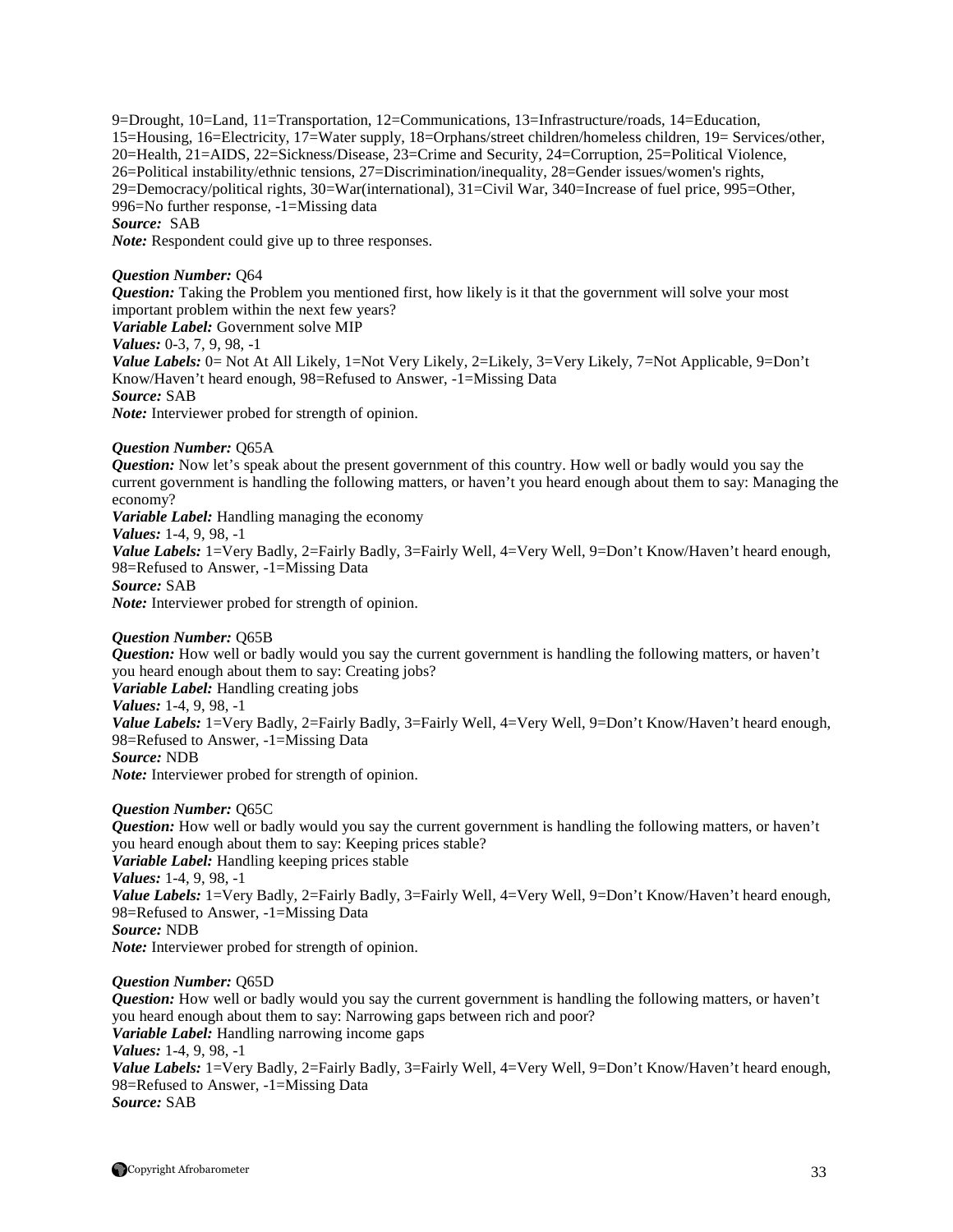9=Drought, 10=Land, 11=Transportation, 12=Communications, 13=Infrastructure/roads, 14=Education, 15=Housing, 16=Electricity, 17=Water supply, 18=Orphans/street children/homeless children, 19= Services/other, 20=Health, 21=AIDS, 22=Sickness/Disease, 23=Crime and Security, 24=Corruption, 25=Political Violence, 26=Political instability/ethnic tensions, 27=Discrimination/inequality, 28=Gender issues/women's rights, 29=Democracy/political rights, 30=War(international), 31=Civil War, 340=Increase of fuel price, 995=Other, 996=No further response, -1=Missing data
***Source:*** SAB
***Note:*** Respondent could give up to three responses.

***Question Number:*** Q64
***Question:*** Taking the Problem you mentioned first, how likely is it that the government will solve your most important problem within the next few years?
***Variable Label:*** Government solve MIP
***Values:*** 0-3, 7, 9, 98, -1
***Value Labels:*** 0= Not At All Likely, 1=Not Very Likely, 2=Likely, 3=Very Likely, 7=Not Applicable, 9=Don't Know/Haven't heard enough, 98=Refused to Answer, -1=Missing Data
***Source:*** SAB
***Note:*** Interviewer probed for strength of opinion.

***Question Number:*** Q65A
***Question:*** Now let's speak about the present government of this country. How well or badly would you say the current government is handling the following matters, or haven't you heard enough about them to say: Managing the economy?
***Variable Label:*** Handling managing the economy
***Values:*** 1-4, 9, 98, -1
***Value Labels:*** 1=Very Badly, 2=Fairly Badly, 3=Fairly Well, 4=Very Well, 9=Don't Know/Haven't heard enough, 98=Refused to Answer, -1=Missing Data
***Source:*** SAB
***Note:*** Interviewer probed for strength of opinion.

***Question Number:*** Q65B
***Question:*** How well or badly would you say the current government is handling the following matters, or haven't you heard enough about them to say: Creating jobs?
***Variable Label:*** Handling creating jobs
***Values:*** 1-4, 9, 98, -1
***Value Labels:*** 1=Very Badly, 2=Fairly Badly, 3=Fairly Well, 4=Very Well, 9=Don't Know/Haven't heard enough, 98=Refused to Answer, -1=Missing Data
***Source:*** NDB
***Note:*** Interviewer probed for strength of opinion.

***Question Number:*** Q65C
***Question:*** How well or badly would you say the current government is handling the following matters, or haven't you heard enough about them to say: Keeping prices stable?
***Variable Label:*** Handling keeping prices stable
***Values:*** 1-4, 9, 98, -1
***Value Labels:*** 1=Very Badly, 2=Fairly Badly, 3=Fairly Well, 4=Very Well, 9=Don't Know/Haven't heard enough, 98=Refused to Answer, -1=Missing Data
***Source:*** NDB
***Note:*** Interviewer probed for strength of opinion.

***Question Number:*** Q65D
***Question:*** How well or badly would you say the current government is handling the following matters, or haven't you heard enough about them to say: Narrowing gaps between rich and poor?
***Variable Label:*** Handling narrowing income gaps
***Values:*** 1-4, 9, 98, -1
***Value Labels:*** 1=Very Badly, 2=Fairly Badly, 3=Fairly Well, 4=Very Well, 9=Don't Know/Haven't heard enough, 98=Refused to Answer, -1=Missing Data
***Source:*** SAB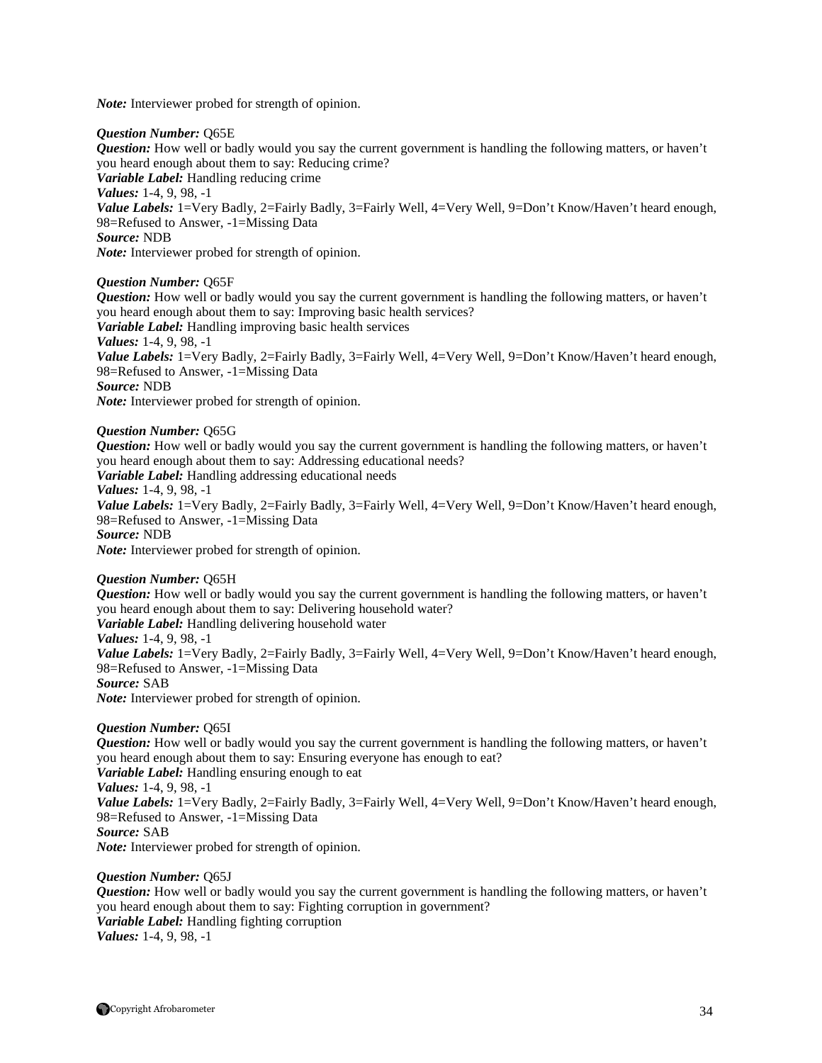*Note:* Interviewer probed for strength of opinion.

*Question Number:* Q65E
*Question:* How well or badly would you say the current government is handling the following matters, or haven't you heard enough about them to say: Reducing crime?
*Variable Label:* Handling reducing crime
*Values:* 1-4, 9, 98, -1
*Value Labels:* 1=Very Badly, 2=Fairly Badly, 3=Fairly Well, 4=Very Well, 9=Don't Know/Haven't heard enough, 98=Refused to Answer, -1=Missing Data
*Source:* NDB
*Note:* Interviewer probed for strength of opinion.

*Question Number:* Q65F
*Question:* How well or badly would you say the current government is handling the following matters, or haven't you heard enough about them to say: Improving basic health services?
*Variable Label:* Handling improving basic health services
*Values:* 1-4, 9, 98, -1
*Value Labels:* 1=Very Badly, 2=Fairly Badly, 3=Fairly Well, 4=Very Well, 9=Don't Know/Haven't heard enough, 98=Refused to Answer, -1=Missing Data
*Source:* NDB
*Note:* Interviewer probed for strength of opinion.

*Question Number:* Q65G
*Question:* How well or badly would you say the current government is handling the following matters, or haven't you heard enough about them to say: Addressing educational needs?
*Variable Label:* Handling addressing educational needs
*Values:* 1-4, 9, 98, -1
*Value Labels:* 1=Very Badly, 2=Fairly Badly, 3=Fairly Well, 4=Very Well, 9=Don't Know/Haven't heard enough, 98=Refused to Answer, -1=Missing Data
*Source:* NDB
*Note:* Interviewer probed for strength of opinion.

*Question Number:* Q65H
*Question:* How well or badly would you say the current government is handling the following matters, or haven't you heard enough about them to say: Delivering household water?
*Variable Label:* Handling delivering household water
*Values:* 1-4, 9, 98, -1
*Value Labels:* 1=Very Badly, 2=Fairly Badly, 3=Fairly Well, 4=Very Well, 9=Don't Know/Haven't heard enough, 98=Refused to Answer, -1=Missing Data
*Source:* SAB
*Note:* Interviewer probed for strength of opinion.

*Question Number:* Q65I
*Question:* How well or badly would you say the current government is handling the following matters, or haven't you heard enough about them to say: Ensuring everyone has enough to eat?
*Variable Label:* Handling ensuring enough to eat
*Values:* 1-4, 9, 98, -1
*Value Labels:* 1=Very Badly, 2=Fairly Badly, 3=Fairly Well, 4=Very Well, 9=Don't Know/Haven't heard enough, 98=Refused to Answer, -1=Missing Data
*Source:* SAB
*Note:* Interviewer probed for strength of opinion.

*Question Number:* Q65J
*Question:* How well or badly would you say the current government is handling the following matters, or haven't you heard enough about them to say: Fighting corruption in government?
*Variable Label:* Handling fighting corruption
*Values:* 1-4, 9, 98, -1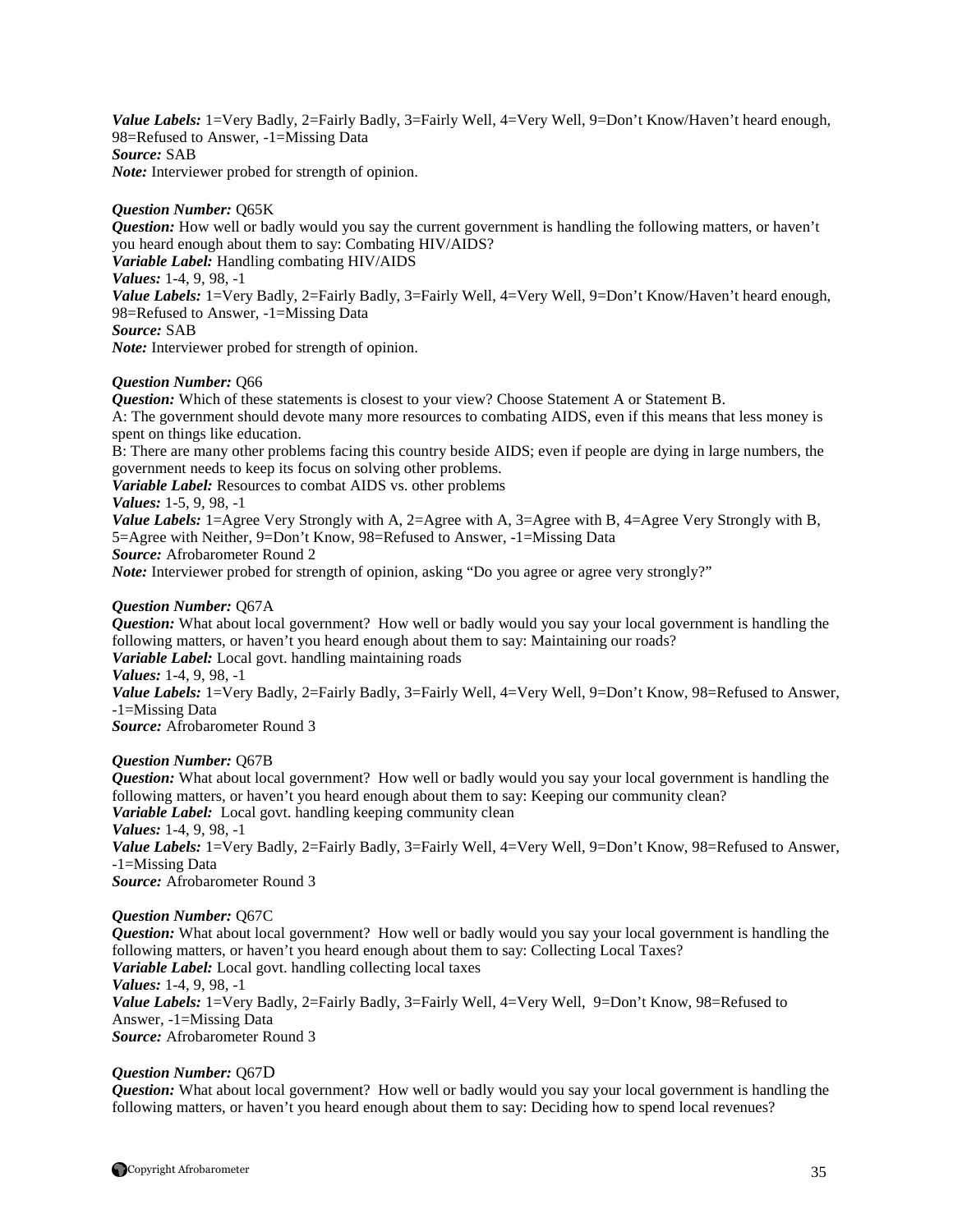***Value Labels:*** 1=Very Badly, 2=Fairly Badly, 3=Fairly Well, 4=Very Well, 9=Don't Know/Haven't heard enough, 98=Refused to Answer, -1=Missing Data
***Source:*** SAB
***Note:*** Interviewer probed for strength of opinion.

***Question Number:*** Q65K
***Question:*** How well or badly would you say the current government is handling the following matters, or haven't you heard enough about them to say: Combating HIV/AIDS?
***Variable Label:*** Handling combating HIV/AIDS
***Values:*** 1-4, 9, 98, -1
***Value Labels:*** 1=Very Badly, 2=Fairly Badly, 3=Fairly Well, 4=Very Well, 9=Don't Know/Haven't heard enough, 98=Refused to Answer, -1=Missing Data
***Source:*** SAB
***Note:*** Interviewer probed for strength of opinion.

***Question Number:*** Q66
***Question:*** Which of these statements is closest to your view? Choose Statement A or Statement B.
A: The government should devote many more resources to combating AIDS, even if this means that less money is spent on things like education.
B: There are many other problems facing this country beside AIDS; even if people are dying in large numbers, the government needs to keep its focus on solving other problems.
***Variable Label:*** Resources to combat AIDS vs. other problems
***Values:*** 1-5, 9, 98, -1
***Value Labels:*** 1=Agree Very Strongly with A, 2=Agree with A, 3=Agree with B, 4=Agree Very Strongly with B, 5=Agree with Neither, 9=Don't Know, 98=Refused to Answer, -1=Missing Data
***Source:*** Afrobarometer Round 2
***Note:*** Interviewer probed for strength of opinion, asking "Do you agree or agree very strongly?"

***Question Number:*** Q67A
***Question:*** What about local government? How well or badly would you say your local government is handling the following matters, or haven't you heard enough about them to say: Maintaining our roads?
***Variable Label:*** Local govt. handling maintaining roads
***Values:*** 1-4, 9, 98, -1
***Value Labels:*** 1=Very Badly, 2=Fairly Badly, 3=Fairly Well, 4=Very Well, 9=Don't Know, 98=Refused to Answer, -1=Missing Data
***Source:*** Afrobarometer Round 3

***Question Number:*** Q67B
***Question:*** What about local government? How well or badly would you say your local government is handling the following matters, or haven't you heard enough about them to say: Keeping our community clean?
***Variable Label:*** Local govt. handling keeping community clean
***Values:*** 1-4, 9, 98, -1
***Value Labels:*** 1=Very Badly, 2=Fairly Badly, 3=Fairly Well, 4=Very Well, 9=Don't Know, 98=Refused to Answer, -1=Missing Data
***Source:*** Afrobarometer Round 3

***Question Number:*** Q67C
***Question:*** What about local government? How well or badly would you say your local government is handling the following matters, or haven't you heard enough about them to say: Collecting Local Taxes?
***Variable Label:*** Local govt. handling collecting local taxes
***Values:*** 1-4, 9, 98, -1
***Value Labels:*** 1=Very Badly, 2=Fairly Badly, 3=Fairly Well, 4=Very Well, 9=Don't Know, 98=Refused to Answer, -1=Missing Data
***Source:*** Afrobarometer Round 3

***Question Number:*** Q67D
***Question:*** What about local government? How well or badly would you say your local government is handling the following matters, or haven't you heard enough about them to say: Deciding how to spend local revenues?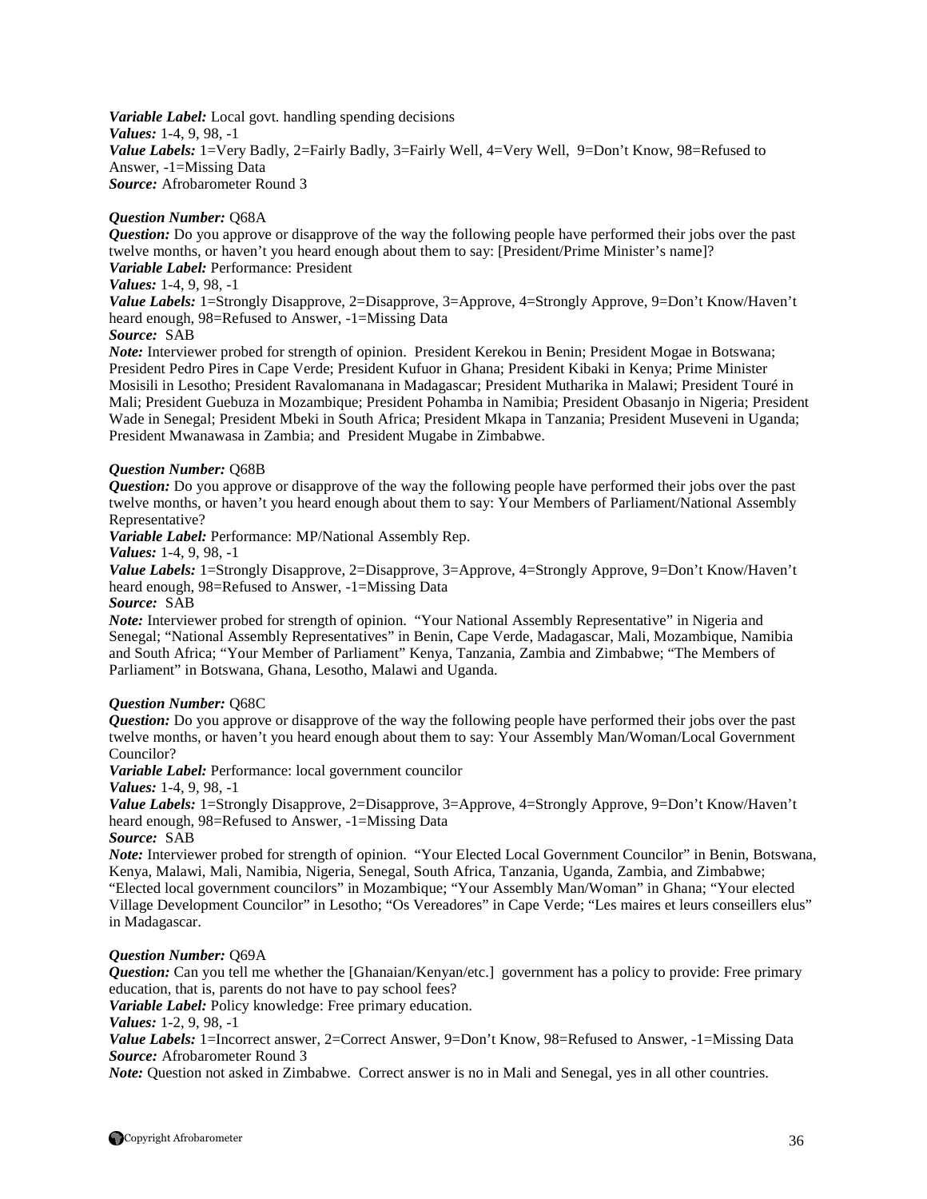***Variable Label:*** Local govt. handling spending decisions
***Values:*** 1-4, 9, 98, -1
***Value Labels:*** 1=Very Badly, 2=Fairly Badly, 3=Fairly Well, 4=Very Well, 9=Don't Know, 98=Refused to Answer, -1=Missing Data
***Source:*** Afrobarometer Round 3

***Question Number:*** Q68A
***Question:*** Do you approve or disapprove of the way the following people have performed their jobs over the past twelve months, or haven't you heard enough about them to say: [President/Prime Minister's name]?
***Variable Label:*** Performance: President
***Values:*** 1-4, 9, 98, -1
***Value Labels:*** 1=Strongly Disapprove, 2=Disapprove, 3=Approve, 4=Strongly Approve, 9=Don't Know/Haven't heard enough, 98=Refused to Answer, -1=Missing Data
***Source:*** SAB
***Note:*** Interviewer probed for strength of opinion. President Kerekou in Benin; President Mogae in Botswana; President Pedro Pires in Cape Verde; President Kufuor in Ghana; President Kibaki in Kenya; Prime Minister Mosisili in Lesotho; President Ravalomanana in Madagascar; President Mutharika in Malawi; President Touré in Mali; President Guebuza in Mozambique; President Pohamba in Namibia; President Obasanjo in Nigeria; President Wade in Senegal; President Mbeki in South Africa; President Mkapa in Tanzania; President Museveni in Uganda; President Mwanawasa in Zambia; and President Mugabe in Zimbabwe.

***Question Number:*** Q68B
***Question:*** Do you approve or disapprove of the way the following people have performed their jobs over the past twelve months, or haven't you heard enough about them to say: Your Members of Parliament/National Assembly Representative?
***Variable Label:*** Performance: MP/National Assembly Rep.
***Values:*** 1-4, 9, 98, -1
***Value Labels:*** 1=Strongly Disapprove, 2=Disapprove, 3=Approve, 4=Strongly Approve, 9=Don't Know/Haven't heard enough, 98=Refused to Answer, -1=Missing Data
***Source:*** SAB
***Note:*** Interviewer probed for strength of opinion. "Your National Assembly Representative" in Nigeria and Senegal; "National Assembly Representatives" in Benin, Cape Verde, Madagascar, Mali, Mozambique, Namibia and South Africa; "Your Member of Parliament" Kenya, Tanzania, Zambia and Zimbabwe; "The Members of Parliament" in Botswana, Ghana, Lesotho, Malawi and Uganda.

***Question Number:*** Q68C
***Question:*** Do you approve or disapprove of the way the following people have performed their jobs over the past twelve months, or haven't you heard enough about them to say: Your Assembly Man/Woman/Local Government Councilor?
***Variable Label:*** Performance: local government councilor
***Values:*** 1-4, 9, 98, -1
***Value Labels:*** 1=Strongly Disapprove, 2=Disapprove, 3=Approve, 4=Strongly Approve, 9=Don't Know/Haven't heard enough, 98=Refused to Answer, -1=Missing Data
***Source:*** SAB
***Note:*** Interviewer probed for strength of opinion. "Your Elected Local Government Councilor" in Benin, Botswana, Kenya, Malawi, Mali, Namibia, Nigeria, Senegal, South Africa, Tanzania, Uganda, Zambia, and Zimbabwe; "Elected local government councilors" in Mozambique; "Your Assembly Man/Woman" in Ghana; "Your elected Village Development Councilor" in Lesotho; "Os Vereadores" in Cape Verde; "Les maires et leurs conseillers elus" in Madagascar.

***Question Number:*** Q69A
***Question:*** Can you tell me whether the [Ghanaian/Kenyan/etc.] government has a policy to provide: Free primary education, that is, parents do not have to pay school fees?
***Variable Label:*** Policy knowledge: Free primary education.
***Values:*** 1-2, 9, 98, -1
***Value Labels:*** 1=Incorrect answer, 2=Correct Answer, 9=Don't Know, 98=Refused to Answer, -1=Missing Data
***Source:*** Afrobarometer Round 3
***Note:*** Question not asked in Zimbabwe. Correct answer is no in Mali and Senegal, yes in all other countries.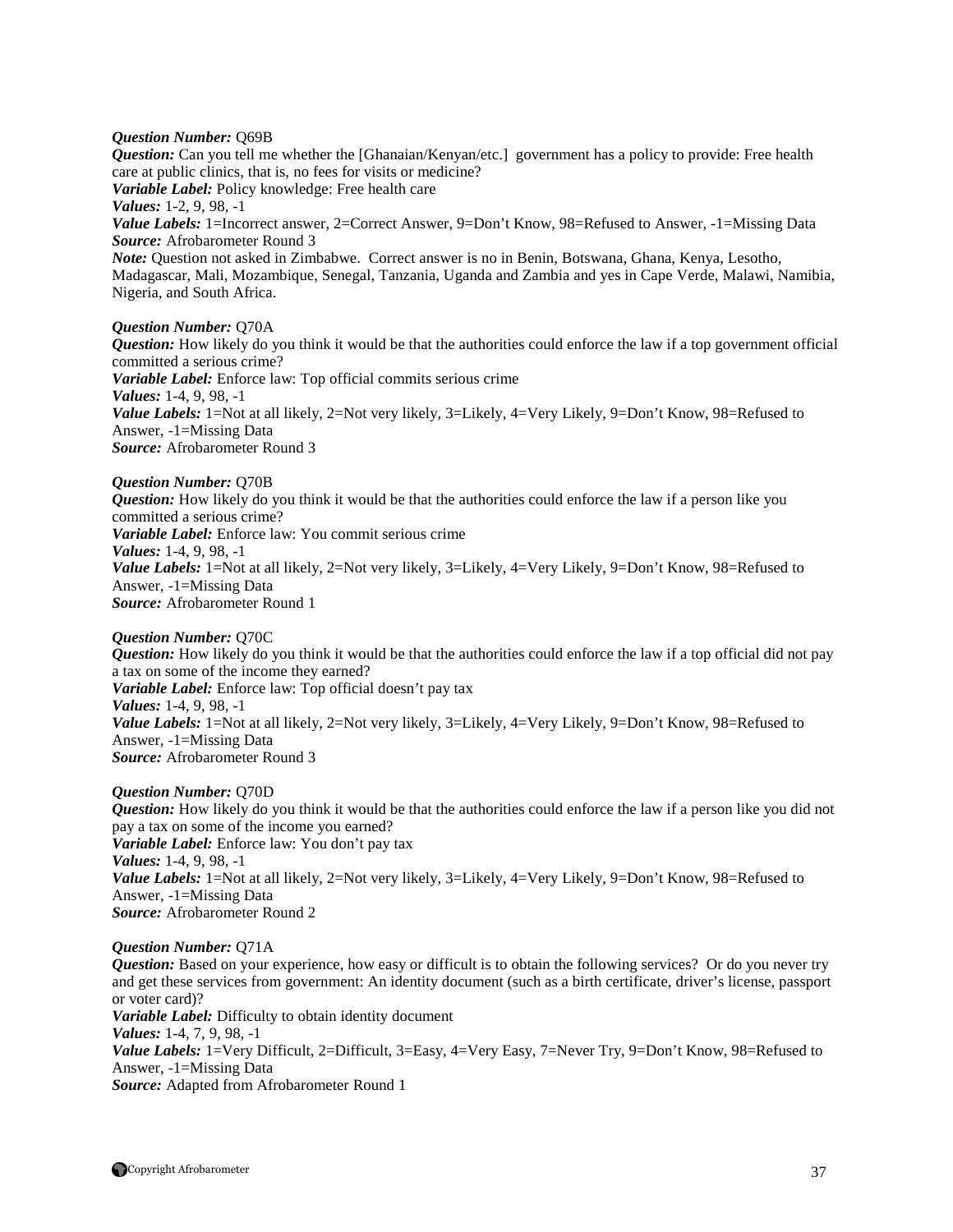***Question Number:*** Q69B
***Question:*** Can you tell me whether the [Ghanaian/Kenyan/etc.] government has a policy to provide: Free health care at public clinics, that is, no fees for visits or medicine?
***Variable Label:*** Policy knowledge: Free health care
***Values:*** 1-2, 9, 98, -1
***Value Labels:*** 1=Incorrect answer, 2=Correct Answer, 9=Don't Know, 98=Refused to Answer, -1=Missing Data
***Source:*** Afrobarometer Round 3
***Note:*** Question not asked in Zimbabwe. Correct answer is no in Benin, Botswana, Ghana, Kenya, Lesotho, Madagascar, Mali, Mozambique, Senegal, Tanzania, Uganda and Zambia and yes in Cape Verde, Malawi, Namibia, Nigeria, and South Africa.

***Question Number:*** Q70A
***Question:*** How likely do you think it would be that the authorities could enforce the law if a top government official committed a serious crime?
***Variable Label:*** Enforce law: Top official commits serious crime
***Values:*** 1-4, 9, 98, -1
***Value Labels:*** 1=Not at all likely, 2=Not very likely, 3=Likely, 4=Very Likely, 9=Don't Know, 98=Refused to Answer, -1=Missing Data
***Source:*** Afrobarometer Round 3

***Question Number:*** Q70B
***Question:*** How likely do you think it would be that the authorities could enforce the law if a person like you committed a serious crime?
***Variable Label:*** Enforce law: You commit serious crime
***Values:*** 1-4, 9, 98, -1
***Value Labels:*** 1=Not at all likely, 2=Not very likely, 3=Likely, 4=Very Likely, 9=Don't Know, 98=Refused to Answer, -1=Missing Data
***Source:*** Afrobarometer Round 1

***Question Number:*** Q70C
***Question:*** How likely do you think it would be that the authorities could enforce the law if a top official did not pay a tax on some of the income they earned?
***Variable Label:*** Enforce law: Top official doesn't pay tax
***Values:*** 1-4, 9, 98, -1
***Value Labels:*** 1=Not at all likely, 2=Not very likely, 3=Likely, 4=Very Likely, 9=Don't Know, 98=Refused to Answer, -1=Missing Data
***Source:*** Afrobarometer Round 3

***Question Number:*** Q70D
***Question:*** How likely do you think it would be that the authorities could enforce the law if a person like you did not pay a tax on some of the income you earned?
***Variable Label:*** Enforce law: You don't pay tax
***Values:*** 1-4, 9, 98, -1
***Value Labels:*** 1=Not at all likely, 2=Not very likely, 3=Likely, 4=Very Likely, 9=Don't Know, 98=Refused to Answer, -1=Missing Data
***Source:*** Afrobarometer Round 2

***Question Number:*** Q71A
***Question:*** Based on your experience, how easy or difficult is to obtain the following services? Or do you never try and get these services from government: An identity document (such as a birth certificate, driver's license, passport or voter card)?
***Variable Label:*** Difficulty to obtain identity document
***Values:*** 1-4, 7, 9, 98, -1
***Value Labels:*** 1=Very Difficult, 2=Difficult, 3=Easy, 4=Very Easy, 7=Never Try, 9=Don't Know, 98=Refused to Answer, -1=Missing Data
***Source:*** Adapted from Afrobarometer Round 1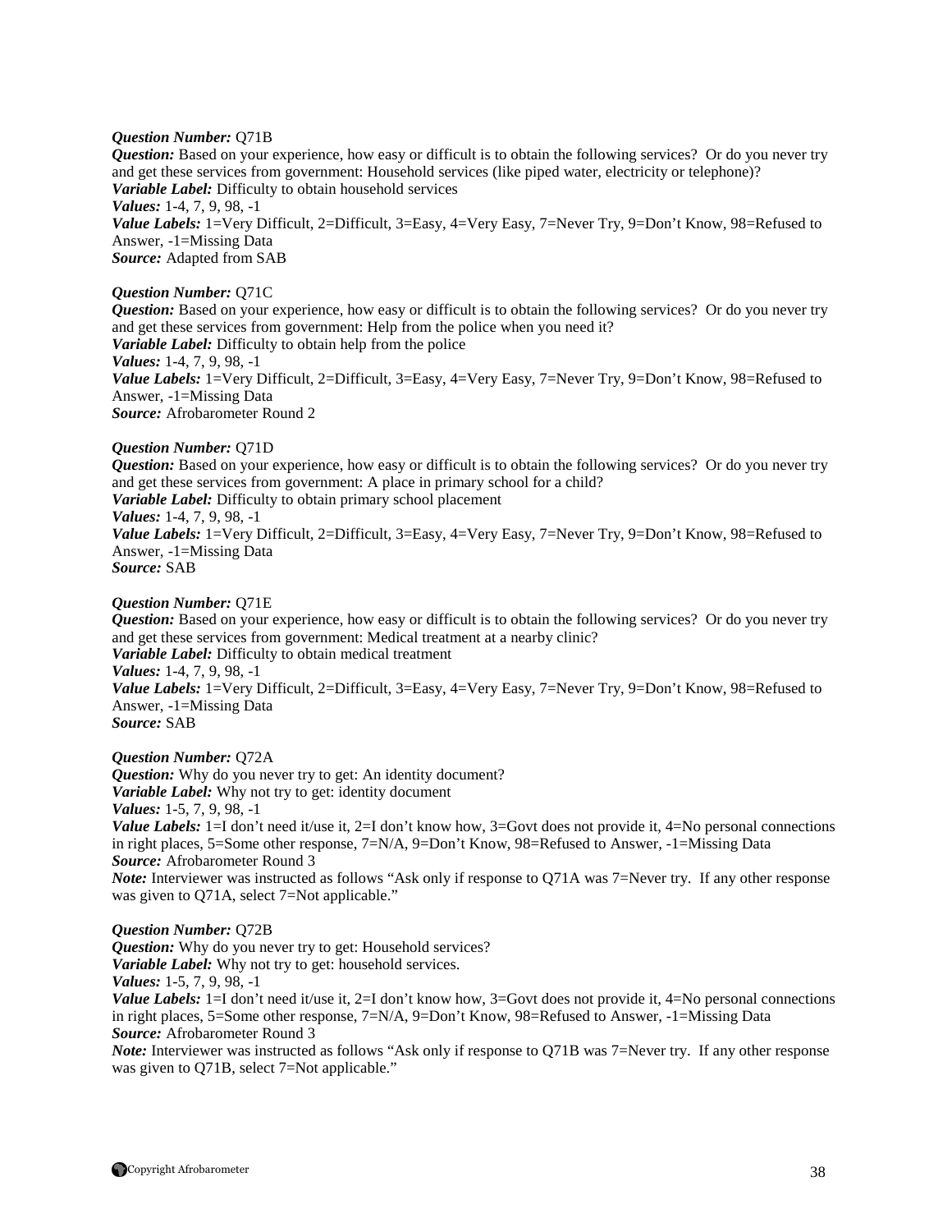***Question Number:*** Q71B
***Question:*** Based on your experience, how easy or difficult is to obtain the following services? Or do you never try and get these services from government: Household services (like piped water, electricity or telephone)?
***Variable Label:*** Difficulty to obtain household services
***Values:*** 1-4, 7, 9, 98, -1
***Value Labels:*** 1=Very Difficult, 2=Difficult, 3=Easy, 4=Very Easy, 7=Never Try, 9=Don't Know, 98=Refused to Answer, -1=Missing Data
***Source:*** Adapted from SAB

***Question Number:*** Q71C
***Question:*** Based on your experience, how easy or difficult is to obtain the following services? Or do you never try and get these services from government: Help from the police when you need it?
***Variable Label:*** Difficulty to obtain help from the police
***Values:*** 1-4, 7, 9, 98, -1
***Value Labels:*** 1=Very Difficult, 2=Difficult, 3=Easy, 4=Very Easy, 7=Never Try, 9=Don't Know, 98=Refused to Answer, -1=Missing Data
***Source:*** Afrobarometer Round 2

***Question Number:*** Q71D
***Question:*** Based on your experience, how easy or difficult is to obtain the following services? Or do you never try and get these services from government: A place in primary school for a child?
***Variable Label:*** Difficulty to obtain primary school placement
***Values:*** 1-4, 7, 9, 98, -1
***Value Labels:*** 1=Very Difficult, 2=Difficult, 3=Easy, 4=Very Easy, 7=Never Try, 9=Don't Know, 98=Refused to Answer, -1=Missing Data
***Source:*** SAB

***Question Number:*** Q71E
***Question:*** Based on your experience, how easy or difficult is to obtain the following services? Or do you never try and get these services from government: Medical treatment at a nearby clinic?
***Variable Label:*** Difficulty to obtain medical treatment
***Values:*** 1-4, 7, 9, 98, -1
***Value Labels:*** 1=Very Difficult, 2=Difficult, 3=Easy, 4=Very Easy, 7=Never Try, 9=Don't Know, 98=Refused to Answer, -1=Missing Data
***Source:*** SAB

***Question Number:*** Q72A
***Question:*** Why do you never try to get: An identity document?
***Variable Label:*** Why not try to get: identity document
***Values:*** 1-5, 7, 9, 98, -1
***Value Labels:*** 1=I don't need it/use it, 2=I don't know how, 3=Govt does not provide it, 4=No personal connections in right places, 5=Some other response, 7=N/A, 9=Don't Know, 98=Refused to Answer, -1=Missing Data
***Source:*** Afrobarometer Round 3
***Note:*** Interviewer was instructed as follows "Ask only if response to Q71A was 7=Never try. If any other response was given to Q71A, select 7=Not applicable."

***Question Number:*** Q72B
***Question:*** Why do you never try to get: Household services?
***Variable Label:*** Why not try to get: household services.
***Values:*** 1-5, 7, 9, 98, -1
***Value Labels:*** 1=I don't need it/use it, 2=I don't know how, 3=Govt does not provide it, 4=No personal connections in right places, 5=Some other response, 7=N/A, 9=Don't Know, 98=Refused to Answer, -1=Missing Data
***Source:*** Afrobarometer Round 3
***Note:*** Interviewer was instructed as follows "Ask only if response to Q71B was 7=Never try. If any other response was given to Q71B, select 7=Not applicable."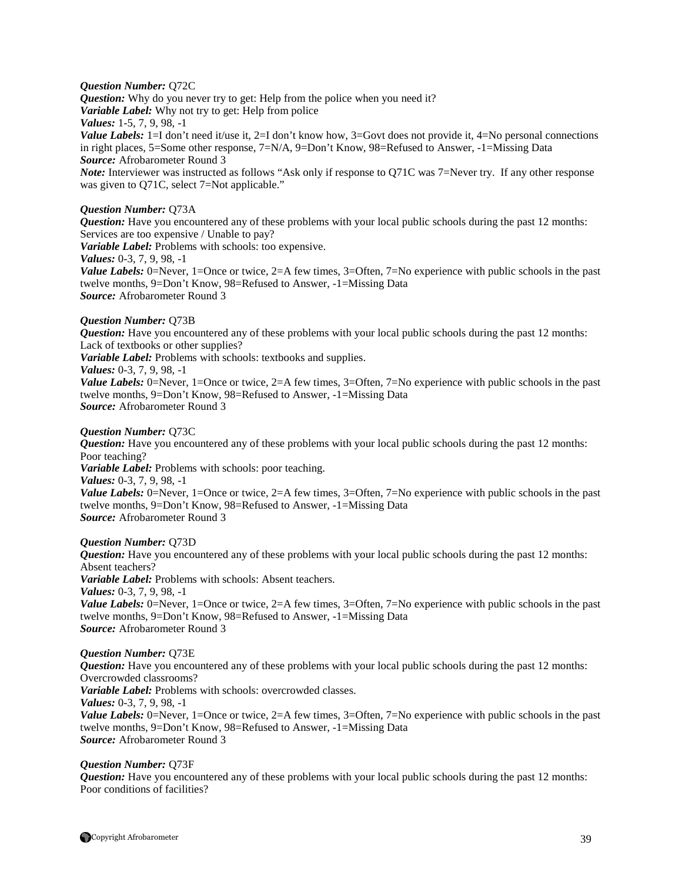***Question Number:*** Q72C
***Question:*** Why do you never try to get: Help from the police when you need it?
***Variable Label:*** Why not try to get: Help from police
***Values:*** 1-5, 7, 9, 98, -1
***Value Labels:*** 1=I don't need it/use it, 2=I don't know how, 3=Govt does not provide it, 4=No personal connections in right places, 5=Some other response, 7=N/A, 9=Don't Know, 98=Refused to Answer, -1=Missing Data
***Source:*** Afrobarometer Round 3
***Note:*** Interviewer was instructed as follows "Ask only if response to Q71C was 7=Never try. If any other response was given to Q71C, select 7=Not applicable."

***Question Number:*** Q73A
***Question:*** Have you encountered any of these problems with your local public schools during the past 12 months: Services are too expensive / Unable to pay?
***Variable Label:*** Problems with schools: too expensive.
***Values:*** 0-3, 7, 9, 98, -1
***Value Labels:*** 0=Never, 1=Once or twice, 2=A few times, 3=Often, 7=No experience with public schools in the past twelve months, 9=Don't Know, 98=Refused to Answer, -1=Missing Data
***Source:*** Afrobarometer Round 3

***Question Number:*** Q73B
***Question:*** Have you encountered any of these problems with your local public schools during the past 12 months: Lack of textbooks or other supplies?
***Variable Label:*** Problems with schools: textbooks and supplies.
***Values:*** 0-3, 7, 9, 98, -1
***Value Labels:*** 0=Never, 1=Once or twice, 2=A few times, 3=Often, 7=No experience with public schools in the past twelve months, 9=Don't Know, 98=Refused to Answer, -1=Missing Data
***Source:*** Afrobarometer Round 3

***Question Number:*** Q73C
***Question:*** Have you encountered any of these problems with your local public schools during the past 12 months: Poor teaching?
***Variable Label:*** Problems with schools: poor teaching.
***Values:*** 0-3, 7, 9, 98, -1
***Value Labels:*** 0=Never, 1=Once or twice, 2=A few times, 3=Often, 7=No experience with public schools in the past twelve months, 9=Don't Know, 98=Refused to Answer, -1=Missing Data
***Source:*** Afrobarometer Round 3

***Question Number:*** Q73D
***Question:*** Have you encountered any of these problems with your local public schools during the past 12 months: Absent teachers?
***Variable Label:*** Problems with schools: Absent teachers.
***Values:*** 0-3, 7, 9, 98, -1
***Value Labels:*** 0=Never, 1=Once or twice, 2=A few times, 3=Often, 7=No experience with public schools in the past twelve months, 9=Don't Know, 98=Refused to Answer, -1=Missing Data
***Source:*** Afrobarometer Round 3

***Question Number:*** Q73E
***Question:*** Have you encountered any of these problems with your local public schools during the past 12 months: Overcrowded classrooms?
***Variable Label:*** Problems with schools: overcrowded classes.
***Values:*** 0-3, 7, 9, 98, -1
***Value Labels:*** 0=Never, 1=Once or twice, 2=A few times, 3=Often, 7=No experience with public schools in the past twelve months, 9=Don't Know, 98=Refused to Answer, -1=Missing Data
***Source:*** Afrobarometer Round 3

***Question Number:*** Q73F
***Question:*** Have you encountered any of these problems with your local public schools during the past 12 months: Poor conditions of facilities?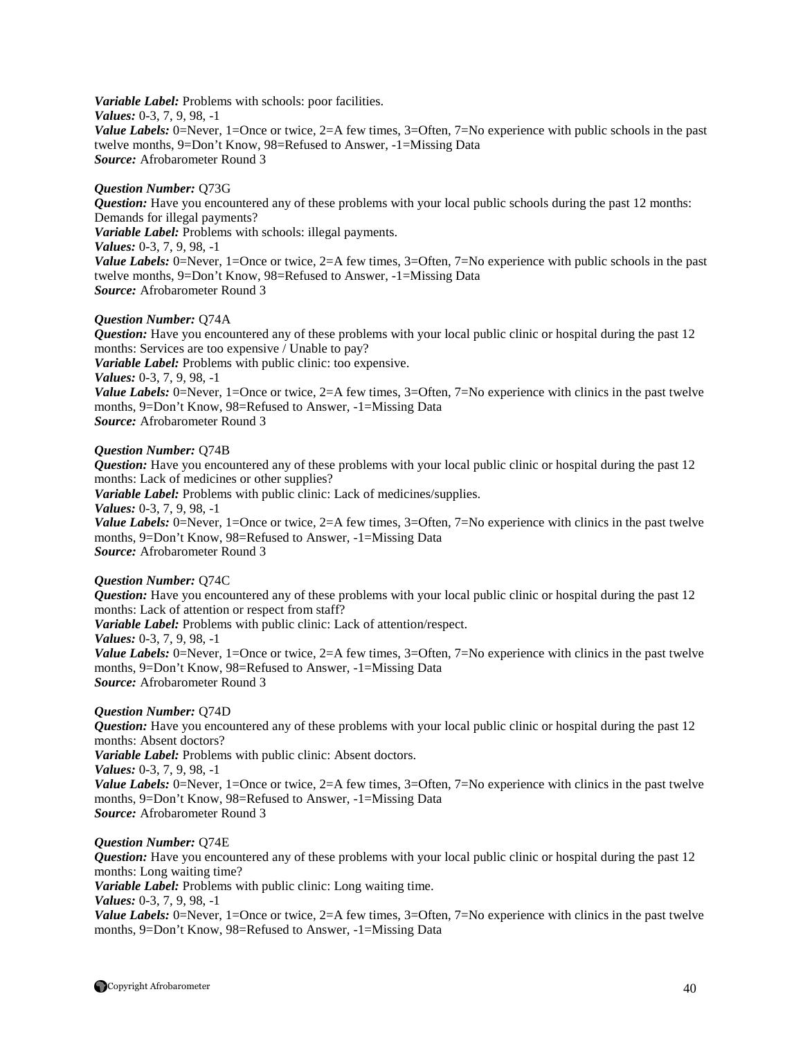***Variable Label:*** Problems with schools: poor facilities.
***Values:*** 0-3, 7, 9, 98, -1
***Value Labels:*** 0=Never, 1=Once or twice, 2=A few times, 3=Often, 7=No experience with public schools in the past twelve months, 9=Don't Know, 98=Refused to Answer, -1=Missing Data
***Source:*** Afrobarometer Round 3

***Question Number:*** Q73G
***Question:*** Have you encountered any of these problems with your local public schools during the past 12 months: Demands for illegal payments?
***Variable Label:*** Problems with schools: illegal payments.
***Values:*** 0-3, 7, 9, 98, -1
***Value Labels:*** 0=Never, 1=Once or twice, 2=A few times, 3=Often, 7=No experience with public schools in the past twelve months, 9=Don't Know, 98=Refused to Answer, -1=Missing Data
***Source:*** Afrobarometer Round 3

***Question Number:*** Q74A
***Question:*** Have you encountered any of these problems with your local public clinic or hospital during the past 12 months: Services are too expensive / Unable to pay?
***Variable Label:*** Problems with public clinic: too expensive.
***Values:*** 0-3, 7, 9, 98, -1
***Value Labels:*** 0=Never, 1=Once or twice, 2=A few times, 3=Often, 7=No experience with clinics in the past twelve months, 9=Don't Know, 98=Refused to Answer, -1=Missing Data
***Source:*** Afrobarometer Round 3

***Question Number:*** Q74B
***Question:*** Have you encountered any of these problems with your local public clinic or hospital during the past 12 months: Lack of medicines or other supplies?
***Variable Label:*** Problems with public clinic: Lack of medicines/supplies.
***Values:*** 0-3, 7, 9, 98, -1
***Value Labels:*** 0=Never, 1=Once or twice, 2=A few times, 3=Often, 7=No experience with clinics in the past twelve months, 9=Don't Know, 98=Refused to Answer, -1=Missing Data
***Source:*** Afrobarometer Round 3

***Question Number:*** Q74C
***Question:*** Have you encountered any of these problems with your local public clinic or hospital during the past 12 months: Lack of attention or respect from staff?
***Variable Label:*** Problems with public clinic: Lack of attention/respect.
***Values:*** 0-3, 7, 9, 98, -1
***Value Labels:*** 0=Never, 1=Once or twice, 2=A few times, 3=Often, 7=No experience with clinics in the past twelve months, 9=Don't Know, 98=Refused to Answer, -1=Missing Data
***Source:*** Afrobarometer Round 3

***Question Number:*** Q74D
***Question:*** Have you encountered any of these problems with your local public clinic or hospital during the past 12 months: Absent doctors?
***Variable Label:*** Problems with public clinic: Absent doctors.
***Values:*** 0-3, 7, 9, 98, -1
***Value Labels:*** 0=Never, 1=Once or twice, 2=A few times, 3=Often, 7=No experience with clinics in the past twelve months, 9=Don't Know, 98=Refused to Answer, -1=Missing Data
***Source:*** Afrobarometer Round 3

***Question Number:*** Q74E
***Question:*** Have you encountered any of these problems with your local public clinic or hospital during the past 12 months: Long waiting time?
***Variable Label:*** Problems with public clinic: Long waiting time.
***Values:*** 0-3, 7, 9, 98, -1
***Value Labels:*** 0=Never, 1=Once or twice, 2=A few times, 3=Often, 7=No experience with clinics in the past twelve months, 9=Don't Know, 98=Refused to Answer, -1=Missing Data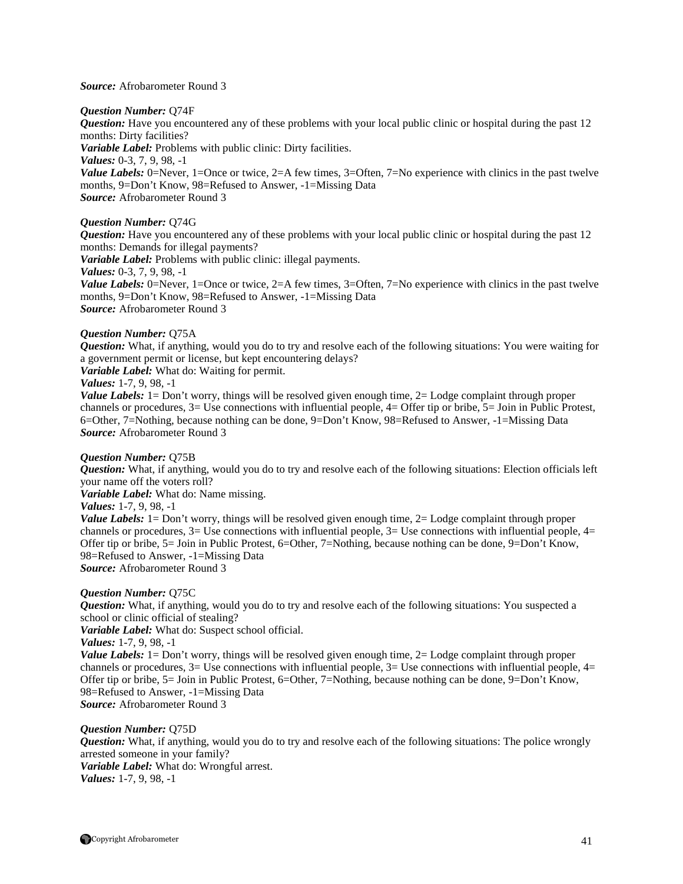***Source:*** Afrobarometer Round 3

***Question Number:*** Q74F
***Question:*** Have you encountered any of these problems with your local public clinic or hospital during the past 12 months: Dirty facilities?
***Variable Label:*** Problems with public clinic: Dirty facilities.
***Values:*** 0-3, 7, 9, 98, -1
***Value Labels:*** 0=Never, 1=Once or twice, 2=A few times, 3=Often, 7=No experience with clinics in the past twelve months, 9=Don't Know, 98=Refused to Answer, -1=Missing Data
***Source:*** Afrobarometer Round 3

***Question Number:*** Q74G
***Question:*** Have you encountered any of these problems with your local public clinic or hospital during the past 12 months: Demands for illegal payments?
***Variable Label:*** Problems with public clinic: illegal payments.
***Values:*** 0-3, 7, 9, 98, -1
***Value Labels:*** 0=Never, 1=Once or twice, 2=A few times, 3=Often, 7=No experience with clinics in the past twelve months, 9=Don't Know, 98=Refused to Answer, -1=Missing Data
***Source:*** Afrobarometer Round 3

***Question Number:*** Q75A
***Question:*** What, if anything, would you do to try and resolve each of the following situations: You were waiting for a government permit or license, but kept encountering delays?
***Variable Label:*** What do: Waiting for permit.
***Values:*** 1-7, 9, 98, -1
***Value Labels:*** 1= Don't worry, things will be resolved given enough time, 2= Lodge complaint through proper channels or procedures, 3= Use connections with influential people, 4= Offer tip or bribe, 5= Join in Public Protest, 6=Other, 7=Nothing, because nothing can be done, 9=Don't Know, 98=Refused to Answer, -1=Missing Data
***Source:*** Afrobarometer Round 3

***Question Number:*** Q75B
***Question:*** What, if anything, would you do to try and resolve each of the following situations: Election officials left your name off the voters roll?
***Variable Label:*** What do: Name missing.
***Values:*** 1-7, 9, 98, -1
***Value Labels:*** 1= Don't worry, things will be resolved given enough time, 2= Lodge complaint through proper channels or procedures, 3= Use connections with influential people, 3= Use connections with influential people, 4= Offer tip or bribe, 5= Join in Public Protest, 6=Other, 7=Nothing, because nothing can be done, 9=Don't Know, 98=Refused to Answer, -1=Missing Data
***Source:*** Afrobarometer Round 3

***Question Number:*** Q75C
***Question:*** What, if anything, would you do to try and resolve each of the following situations: You suspected a school or clinic official of stealing?
***Variable Label:*** What do: Suspect school official.
***Values:*** 1-7, 9, 98, -1
***Value Labels:*** 1= Don't worry, things will be resolved given enough time, 2= Lodge complaint through proper channels or procedures, 3= Use connections with influential people, 3= Use connections with influential people, 4= Offer tip or bribe, 5= Join in Public Protest, 6=Other, 7=Nothing, because nothing can be done, 9=Don't Know, 98=Refused to Answer, -1=Missing Data
***Source:*** Afrobarometer Round 3

***Question Number:*** Q75D
***Question:*** What, if anything, would you do to try and resolve each of the following situations: The police wrongly arrested someone in your family?
***Variable Label:*** What do: Wrongful arrest.
***Values:*** 1-7, 9, 98, -1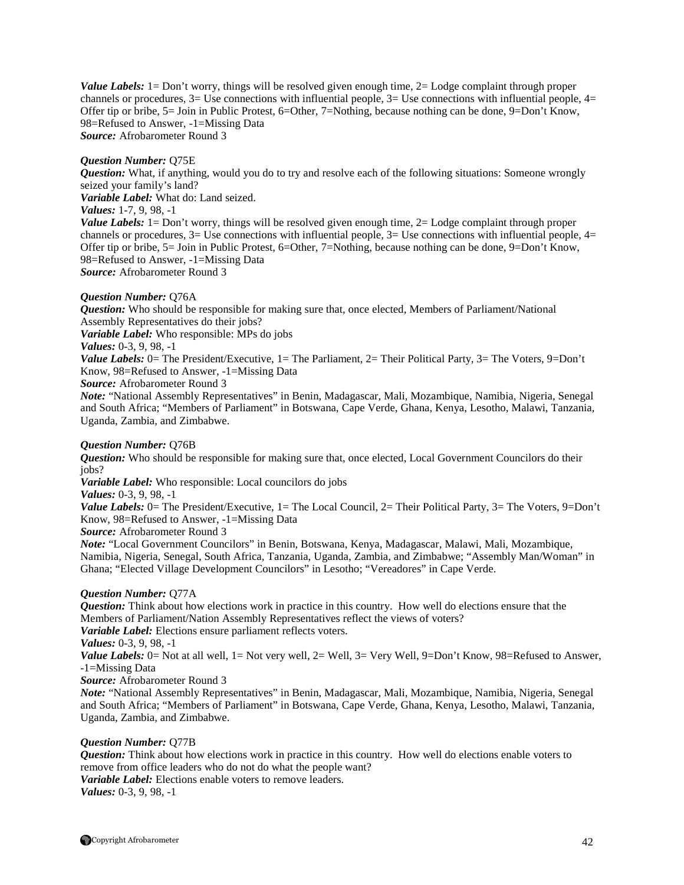***Value Labels:*** 1= Don't worry, things will be resolved given enough time, 2= Lodge complaint through proper channels or procedures, 3= Use connections with influential people, 3= Use connections with influential people, 4= Offer tip or bribe, 5= Join in Public Protest, 6=Other, 7=Nothing, because nothing can be done, 9=Don't Know, 98=Refused to Answer, -1=Missing Data
***Source:*** Afrobarometer Round 3

***Question Number:*** Q75E
***Question:*** What, if anything, would you do to try and resolve each of the following situations: Someone wrongly seized your family's land?
***Variable Label:*** What do: Land seized.
***Values:*** 1-7, 9, 98, -1
***Value Labels:*** 1= Don't worry, things will be resolved given enough time, 2= Lodge complaint through proper channels or procedures, 3= Use connections with influential people, 3= Use connections with influential people, 4= Offer tip or bribe, 5= Join in Public Protest, 6=Other, 7=Nothing, because nothing can be done, 9=Don't Know, 98=Refused to Answer, -1=Missing Data
***Source:*** Afrobarometer Round 3

***Question Number:*** Q76A
***Question:*** Who should be responsible for making sure that, once elected, Members of Parliament/National Assembly Representatives do their jobs?
***Variable Label:*** Who responsible: MPs do jobs
***Values:*** 0-3, 9, 98, -1
***Value Labels:*** 0= The President/Executive, 1= The Parliament, 2= Their Political Party, 3= The Voters, 9=Don't Know, 98=Refused to Answer, -1=Missing Data
***Source:*** Afrobarometer Round 3
***Note:*** "National Assembly Representatives" in Benin, Madagascar, Mali, Mozambique, Namibia, Nigeria, Senegal and South Africa; "Members of Parliament" in Botswana, Cape Verde, Ghana, Kenya, Lesotho, Malawi, Tanzania, Uganda, Zambia, and Zimbabwe.

***Question Number:*** Q76B
***Question:*** Who should be responsible for making sure that, once elected, Local Government Councilors do their jobs?
***Variable Label:*** Who responsible: Local councilors do jobs
***Values:*** 0-3, 9, 98, -1
***Value Labels:*** 0= The President/Executive, 1= The Local Council, 2= Their Political Party, 3= The Voters, 9=Don't Know, 98=Refused to Answer, -1=Missing Data
***Source:*** Afrobarometer Round 3
***Note:*** "Local Government Councilors" in Benin, Botswana, Kenya, Madagascar, Malawi, Mali, Mozambique, Namibia, Nigeria, Senegal, South Africa, Tanzania, Uganda, Zambia, and Zimbabwe; "Assembly Man/Woman" in Ghana; "Elected Village Development Councilors" in Lesotho; "Vereadores" in Cape Verde.

***Question Number:*** Q77A
***Question:*** Think about how elections work in practice in this country. How well do elections ensure that the Members of Parliament/Nation Assembly Representatives reflect the views of voters?
***Variable Label:*** Elections ensure parliament reflects voters.
***Values:*** 0-3, 9, 98, -1
***Value Labels:*** 0= Not at all well, 1= Not very well, 2= Well, 3= Very Well, 9=Don't Know, 98=Refused to Answer, -1=Missing Data
***Source:*** Afrobarometer Round 3
***Note:*** "National Assembly Representatives" in Benin, Madagascar, Mali, Mozambique, Namibia, Nigeria, Senegal and South Africa; "Members of Parliament" in Botswana, Cape Verde, Ghana, Kenya, Lesotho, Malawi, Tanzania, Uganda, Zambia, and Zimbabwe.

***Question Number:*** Q77B
***Question:*** Think about how elections work in practice in this country. How well do elections enable voters to remove from office leaders who do not do what the people want?
***Variable Label:*** Elections enable voters to remove leaders.
***Values:*** 0-3, 9, 98, -1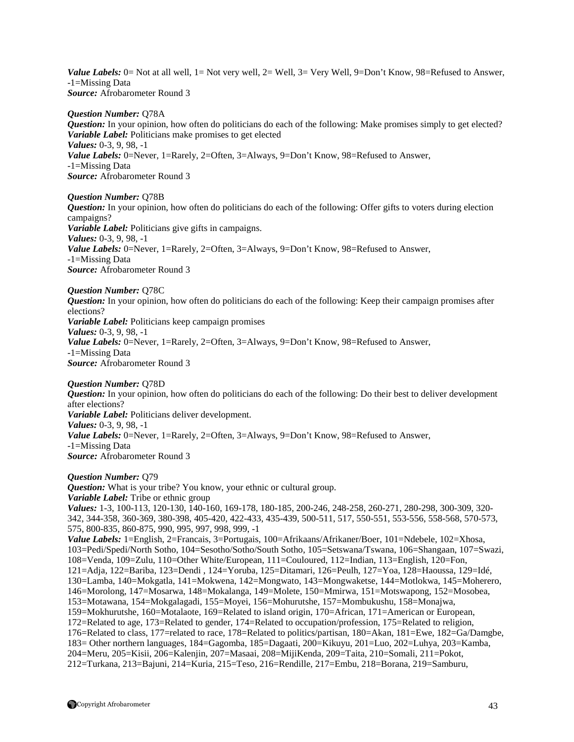***Value Labels:*** 0= Not at all well, 1= Not very well, 2= Well, 3= Very Well, 9=Don't Know, 98=Refused to Answer, -1=Missing Data
***Source:*** Afrobarometer Round 3

***Question Number:*** Q78A
***Question:*** In your opinion, how often do politicians do each of the following: Make promises simply to get elected?
***Variable Label:*** Politicians make promises to get elected
***Values:*** 0-3, 9, 98, -1
***Value Labels:*** 0=Never, 1=Rarely, 2=Often, 3=Always, 9=Don't Know, 98=Refused to Answer, -1=Missing Data
***Source:*** Afrobarometer Round 3

***Question Number:*** Q78B
***Question:*** In your opinion, how often do politicians do each of the following: Offer gifts to voters during election campaigns?
***Variable Label:*** Politicians give gifts in campaigns.
***Values:*** 0-3, 9, 98, -1
***Value Labels:*** 0=Never, 1=Rarely, 2=Often, 3=Always, 9=Don't Know, 98=Refused to Answer, -1=Missing Data
***Source:*** Afrobarometer Round 3

***Question Number:*** Q78C
***Question:*** In your opinion, how often do politicians do each of the following: Keep their campaign promises after elections?
***Variable Label:*** Politicians keep campaign promises
***Values:*** 0-3, 9, 98, -1
***Value Labels:*** 0=Never, 1=Rarely, 2=Often, 3=Always, 9=Don't Know, 98=Refused to Answer, -1=Missing Data
***Source:*** Afrobarometer Round 3

***Question Number:*** Q78D
***Question:*** In your opinion, how often do politicians do each of the following: Do their best to deliver development after elections?
***Variable Label:*** Politicians deliver development.
***Values:*** 0-3, 9, 98, -1
***Value Labels:*** 0=Never, 1=Rarely, 2=Often, 3=Always, 9=Don't Know, 98=Refused to Answer, -1=Missing Data
***Source:*** Afrobarometer Round 3

***Question Number:*** Q79
***Question:*** What is your tribe? You know, your ethnic or cultural group.
***Variable Label:*** Tribe or ethnic group
***Values:*** 1-3, 100-113, 120-130, 140-160, 169-178, 180-185, 200-246, 248-258, 260-271, 280-298, 300-309, 320-342, 344-358, 360-369, 380-398, 405-420, 422-433, 435-439, 500-511, 517, 550-551, 553-556, 558-568, 570-573, 575, 800-835, 860-875, 990, 995, 997, 998, 999, -1
***Value Labels:*** 1=English, 2=Francais, 3=Portugais, 100=Afrikaans/Afrikaner/Boer, 101=Ndebele, 102=Xhosa, 103=Pedi/Spedi/North Sotho, 104=Sesotho/Sotho/South Sotho, 105=Setswana/Tswana, 106=Shangaan, 107=Swazi, 108=Venda, 109=Zulu, 110=Other White/European, 111=Couloured, 112=Indian, 113=English, 120=Fon, 121=Adja, 122=Bariba, 123=Dendi , 124=Yoruba, 125=Ditamari, 126=Peulh, 127=Yoa, 128=Haoussa, 129=Idé, 130=Lamba, 140=Mokgatla, 141=Mokwena, 142=Mongwato, 143=Mongwaketse, 144=Motlokwa, 145=Moherero, 146=Morolong, 147=Mosarwa, 148=Mokalanga, 149=Molete, 150=Mmirwa, 151=Motswapong, 152=Mosobea, 153=Motawana, 154=Mokgalagadi, 155=Moyei, 156=Mohurutshe, 157=Mombukushu, 158=Monajwa, 159=Mokhurutshe, 160=Motalaote, 169=Related to island origin, 170=African, 171=American or European, 172=Related to age, 173=Related to gender, 174=Related to occupation/profession, 175=Related to religion, 176=Related to class, 177=related to race, 178=Related to politics/partisan, 180=Akan, 181=Ewe, 182=Ga/Damgbe, 183= Other northern languages, 184=Gagomba, 185=Dagaati, 200=Kikuyu, 201=Luo, 202=Luhya, 203=Kamba, 204=Meru, 205=Kisii, 206=Kalenjin, 207=Masaai, 208=MijiKenda, 209=Taita, 210=Somali, 211=Pokot, 212=Turkana, 213=Bajuni, 214=Kuria, 215=Teso, 216=Rendille, 217=Embu, 218=Borana, 219=Samburu,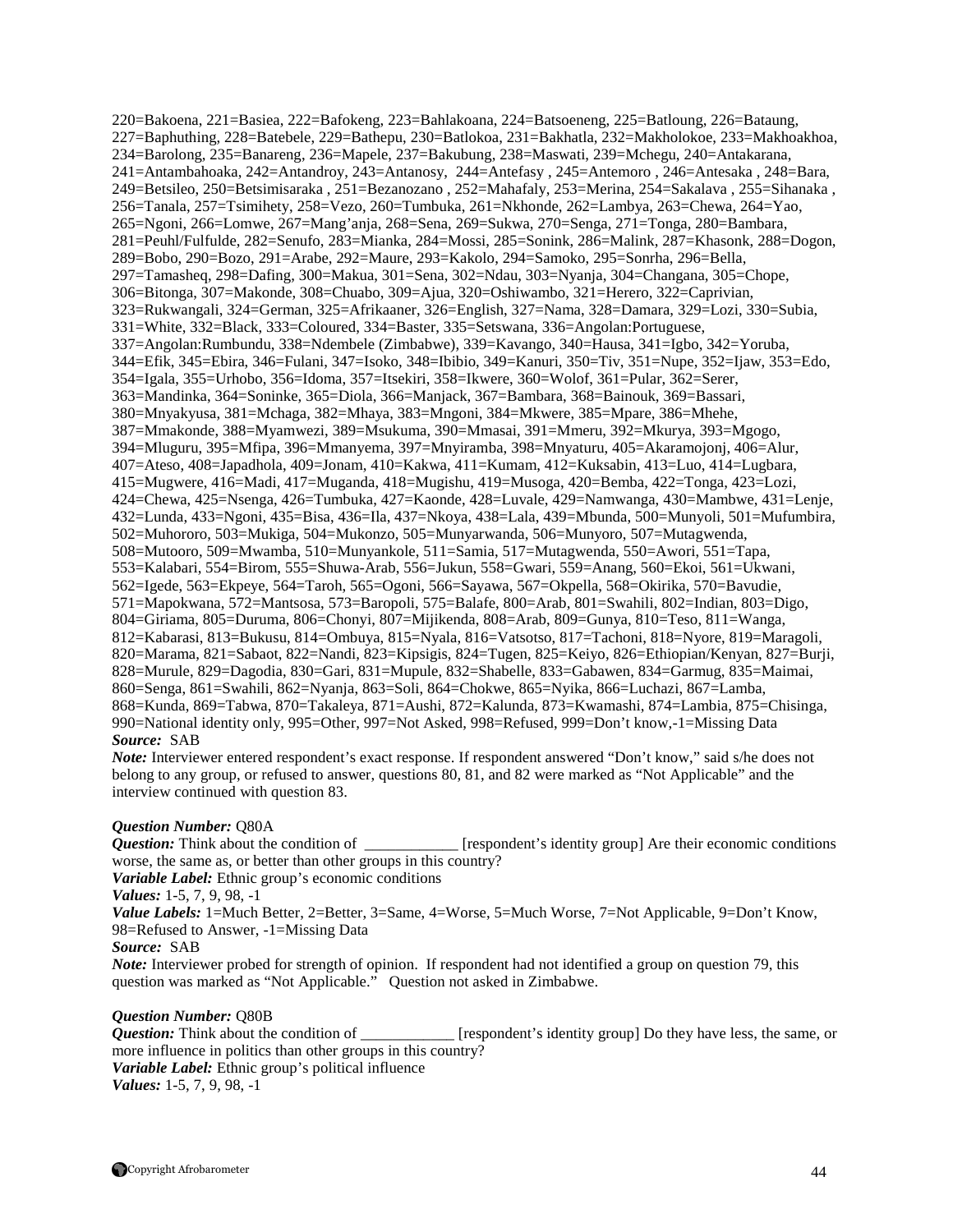220=Bakoena, 221=Basiea, 222=Bafokeng, 223=Bahlakoana, 224=Batsoeneng, 225=Batloung, 226=Bataung, 227=Baphuthing, 228=Batebele, 229=Bathepu, 230=Batlokoa, 231=Bakhatla, 232=Makholokoe, 233=Makhoakhoa, 234=Barolong, 235=Banareng, 236=Mapele, 237=Bakubung, 238=Maswati, 239=Mchegu, 240=Antakarana, 241=Antambahoaka, 242=Antandroy, 243=Antanosy, 244=Antefasy , 245=Antemoro , 246=Antesaka , 248=Bara, 249=Betsileo, 250=Betsimisaraka , 251=Bezanozano , 252=Mahafaly, 253=Merina, 254=Sakalava , 255=Sihanaka , 256=Tanala, 257=Tsimihety, 258=Vezo, 260=Tumbuka, 261=Nkhonde, 262=Lambya, 263=Chewa, 264=Yao, 265=Ngoni, 266=Lomwe, 267=Mang'anja, 268=Sena, 269=Sukwa, 270=Senga, 271=Tonga, 280=Bambara, 281=Peuhl/Fulfulde, 282=Senufo, 283=Mianka, 284=Mossi, 285=Sonink, 286=Malink, 287=Khasonk, 288=Dogon, 289=Bobo, 290=Bozo, 291=Arabe, 292=Maure, 293=Kakolo, 294=Samoko, 295=Sonrha, 296=Bella, 297=Tamasheq, 298=Dafing, 300=Makua, 301=Sena, 302=Ndau, 303=Nyanja, 304=Changana, 305=Chope, 306=Bitonga, 307=Makonde, 308=Chuabo, 309=Ajua, 320=Oshiwambo, 321=Herero, 322=Caprivian, 323=Rukwangali, 324=German, 325=Afrikaaner, 326=English, 327=Nama, 328=Damara, 329=Lozi, 330=Subia, 331=White, 332=Black, 333=Coloured, 334=Baster, 335=Setswana, 336=Angolan:Portuguese, 337=Angolan:Rumbundu, 338=Ndembele (Zimbabwe), 339=Kavango, 340=Hausa, 341=Igbo, 342=Yoruba, 344=Efik, 345=Ebira, 346=Fulani, 347=Isoko, 348=Ibibio, 349=Kanuri, 350=Tiv, 351=Nupe, 352=Ijaw, 353=Edo, 354=Igala, 355=Urhobo, 356=Idoma, 357=Itsekiri, 358=Ikwere, 360=Wolof, 361=Pular, 362=Serer, 363=Mandinka, 364=Soninke, 365=Diola, 366=Manjack, 367=Bambara, 368=Bainouk, 369=Bassari, 380=Mnyakyusa, 381=Mchaga, 382=Mhaya, 383=Mngoni, 384=Mkwere, 385=Mpare, 386=Mhehe, 387=Mmakonde, 388=Myamwezi, 389=Msukuma, 390=Mmasai, 391=Mmeru, 392=Mkurya, 393=Mgogo, 394=Mluguru, 395=Mfipa, 396=Mmanyema, 397=Mnyiramba, 398=Mnyaturu, 405=Akaramojonj, 406=Alur, 407=Ateso, 408=Japadhola, 409=Jonam, 410=Kakwa, 411=Kumam, 412=Kuksabin, 413=Luo, 414=Lugbara, 415=Mugwere, 416=Madi, 417=Muganda, 418=Mugishu, 419=Musoga, 420=Bemba, 422=Tonga, 423=Lozi, 424=Chewa, 425=Nsenga, 426=Tumbuka, 427=Kaonde, 428=Luvale, 429=Namwanga, 430=Mambwe, 431=Lenje, 432=Lunda, 433=Ngoni, 435=Bisa, 436=Ila, 437=Nkoya, 438=Lala, 439=Mbunda, 500=Munyoli, 501=Mufumbira, 502=Muhororo, 503=Mukiga, 504=Mukonzo, 505=Munyarwanda, 506=Munyoro, 507=Mutagwenda, 508=Mutooro, 509=Mwamba, 510=Munyankole, 511=Samia, 517=Mutagwenda, 550=Awori, 551=Tapa, 553=Kalabari, 554=Birom, 555=Shuwa-Arab, 556=Jukun, 558=Gwari, 559=Anang, 560=Ekoi, 561=Ukwani, 562=Igede, 563=Ekpeye, 564=Taroh, 565=Ogoni, 566=Sayawa, 567=Okpella, 568=Okirika, 570=Bavudie, 571=Mapokwana, 572=Mantsosa, 573=Baropoli, 575=Balafe, 800=Arab, 801=Swahili, 802=Indian, 803=Digo, 804=Giriama, 805=Duruma, 806=Chonyi, 807=Mijikenda, 808=Arab, 809=Gunya, 810=Teso, 811=Wanga, 812=Kabarasi, 813=Bukusu, 814=Ombuya, 815=Nyala, 816=Vatsotso, 817=Tachoni, 818=Nyore, 819=Maragoli, 820=Marama, 821=Sabaot, 822=Nandi, 823=Kipsigis, 824=Tugen, 825=Keiyo, 826=Ethiopian/Kenyan, 827=Burji, 828=Murule, 829=Dagodia, 830=Gari, 831=Mupule, 832=Shabelle, 833=Gabawen, 834=Garmug, 835=Maimai, 860=Senga, 861=Swahili, 862=Nyanja, 863=Soli, 864=Chokwe, 865=Nyika, 866=Luchazi, 867=Lamba, 868=Kunda, 869=Tabwa, 870=Takaleya, 871=Aushi, 872=Kalunda, 873=Kwamashi, 874=Lambia, 875=Chisinga, 990=National identity only, 995=Other, 997=Not Asked, 998=Refused, 999=Don't know,-1=Missing Data

***Source:*** SAB

***Note:*** Interviewer entered respondent's exact response. If respondent answered "Don't know," said s/he does not belong to any group, or refused to answer, questions 80, 81, and 82 were marked as "Not Applicable" and the interview continued with question 83.

***Question Number:*** Q80A

***Question:*** Think about the condition of ____________ [respondent's identity group] Are their economic conditions worse, the same as, or better than other groups in this country?

***Variable Label:*** Ethnic group's economic conditions

***Values:*** 1-5, 7, 9, 98, -1

***Value Labels:*** 1=Much Better, 2=Better, 3=Same, 4=Worse, 5=Much Worse, 7=Not Applicable, 9=Don't Know, 98=Refused to Answer, -1=Missing Data

***Source:*** SAB

***Note:*** Interviewer probed for strength of opinion. If respondent had not identified a group on question 79, this question was marked as "Not Applicable." Question not asked in Zimbabwe.

***Question Number:*** Q80B

***Question:*** Think about the condition of ____________ [respondent's identity group] Do they have less, the same, or more influence in politics than other groups in this country?

***Variable Label:*** Ethnic group's political influence

***Values:*** 1-5, 7, 9, 98, -1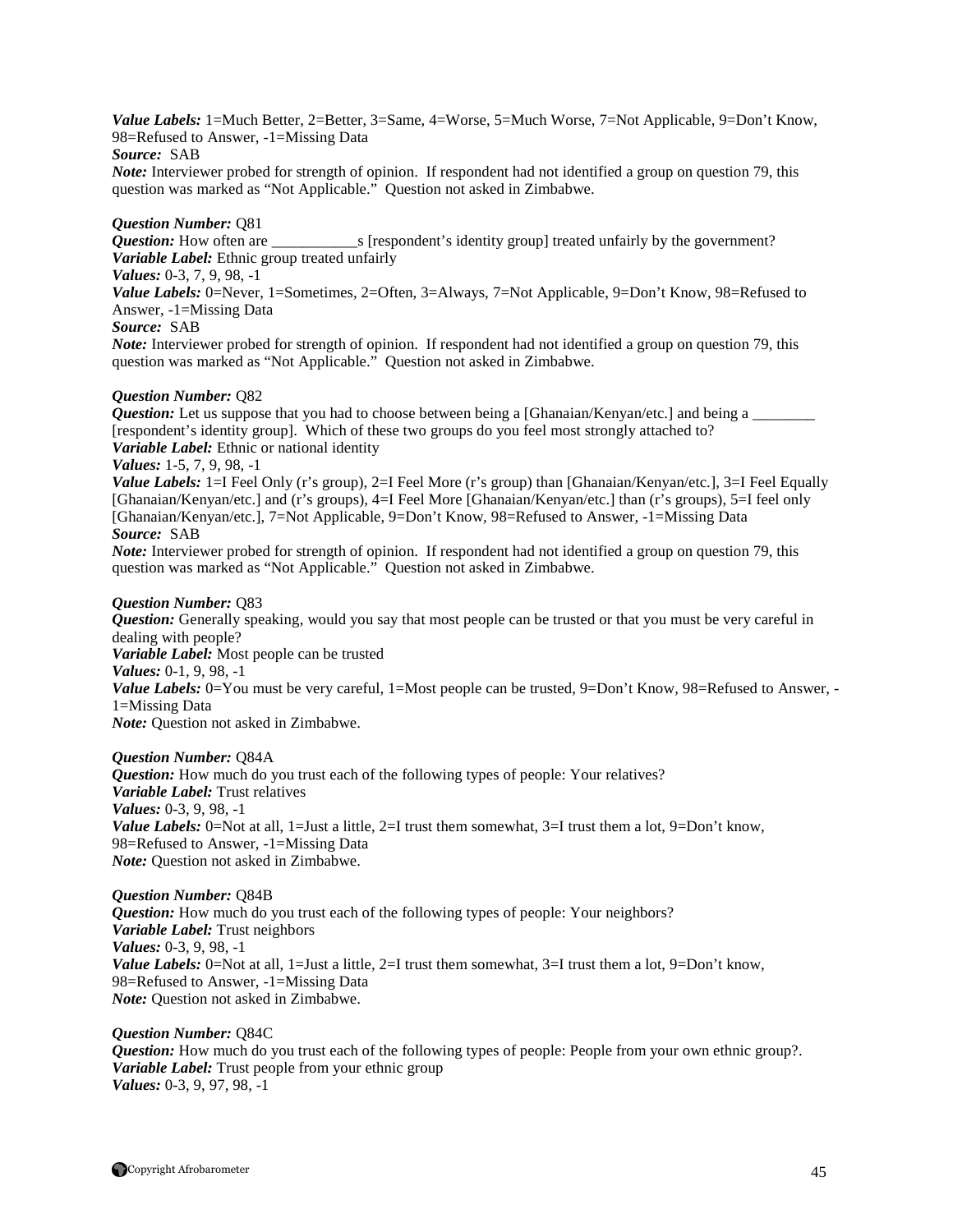***Value Labels:*** 1=Much Better, 2=Better, 3=Same, 4=Worse, 5=Much Worse, 7=Not Applicable, 9=Don't Know, 98=Refused to Answer, -1=Missing Data
***Source:*** SAB
***Note:*** Interviewer probed for strength of opinion. If respondent had not identified a group on question 79, this question was marked as "Not Applicable." Question not asked in Zimbabwe.

***Question Number:*** Q81
***Question:*** How often are ___________s [respondent's identity group] treated unfairly by the government?
***Variable Label:*** Ethnic group treated unfairly
***Values:*** 0-3, 7, 9, 98, -1
***Value Labels:*** 0=Never, 1=Sometimes, 2=Often, 3=Always, 7=Not Applicable, 9=Don't Know, 98=Refused to Answer, -1=Missing Data
***Source:*** SAB
***Note:*** Interviewer probed for strength of opinion. If respondent had not identified a group on question 79, this question was marked as "Not Applicable." Question not asked in Zimbabwe.

***Question Number:*** Q82
***Question:*** Let us suppose that you had to choose between being a [Ghanaian/Kenyan/etc.] and being a ________ [respondent's identity group]. Which of these two groups do you feel most strongly attached to?
***Variable Label:*** Ethnic or national identity
***Values:*** 1-5, 7, 9, 98, -1
***Value Labels:*** 1=I Feel Only (r's group), 2=I Feel More (r's group) than [Ghanaian/Kenyan/etc.], 3=I Feel Equally [Ghanaian/Kenyan/etc.] and (r's groups), 4=I Feel More [Ghanaian/Kenyan/etc.] than (r's groups), 5=I feel only [Ghanaian/Kenyan/etc.], 7=Not Applicable, 9=Don't Know, 98=Refused to Answer, -1=Missing Data
***Source:*** SAB
***Note:*** Interviewer probed for strength of opinion. If respondent had not identified a group on question 79, this question was marked as "Not Applicable." Question not asked in Zimbabwe.

***Question Number:*** Q83
***Question:*** Generally speaking, would you say that most people can be trusted or that you must be very careful in dealing with people?
***Variable Label:*** Most people can be trusted
***Values:*** 0-1, 9, 98, -1
***Value Labels:*** 0=You must be very careful, 1=Most people can be trusted, 9=Don't Know, 98=Refused to Answer, -1=Missing Data
***Note:*** Question not asked in Zimbabwe.

***Question Number:*** Q84A
***Question:*** How much do you trust each of the following types of people: Your relatives?
***Variable Label:*** Trust relatives
***Values:*** 0-3, 9, 98, -1
***Value Labels:*** 0=Not at all, 1=Just a little, 2=I trust them somewhat, 3=I trust them a lot, 9=Don't know, 98=Refused to Answer, -1=Missing Data
***Note:*** Question not asked in Zimbabwe.

***Question Number:*** Q84B
***Question:*** How much do you trust each of the following types of people: Your neighbors?
***Variable Label:*** Trust neighbors
***Values:*** 0-3, 9, 98, -1
***Value Labels:*** 0=Not at all, 1=Just a little, 2=I trust them somewhat, 3=I trust them a lot, 9=Don't know, 98=Refused to Answer, -1=Missing Data
***Note:*** Question not asked in Zimbabwe.

***Question Number:*** Q84C
***Question:*** How much do you trust each of the following types of people: People from your own ethnic group?.
***Variable Label:*** Trust people from your ethnic group
***Values:*** 0-3, 9, 97, 98, -1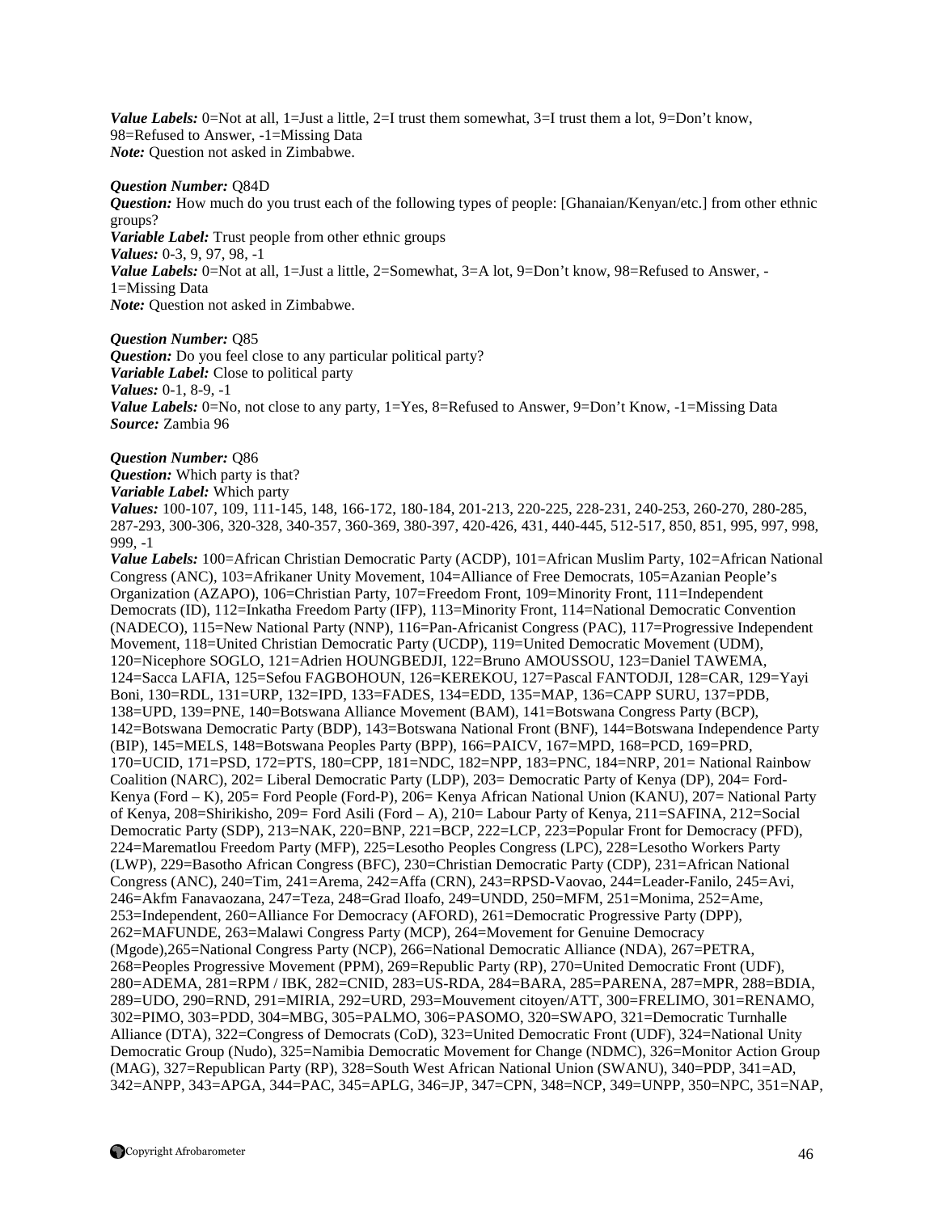***Value Labels:*** 0=Not at all, 1=Just a little, 2=I trust them somewhat, 3=I trust them a lot, 9=Don't know, 98=Refused to Answer, -1=Missing Data
***Note:*** Question not asked in Zimbabwe.

***Question Number:*** Q84D
***Question:*** How much do you trust each of the following types of people: [Ghanaian/Kenyan/etc.] from other ethnic groups?
***Variable Label:*** Trust people from other ethnic groups
***Values:*** 0-3, 9, 97, 98, -1
***Value Labels:*** 0=Not at all, 1=Just a little, 2=Somewhat, 3=A lot, 9=Don't know, 98=Refused to Answer, -1=Missing Data
***Note:*** Question not asked in Zimbabwe.

***Question Number:*** Q85
***Question:*** Do you feel close to any particular political party?
***Variable Label:*** Close to political party
***Values:*** 0-1, 8-9, -1
***Value Labels:*** 0=No, not close to any party, 1=Yes, 8=Refused to Answer, 9=Don't Know, -1=Missing Data
***Source:*** Zambia 96

***Question Number:*** Q86
***Question:*** Which party is that?
***Variable Label:*** Which party
***Values:*** 100-107, 109, 111-145, 148, 166-172, 180-184, 201-213, 220-225, 228-231, 240-253, 260-270, 280-285, 287-293, 300-306, 320-328, 340-357, 360-369, 380-397, 420-426, 431, 440-445, 512-517, 850, 851, 995, 997, 998, 999, -1
***Value Labels:*** 100=African Christian Democratic Party (ACDP), 101=African Muslim Party, 102=African National Congress (ANC), 103=Afrikaner Unity Movement, 104=Alliance of Free Democrats, 105=Azanian People's Organization (AZAPO), 106=Christian Party, 107=Freedom Front, 109=Minority Front, 111=Independent Democrats (ID), 112=Inkatha Freedom Party (IFP), 113=Minority Front, 114=National Democratic Convention (NADECO), 115=New National Party (NNP), 116=Pan-Africanist Congress (PAC), 117=Progressive Independent Movement, 118=United Christian Democratic Party (UCDP), 119=United Democratic Movement (UDM), 120=Nicephore SOGLO, 121=Adrien HOUNGBEDJI, 122=Bruno AMOUSSOU, 123=Daniel TAWEMA, 124=Sacca LAFIA, 125=Sefou FAGBOHOUN, 126=KEREKOU, 127=Pascal FANTODJI, 128=CAR, 129=Yayi Boni, 130=RDL, 131=URP, 132=IPD, 133=FADES, 134=EDD, 135=MAP, 136=CAPP SURU, 137=PDB, 138=UPD, 139=PNE, 140=Botswana Alliance Movement (BAM), 141=Botswana Congress Party (BCP), 142=Botswana Democratic Party (BDP), 143=Botswana National Front (BNF), 144=Botswana Independence Party (BIP), 145=MELS, 148=Botswana Peoples Party (BPP), 166=PAICV, 167=MPD, 168=PCD, 169=PRD, 170=UCID, 171=PSD, 172=PTS, 180=CPP, 181=NDC, 182=NPP, 183=PNC, 184=NRP, 201= National Rainbow Coalition (NARC), 202= Liberal Democratic Party (LDP), 203= Democratic Party of Kenya (DP), 204= Ford-Kenya (Ford – K), 205= Ford People (Ford-P), 206= Kenya African National Union (KANU), 207= National Party of Kenya, 208=Shirikisho, 209= Ford Asili (Ford – A), 210= Labour Party of Kenya, 211=SAFINA, 212=Social Democratic Party (SDP), 213=NAK, 220=BNP, 221=BCP, 222=LCP, 223=Popular Front for Democracy (PFD), 224=Marematlou Freedom Party (MFP), 225=Lesotho Peoples Congress (LPC), 228=Lesotho Workers Party (LWP), 229=Basotho African Congress (BFC), 230=Christian Democratic Party (CDP), 231=African National Congress (ANC), 240=Tim, 241=Arema, 242=Affa (CRN), 243=RPSD-Vaovao, 244=Leader-Fanilo, 245=Avi, 246=Akfm Fanavaozana, 247=Teza, 248=Grad Iloafo, 249=UNDD, 250=MFM, 251=Monima, 252=Ame, 253=Independent, 260=Alliance For Democracy (AFORD), 261=Democratic Progressive Party (DPP), 262=MAFUNDE, 263=Malawi Congress Party (MCP), 264=Movement for Genuine Democracy (Mgode),265=National Congress Party (NCP), 266=National Democratic Alliance (NDA), 267=PETRA, 268=Peoples Progressive Movement (PPM), 269=Republic Party (RP), 270=United Democratic Front (UDF), 280=ADEMA, 281=RPM / IBK, 282=CNID, 283=US-RDA, 284=BARA, 285=PARENA, 287=MPR, 288=BDIA, 289=UDO, 290=RND, 291=MIRIA, 292=URD, 293=Mouvement citoyen/ATT, 300=FRELIMO, 301=RENAMO, 302=PIMO, 303=PDD, 304=MBG, 305=PALMO, 306=PASOMO, 320=SWAPO, 321=Democratic Turnhalle Alliance (DTA), 322=Congress of Democrats (CoD), 323=United Democratic Front (UDF), 324=National Unity Democratic Group (Nudo), 325=Namibia Democratic Movement for Change (NDMC), 326=Monitor Action Group (MAG), 327=Republican Party (RP), 328=South West African National Union (SWANU), 340=PDP, 341=AD, 342=ANPP, 343=APGA, 344=PAC, 345=APLG, 346=JP, 347=CPN, 348=NCP, 349=UNPP, 350=NPC, 351=NAP,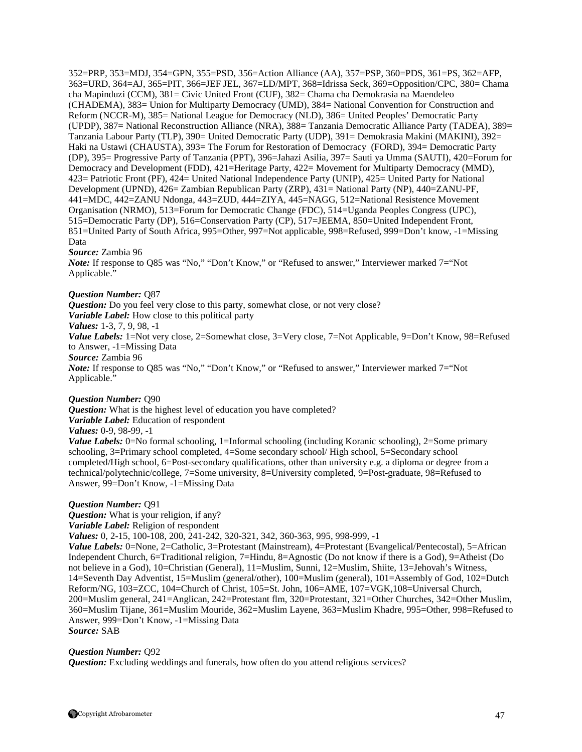352=PRP, 353=MDJ, 354=GPN, 355=PSD, 356=Action Alliance (AA), 357=PSP, 360=PDS, 361=PS, 362=AFP, 363=URD, 364=AJ, 365=PIT, 366=JEF JEL, 367=LD/MPT, 368=Idrissa Seck, 369=Opposition/CPC, 380= Chama cha Mapinduzi (CCM), 381= Civic United Front (CUF), 382= Chama cha Demokrasia na Maendeleo (CHADEMA), 383= Union for Multiparty Democracy (UMD), 384= National Convention for Construction and Reform (NCCR-M), 385= National League for Democracy (NLD), 386= United Peoples' Democratic Party (UPDP), 387= National Reconstruction Alliance (NRA), 388= Tanzania Democratic Alliance Party (TADEA), 389= Tanzania Labour Party (TLP), 390= United Democratic Party (UDP), 391= Demokrasia Makini (MAKINI), 392= Haki na Ustawi (CHAUSTA), 393= The Forum for Restoration of Democracy (FORD), 394= Democratic Party (DP), 395= Progressive Party of Tanzania (PPT), 396=Jahazi Asilia, 397= Sauti ya Umma (SAUTI), 420=Forum for Democracy and Development (FDD), 421=Heritage Party, 422= Movement for Multiparty Democracy (MMD), 423= Patriotic Front (PF), 424= United National Independence Party (UNIP), 425= United Party for National Development (UPND), 426= Zambian Republican Party (ZRP), 431= National Party (NP), 440=ZANU-PF, 441=MDC, 442=ZANU Ndonga, 443=ZUD, 444=ZIYA, 445=NAGG, 512=National Resistence Movement Organisation (NRMO), 513=Forum for Democratic Change (FDC), 514=Uganda Peoples Congress (UPC), 515=Democratic Party (DP), 516=Conservation Party (CP), 517=JEEMA, 850=United Independent Front, 851=United Party of South Africa, 995=Other, 997=Not applicable, 998=Refused, 999=Don't know, -1=Missing Data
***Source:*** Zambia 96
***Note:*** If response to Q85 was "No," "Don't Know," or "Refused to answer," Interviewer marked 7="Not Applicable."

***Question Number:*** Q87
***Question:*** Do you feel very close to this party, somewhat close, or not very close?
***Variable Label:*** How close to this political party
***Values:*** 1-3, 7, 9, 98, -1
***Value Labels:*** 1=Not very close, 2=Somewhat close, 3=Very close, 7=Not Applicable, 9=Don't Know, 98=Refused to Answer, -1=Missing Data
***Source:*** Zambia 96
***Note:*** If response to Q85 was "No," "Don't Know," or "Refused to answer," Interviewer marked 7="Not Applicable."

***Question Number:*** Q90
***Question:*** What is the highest level of education you have completed?
***Variable Label:*** Education of respondent
***Values:*** 0-9, 98-99, -1
***Value Labels:*** 0=No formal schooling, 1=Informal schooling (including Koranic schooling), 2=Some primary schooling, 3=Primary school completed, 4=Some secondary school/ High school, 5=Secondary school completed/High school, 6=Post-secondary qualifications, other than university e.g. a diploma or degree from a technical/polytechnic/college, 7=Some university, 8=University completed, 9=Post-graduate, 98=Refused to Answer, 99=Don't Know, -1=Missing Data

***Question Number:*** Q91
***Question:*** What is your religion, if any?
***Variable Label:*** Religion of respondent
***Values:*** 0, 2-15, 100-108, 200, 241-242, 320-321, 342, 360-363, 995, 998-999, -1
***Value Labels:*** 0=None, 2=Catholic, 3=Protestant (Mainstream), 4=Protestant (Evangelical/Pentecostal), 5=African Independent Church, 6=Traditional religion, 7=Hindu, 8=Agnostic (Do not know if there is a God), 9=Atheist (Do not believe in a God), 10=Christian (General), 11=Muslim, Sunni, 12=Muslim, Shiite, 13=Jehovah's Witness, 14=Seventh Day Adventist, 15=Muslim (general/other), 100=Muslim (general), 101=Assembly of God, 102=Dutch Reform/NG, 103=ZCC, 104=Church of Christ, 105=St. John, 106=AME, 107=VGK,108=Universal Church, 200=Muslim general, 241=Anglican, 242=Protestant flm, 320=Protestant, 321=Other Churches, 342=Other Muslim, 360=Muslim Tijane, 361=Muslim Mouride, 362=Muslim Layene, 363=Muslim Khadre, 995=Other, 998=Refused to Answer, 999=Don't Know, -1=Missing Data
***Source:*** SAB

***Question Number:*** Q92
***Question:*** Excluding weddings and funerals, how often do you attend religious services?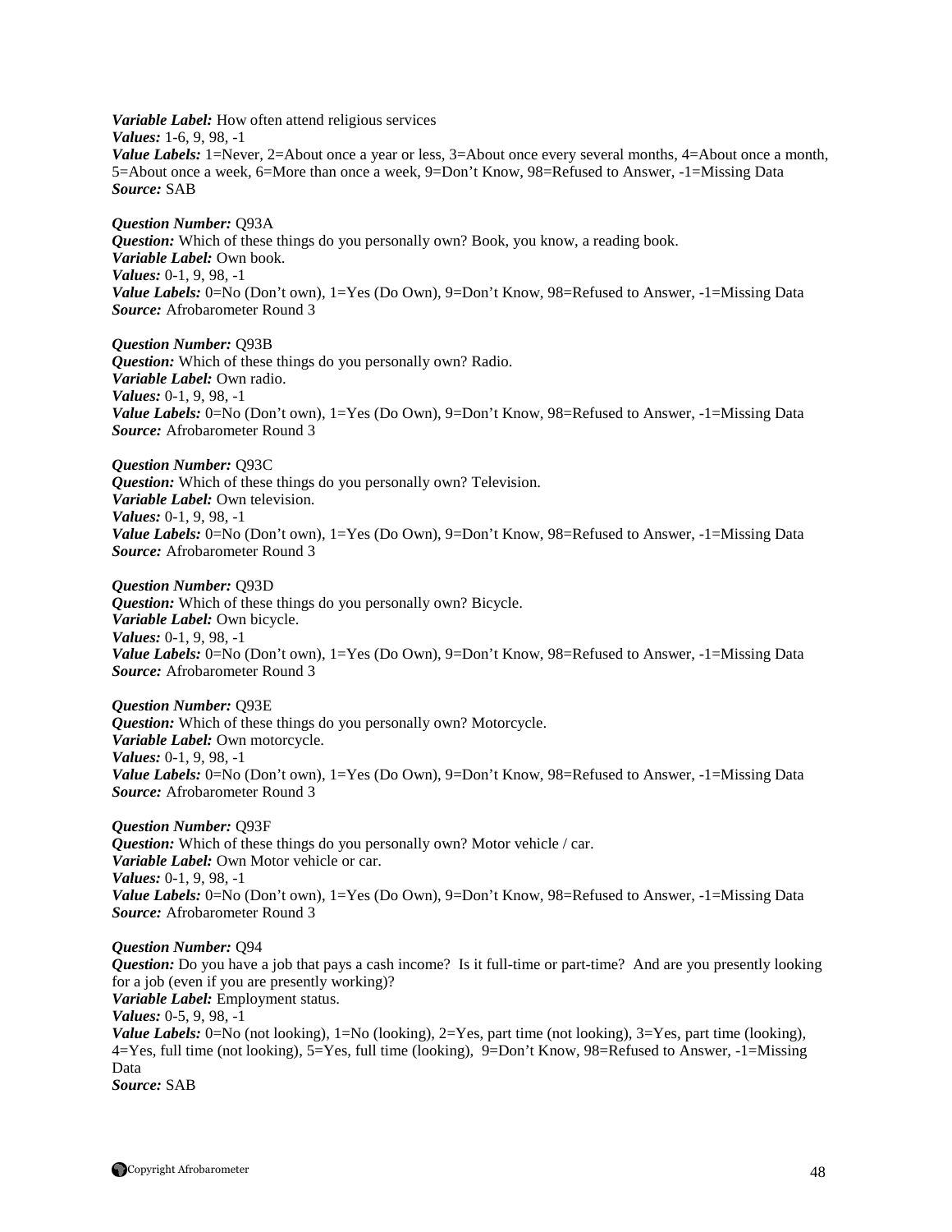***Variable Label:*** How often attend religious services
***Values:*** 1-6, 9, 98, -1
***Value Labels:*** 1=Never, 2=About once a year or less, 3=About once every several months, 4=About once a month, 5=About once a week, 6=More than once a week, 9=Don't Know, 98=Refused to Answer, -1=Missing Data
***Source:*** SAB

***Question Number:*** Q93A
***Question:*** Which of these things do you personally own? Book, you know, a reading book.
***Variable Label:*** Own book.
***Values:*** 0-1, 9, 98, -1
***Value Labels:*** 0=No (Don't own), 1=Yes (Do Own), 9=Don't Know, 98=Refused to Answer, -1=Missing Data
***Source:*** Afrobarometer Round 3

***Question Number:*** Q93B
***Question:*** Which of these things do you personally own? Radio.
***Variable Label:*** Own radio.
***Values:*** 0-1, 9, 98, -1
***Value Labels:*** 0=No (Don't own), 1=Yes (Do Own), 9=Don't Know, 98=Refused to Answer, -1=Missing Data
***Source:*** Afrobarometer Round 3

***Question Number:*** Q93C
***Question:*** Which of these things do you personally own? Television.
***Variable Label:*** Own television.
***Values:*** 0-1, 9, 98, -1
***Value Labels:*** 0=No (Don't own), 1=Yes (Do Own), 9=Don't Know, 98=Refused to Answer, -1=Missing Data
***Source:*** Afrobarometer Round 3

***Question Number:*** Q93D
***Question:*** Which of these things do you personally own? Bicycle.
***Variable Label:*** Own bicycle.
***Values:*** 0-1, 9, 98, -1
***Value Labels:*** 0=No (Don't own), 1=Yes (Do Own), 9=Don't Know, 98=Refused to Answer, -1=Missing Data
***Source:*** Afrobarometer Round 3

***Question Number:*** Q93E
***Question:*** Which of these things do you personally own? Motorcycle.
***Variable Label:*** Own motorcycle.
***Values:*** 0-1, 9, 98, -1
***Value Labels:*** 0=No (Don't own), 1=Yes (Do Own), 9=Don't Know, 98=Refused to Answer, -1=Missing Data
***Source:*** Afrobarometer Round 3

***Question Number:*** Q93F
***Question:*** Which of these things do you personally own? Motor vehicle / car.
***Variable Label:*** Own Motor vehicle or car.
***Values:*** 0-1, 9, 98, -1
***Value Labels:*** 0=No (Don't own), 1=Yes (Do Own), 9=Don't Know, 98=Refused to Answer, -1=Missing Data
***Source:*** Afrobarometer Round 3

***Question Number:*** Q94
***Question:*** Do you have a job that pays a cash income? Is it full-time or part-time? And are you presently looking for a job (even if you are presently working)?
***Variable Label:*** Employment status.
***Values:*** 0-5, 9, 98, -1
***Value Labels:*** 0=No (not looking), 1=No (looking), 2=Yes, part time (not looking), 3=Yes, part time (looking), 4=Yes, full time (not looking), 5=Yes, full time (looking), 9=Don't Know, 98=Refused to Answer, -1=Missing Data
***Source:*** SAB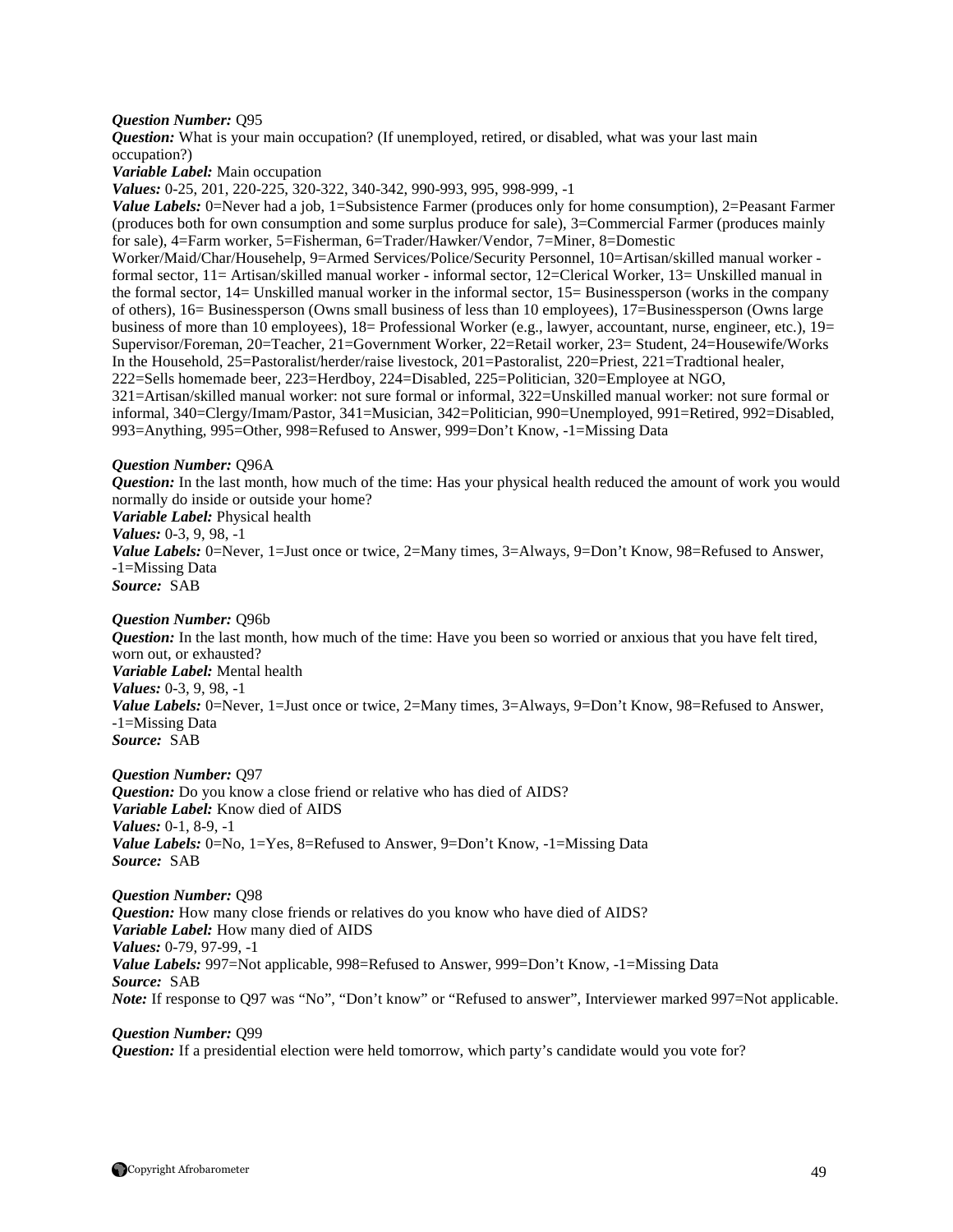***Question Number:*** Q95
***Question:*** What is your main occupation? (If unemployed, retired, or disabled, what was your last main occupation?)
***Variable Label:*** Main occupation
***Values:*** 0-25, 201, 220-225, 320-322, 340-342, 990-993, 995, 998-999, -1
***Value Labels:*** 0=Never had a job, 1=Subsistence Farmer (produces only for home consumption), 2=Peasant Farmer (produces both for own consumption and some surplus produce for sale), 3=Commercial Farmer (produces mainly for sale), 4=Farm worker, 5=Fisherman, 6=Trader/Hawker/Vendor, 7=Miner, 8=Domestic Worker/Maid/Char/Househelp, 9=Armed Services/Police/Security Personnel, 10=Artisan/skilled manual worker - formal sector, 11= Artisan/skilled manual worker - informal sector, 12=Clerical Worker, 13= Unskilled manual in the formal sector, 14= Unskilled manual worker in the informal sector, 15= Businessperson (works in the company of others), 16= Businessperson (Owns small business of less than 10 employees), 17=Businessperson (Owns large business of more than 10 employees), 18= Professional Worker (e.g., lawyer, accountant, nurse, engineer, etc.), 19= Supervisor/Foreman, 20=Teacher, 21=Government Worker, 22=Retail worker, 23= Student, 24=Housewife/Works In the Household, 25=Pastoralist/herder/raise livestock, 201=Pastoralist, 220=Priest, 221=Tradtional healer, 222=Sells homemade beer, 223=Herdboy, 224=Disabled, 225=Politician, 320=Employee at NGO, 321=Artisan/skilled manual worker: not sure formal or informal, 322=Unskilled manual worker: not sure formal or informal, 340=Clergy/Imam/Pastor, 341=Musician, 342=Politician, 990=Unemployed, 991=Retired, 992=Disabled, 993=Anything, 995=Other, 998=Refused to Answer, 999=Don't Know, -1=Missing Data

***Question Number:*** Q96A
***Question:*** In the last month, how much of the time: Has your physical health reduced the amount of work you would normally do inside or outside your home?
***Variable Label:*** Physical health
***Values:*** 0-3, 9, 98, -1
***Value Labels:*** 0=Never, 1=Just once or twice, 2=Many times, 3=Always, 9=Don't Know, 98=Refused to Answer, -1=Missing Data
***Source:*** SAB

***Question Number:*** Q96b
***Question:*** In the last month, how much of the time: Have you been so worried or anxious that you have felt tired, worn out, or exhausted?
***Variable Label:*** Mental health
***Values:*** 0-3, 9, 98, -1
***Value Labels:*** 0=Never, 1=Just once or twice, 2=Many times, 3=Always, 9=Don't Know, 98=Refused to Answer, -1=Missing Data
***Source:*** SAB

***Question Number:*** Q97
***Question:*** Do you know a close friend or relative who has died of AIDS?
***Variable Label:*** Know died of AIDS
***Values:*** 0-1, 8-9, -1
***Value Labels:*** 0=No, 1=Yes, 8=Refused to Answer, 9=Don't Know, -1=Missing Data
***Source:*** SAB

***Question Number:*** Q98
***Question:*** How many close friends or relatives do you know who have died of AIDS?
***Variable Label:*** How many died of AIDS
***Values:*** 0-79, 97-99, -1
***Value Labels:*** 997=Not applicable, 998=Refused to Answer, 999=Don't Know, -1=Missing Data
***Source:*** SAB
***Note:*** If response to Q97 was "No", "Don't know" or "Refused to answer", Interviewer marked 997=Not applicable.

***Question Number:*** Q99
***Question:*** If a presidential election were held tomorrow, which party's candidate would you vote for?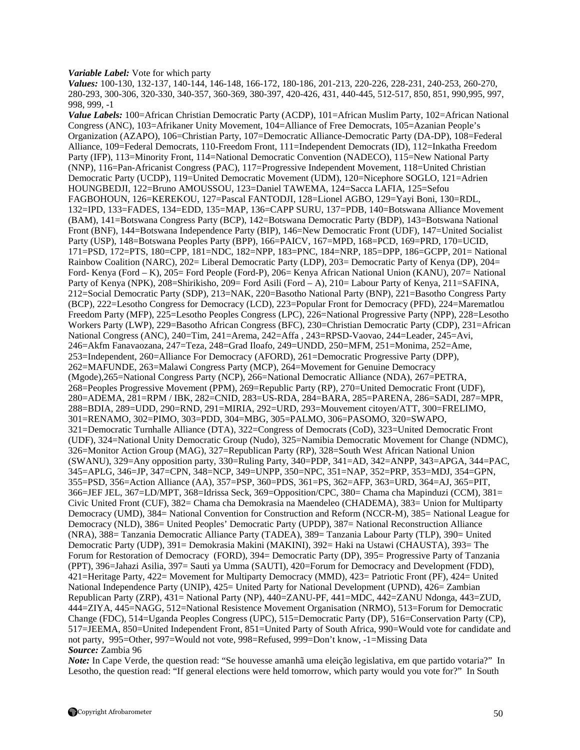***Variable Label:*** Vote for which party

***Values:*** 100-130, 132-137, 140-144, 146-148, 166-172, 180-186, 201-213, 220-226, 228-231, 240-253, 260-270, 280-293, 300-306, 320-330, 340-357, 360-369, 380-397, 420-426, 431, 440-445, 512-517, 850, 851, 990,995, 997, 998, 999, -1

***Value Labels:*** 100=African Christian Democratic Party (ACDP), 101=African Muslim Party, 102=African National Congress (ANC), 103=Afrikaner Unity Movement, 104=Alliance of Free Democrats, 105=Azanian People's Organization (AZAPO), 106=Christian Party, 107=Democratic Alliance-Democratic Party (DA-DP), 108=Federal Alliance, 109=Federal Democrats, 110-Freedom Front, 111=Independent Democrats (ID), 112=Inkatha Freedom Party (IFP), 113=Minority Front, 114=National Democratic Convention (NADECO), 115=New National Party (NNP), 116=Pan-Africanist Congress (PAC), 117=Progressive Independent Movement, 118=United Christian Democratic Party (UCDP), 119=United Democratic Movement (UDM), 120=Nicephore SOGLO, 121=Adrien HOUNGBEDJI, 122=Bruno AMOUSSOU, 123=Daniel TAWEMA, 124=Sacca LAFIA, 125=Sefou FAGBOHOUN, 126=KEREKOU, 127=Pascal FANTODJI, 128=Lionel AGBO, 129=Yayi Boni, 130=RDL, 132=IPD, 133=FADES, 134=EDD, 135=MAP, 136=CAPP SURU, 137=PDB, 140=Botswana Alliance Movement (BAM), 141=Botswana Congress Party (BCP), 142=Botswana Democratic Party (BDP), 143=Botswana National Front (BNF), 144=Botswana Independence Party (BIP), 146=New Democratic Front (UDF), 147=United Socialist Party (USP), 148=Botswana Peoples Party (BPP), 166=PAICV, 167=MPD, 168=PCD, 169=PRD, 170=UCID, 171=PSD, 172=PTS, 180=CPP, 181=NDC, 182=NPP, 183=PNC, 184=NRP, 185=DPP, 186=GCPP, 201= National Rainbow Coalition (NARC), 202= Liberal Democratic Party (LDP), 203= Democratic Party of Kenya (DP), 204= Ford- Kenya (Ford – K), 205= Ford People (Ford-P), 206= Kenya African National Union (KANU), 207= National Party of Kenya (NPK), 208=Shirikisho, 209= Ford Asili (Ford – A), 210= Labour Party of Kenya, 211=SAFINA, 212=Social Democratic Party (SDP), 213=NAK, 220=Basotho National Party (BNP), 221=Basotho Congress Party (BCP), 222=Lesotho Congress for Democracy (LCD), 223=Popular Front for Democracy (PFD), 224=Marematlou Freedom Party (MFP), 225=Lesotho Peoples Congress (LPC), 226=National Progressive Party (NPP), 228=Lesotho Workers Party (LWP), 229=Basotho African Congress (BFC), 230=Christian Democratic Party (CDP), 231=African National Congress (ANC), 240=Tim, 241=Arema, 242=Affa , 243=RPSD-Vaovao, 244=Leader, 245=Avi, 246=Akfm Fanavaozana, 247=Teza, 248=Grad Iloafo, 249=UNDD, 250=MFM, 251=Monima, 252=Ame, 253=Independent, 260=Alliance For Democracy (AFORD), 261=Democratic Progressive Party (DPP), 262=MAFUNDE, 263=Malawi Congress Party (MCP), 264=Movement for Genuine Democracy (Mgode),265=National Congress Party (NCP), 266=National Democratic Alliance (NDA), 267=PETRA, 268=Peoples Progressive Movement (PPM), 269=Republic Party (RP), 270=United Democratic Front (UDF), 280=ADEMA, 281=RPM / IBK, 282=CNID, 283=US-RDA, 284=BARA, 285=PARENA, 286=SADI, 287=MPR, 288=BDIA, 289=UDD, 290=RND, 291=MIRIA, 292=URD, 293=Mouvement citoyen/ATT, 300=FRELIMO, 301=RENAMO, 302=PIMO, 303=PDD, 304=MBG, 305=PALMO, 306=PASOMO, 320=SWAPO, 321=Democratic Turnhalle Alliance (DTA), 322=Congress of Democrats (CoD), 323=United Democratic Front (UDF), 324=National Unity Democratic Group (Nudo), 325=Namibia Democratic Movement for Change (NDMC), 326=Monitor Action Group (MAG), 327=Republican Party (RP), 328=South West African National Union (SWANU), 329=Any opposition party, 330=Ruling Party, 340=PDP, 341=AD, 342=ANPP, 343=APGA, 344=PAC, 345=APLG, 346=JP, 347=CPN, 348=NCP, 349=UNPP, 350=NPC, 351=NAP, 352=PRP, 353=MDJ, 354=GPN, 355=PSD, 356=Action Alliance (AA), 357=PSP, 360=PDS, 361=PS, 362=AFP, 363=URD, 364=AJ, 365=PIT, 366=JEF JEL, 367=LD/MPT, 368=Idrissa Seck, 369=Opposition/CPC, 380= Chama cha Mapinduzi (CCM), 381= Civic United Front (CUF), 382= Chama cha Demokrasia na Maendeleo (CHADEMA), 383= Union for Multiparty Democracy (UMD), 384= National Convention for Construction and Reform (NCCR-M), 385= National League for Democracy (NLD), 386= United Peoples' Democratic Party (UPDP), 387= National Reconstruction Alliance (NRA), 388= Tanzania Democratic Alliance Party (TADEA), 389= Tanzania Labour Party (TLP), 390= United Democratic Party (UDP), 391= Demokrasia Makini (MAKINI), 392= Haki na Ustawi (CHAUSTA), 393= The Forum for Restoration of Democracy (FORD), 394= Democratic Party (DP), 395= Progressive Party of Tanzania (PPT), 396=Jahazi Asilia, 397= Sauti ya Umma (SAUTI), 420=Forum for Democracy and Development (FDD), 421=Heritage Party, 422= Movement for Multiparty Democracy (MMD), 423= Patriotic Front (PF), 424= United National Independence Party (UNIP), 425= United Party for National Development (UPND), 426= Zambian Republican Party (ZRP), 431= National Party (NP), 440=ZANU-PF, 441=MDC, 442=ZANU Ndonga, 443=ZUD, 444=ZIYA, 445=NAGG, 512=National Resistence Movement Organisation (NRMO), 513=Forum for Democratic Change (FDC), 514=Uganda Peoples Congress (UPC), 515=Democratic Party (DP), 516=Conservation Party (CP), 517=JEEMA, 850=United Independent Front, 851=United Party of South Africa, 990=Would vote for candidate and not party, 995=Other, 997=Would not vote, 998=Refused, 999=Don't know, -1=Missing Data

***Source:*** Zambia 96

***Note:*** In Cape Verde, the question read: "Se houvesse amanhã uma eleição legislativa, em que partido votaria?" In Lesotho, the question read: "If general elections were held tomorrow, which party would you vote for?" In South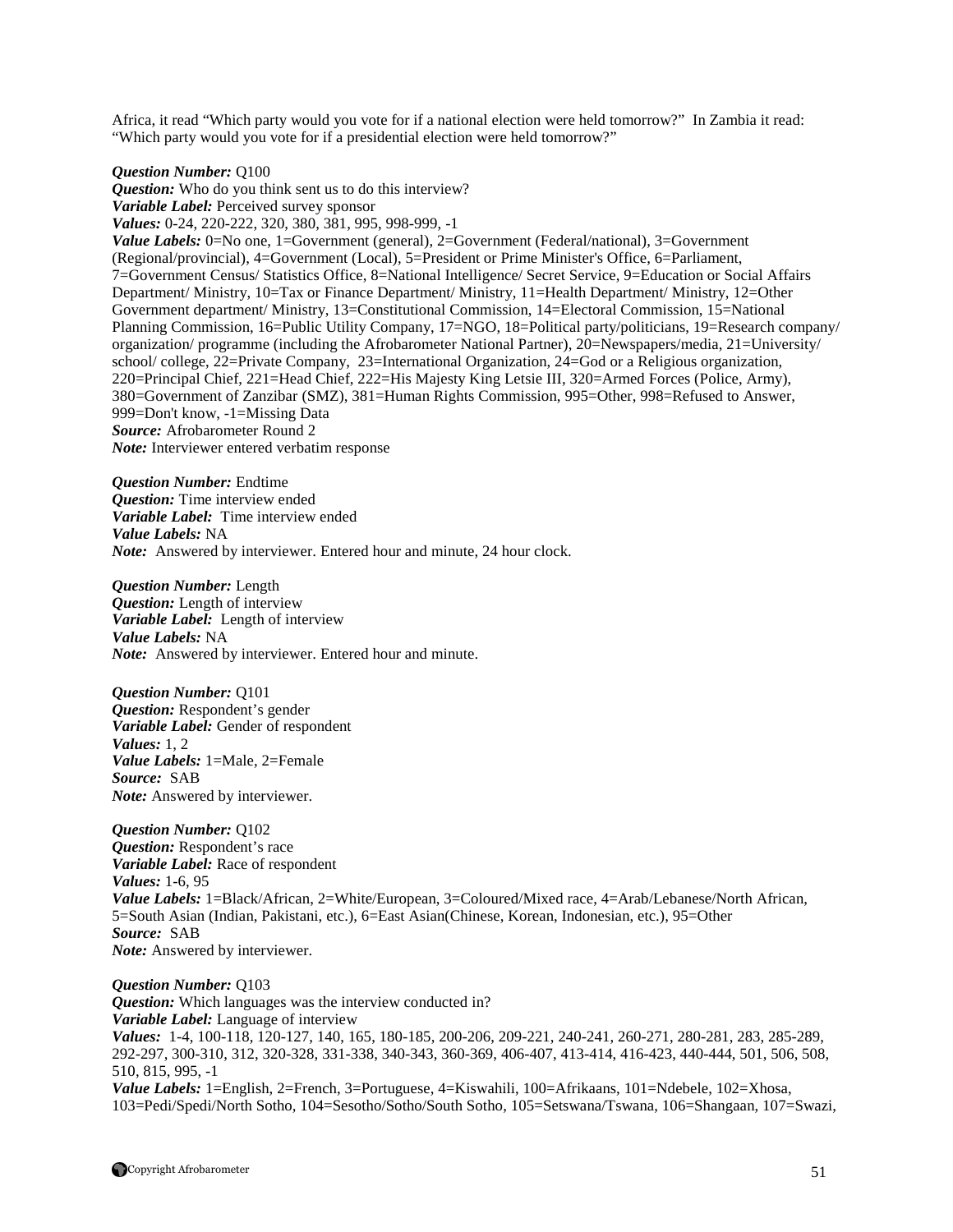Africa, it read "Which party would you vote for if a national election were held tomorrow?" In Zambia it read: "Which party would you vote for if a presidential election were held tomorrow?"

***Question Number:*** Q100
***Question:*** Who do you think sent us to do this interview?
***Variable Label:*** Perceived survey sponsor
***Values:*** 0-24, 220-222, 320, 380, 381, 995, 998-999, -1
***Value Labels:*** 0=No one, 1=Government (general), 2=Government (Federal/national), 3=Government (Regional/provincial), 4=Government (Local), 5=President or Prime Minister's Office, 6=Parliament, 7=Government Census/ Statistics Office, 8=National Intelligence/ Secret Service, 9=Education or Social Affairs Department/ Ministry, 10=Tax or Finance Department/ Ministry, 11=Health Department/ Ministry, 12=Other Government department/ Ministry, 13=Constitutional Commission, 14=Electoral Commission, 15=National Planning Commission, 16=Public Utility Company, 17=NGO, 18=Political party/politicians, 19=Research company/ organization/ programme (including the Afrobarometer National Partner), 20=Newspapers/media, 21=University/ school/ college, 22=Private Company, 23=International Organization, 24=God or a Religious organization, 220=Principal Chief, 221=Head Chief, 222=His Majesty King Letsie III, 320=Armed Forces (Police, Army), 380=Government of Zanzibar (SMZ), 381=Human Rights Commission, 995=Other, 998=Refused to Answer, 999=Don't know, -1=Missing Data
***Source:*** Afrobarometer Round 2
***Note:*** Interviewer entered verbatim response

***Question Number:*** Endtime
***Question:*** Time interview ended
***Variable Label:*** Time interview ended
***Value Labels:*** NA
***Note:*** Answered by interviewer. Entered hour and minute, 24 hour clock.

***Question Number:*** Length
***Question:*** Length of interview
***Variable Label:*** Length of interview
***Value Labels:*** NA
***Note:*** Answered by interviewer. Entered hour and minute.

***Question Number:*** Q101
***Question:*** Respondent's gender
***Variable Label:*** Gender of respondent
***Values:*** 1, 2
***Value Labels:*** 1=Male, 2=Female
***Source:*** SAB
***Note:*** Answered by interviewer.

***Question Number:*** Q102
***Question:*** Respondent's race
***Variable Label:*** Race of respondent
***Values:*** 1-6, 95
***Value Labels:*** 1=Black/African, 2=White/European, 3=Coloured/Mixed race, 4=Arab/Lebanese/North African, 5=South Asian (Indian, Pakistani, etc.), 6=East Asian(Chinese, Korean, Indonesian, etc.), 95=Other
***Source:*** SAB
***Note:*** Answered by interviewer.

***Question Number:*** Q103
***Question:*** Which languages was the interview conducted in?
***Variable Label:*** Language of interview
***Values:*** 1-4, 100-118, 120-127, 140, 165, 180-185, 200-206, 209-221, 240-241, 260-271, 280-281, 283, 285-289, 292-297, 300-310, 312, 320-328, 331-338, 340-343, 360-369, 406-407, 413-414, 416-423, 440-444, 501, 506, 508, 510, 815, 995, -1
***Value Labels:*** 1=English, 2=French, 3=Portuguese, 4=Kiswahili, 100=Afrikaans, 101=Ndebele, 102=Xhosa, 103=Pedi/Spedi/North Sotho, 104=Sesotho/Sotho/South Sotho, 105=Setswana/Tswana, 106=Shangaan, 107=Swazi,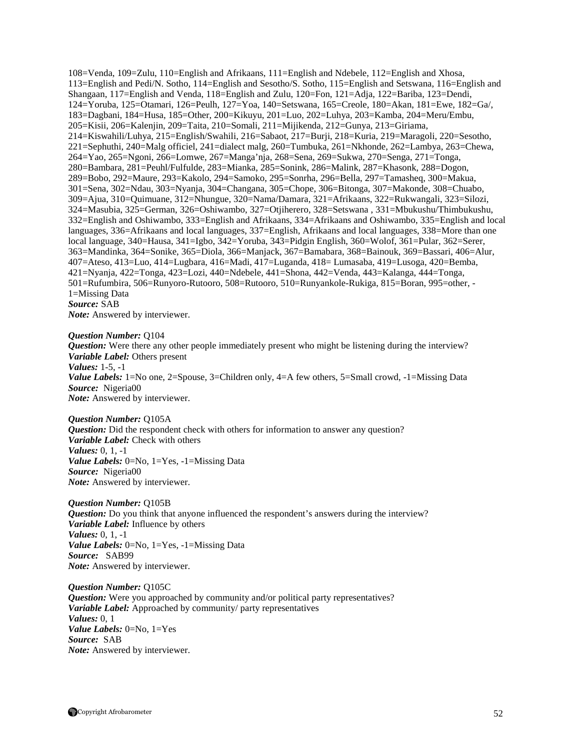108=Venda, 109=Zulu, 110=English and Afrikaans, 111=English and Ndebele, 112=English and Xhosa, 113=English and Pedi/N. Sotho, 114=English and Sesotho/S. Sotho, 115=English and Setswana, 116=English and Shangaan, 117=English and Venda, 118=English and Zulu, 120=Fon, 121=Adja, 122=Bariba, 123=Dendi, 124=Yoruba, 125=Otamari, 126=Peulh, 127=Yoa, 140=Setswana, 165=Creole, 180=Akan, 181=Ewe, 182=Ga/, 183=Dagbani, 184=Husa, 185=Other, 200=Kikuyu, 201=Luo, 202=Luhya, 203=Kamba, 204=Meru/Embu, 205=Kisii, 206=Kalenjin, 209=Taita, 210=Somali, 211=Mijikenda, 212=Gunya, 213=Giriama, 214=Kiswahili/Luhya, 215=English/Swahili, 216=Sabaot, 217=Burji, 218=Kuria, 219=Maragoli, 220=Sesotho, 221=Sephuthi, 240=Malg officiel, 241=dialect malg, 260=Tumbuka, 261=Nkhonde, 262=Lambya, 263=Chewa, 264=Yao, 265=Ngoni, 266=Lomwe, 267=Manga'nja, 268=Sena, 269=Sukwa, 270=Senga, 271=Tonga, 280=Bambara, 281=Peuhl/Fulfulde, 283=Mianka, 285=Sonink, 286=Malink, 287=Khasonk, 288=Dogon, 289=Bobo, 292=Maure, 293=Kakolo, 294=Samoko, 295=Sonrha, 296=Bella, 297=Tamasheq, 300=Makua, 301=Sena, 302=Ndau, 303=Nyanja, 304=Changana, 305=Chope, 306=Bitonga, 307=Makonde, 308=Chuabo, 309=Ajua, 310=Quimuane, 312=Nhungue, 320=Nama/Damara, 321=Afrikaans, 322=Rukwangali, 323=Silozi, 324=Masubia, 325=German, 326=Oshiwambo, 327=Otjiherero, 328=Setswana , 331=Mbukushu/Thimbukushu, 332=English and Oshiwambo, 333=English and Afrikaans, 334=Afrikaans and Oshiwambo, 335=English and local languages, 336=Afrikaans and local languages, 337=English, Afrikaans and local languages, 338=More than one local language, 340=Hausa, 341=Igbo, 342=Yoruba, 343=Pidgin English, 360=Wolof, 361=Pular, 362=Serer, 363=Mandinka, 364=Sonike, 365=Diola, 366=Manjack, 367=Bamabara, 368=Bainouk, 369=Bassari, 406=Alur, 407=Ateso, 413=Luo, 414=Lugbara, 416=Madi, 417=Luganda, 418= Lumasaba, 419=Lusoga, 420=Bemba, 421=Nyanja, 422=Tonga, 423=Lozi, 440=Ndebele, 441=Shona, 442=Venda, 443=Kalanga, 444=Tonga, 501=Rufumbira, 506=Runyoro-Rutooro, 508=Rutooro, 510=Runyankole-Rukiga, 815=Boran, 995=other, -1=Missing Data
***Source:*** SAB
***Note:*** Answered by interviewer.

***Question Number:*** Q104
***Question:*** Were there any other people immediately present who might be listening during the interview?
***Variable Label:*** Others present
***Values:*** 1-5, -1
***Value Labels:*** 1=No one, 2=Spouse, 3=Children only, 4=A few others, 5=Small crowd, -1=Missing Data
***Source:*** Nigeria00
***Note:*** Answered by interviewer.

***Question Number:*** Q105A
***Question:*** Did the respondent check with others for information to answer any question?
***Variable Label:*** Check with others
***Values:*** 0, 1, -1
***Value Labels:*** 0=No, 1=Yes, -1=Missing Data
***Source:*** Nigeria00
***Note:*** Answered by interviewer.

***Question Number:*** Q105B
***Question:*** Do you think that anyone influenced the respondent's answers during the interview?
***Variable Label:*** Influence by others
***Values:*** 0, 1, -1
***Value Labels:*** 0=No, 1=Yes, -1=Missing Data
***Source:*** SAB99
***Note:*** Answered by interviewer.

***Question Number:*** Q105C
***Question:*** Were you approached by community and/or political party representatives?
***Variable Label:*** Approached by community/ party representatives
***Values:*** 0, 1
***Value Labels:*** 0=No, 1=Yes
***Source:*** SAB
***Note:*** Answered by interviewer.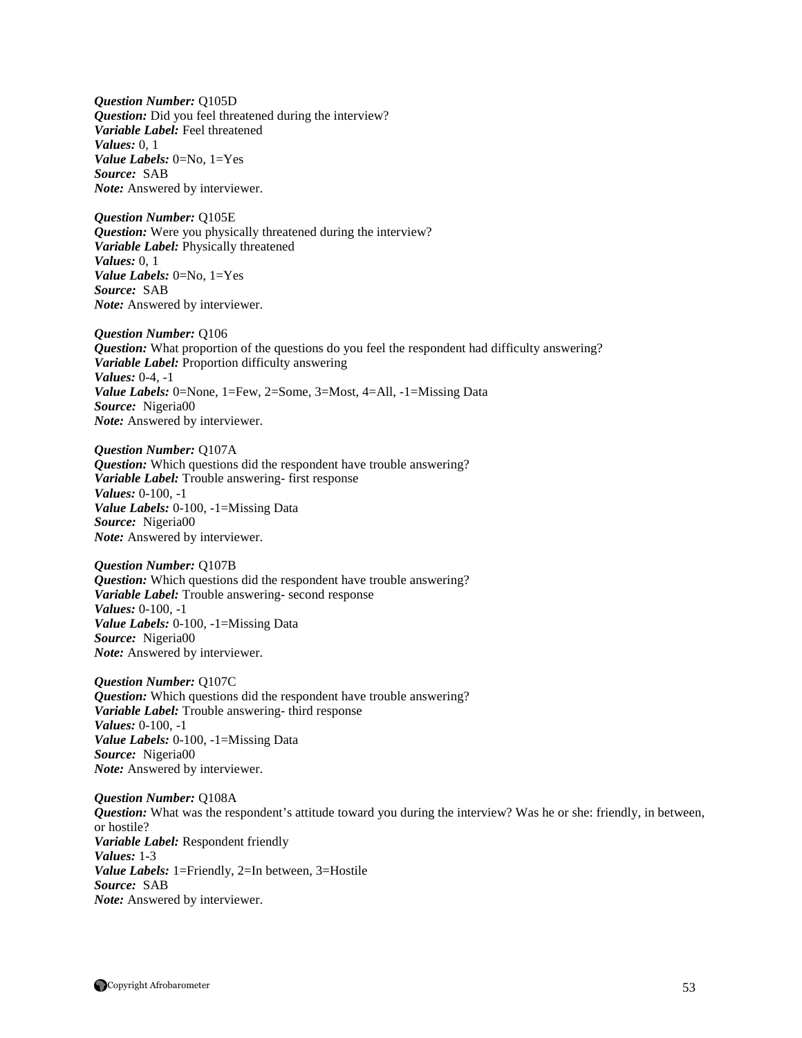***Question Number:*** Q105D
***Question:*** Did you feel threatened during the interview?
***Variable Label:*** Feel threatened
***Values:*** 0, 1
***Value Labels:*** 0=No, 1=Yes
***Source:*** SAB
***Note:*** Answered by interviewer.

***Question Number:*** Q105E
***Question:*** Were you physically threatened during the interview?
***Variable Label:*** Physically threatened
***Values:*** 0, 1
***Value Labels:*** 0=No, 1=Yes
***Source:*** SAB
***Note:*** Answered by interviewer.

***Question Number:*** Q106
***Question:*** What proportion of the questions do you feel the respondent had difficulty answering?
***Variable Label:*** Proportion difficulty answering
***Values:*** 0-4, -1
***Value Labels:*** 0=None, 1=Few, 2=Some, 3=Most, 4=All, -1=Missing Data
***Source:*** Nigeria00
***Note:*** Answered by interviewer.

***Question Number:*** Q107A
***Question:*** Which questions did the respondent have trouble answering?
***Variable Label:*** Trouble answering- first response
***Values:*** 0-100, -1
***Value Labels:*** 0-100, -1=Missing Data
***Source:*** Nigeria00
***Note:*** Answered by interviewer.

***Question Number:*** Q107B
***Question:*** Which questions did the respondent have trouble answering?
***Variable Label:*** Trouble answering- second response
***Values:*** 0-100, -1
***Value Labels:*** 0-100, -1=Missing Data
***Source:*** Nigeria00
***Note:*** Answered by interviewer.

***Question Number:*** Q107C
***Question:*** Which questions did the respondent have trouble answering?
***Variable Label:*** Trouble answering- third response
***Values:*** 0-100, -1
***Value Labels:*** 0-100, -1=Missing Data
***Source:*** Nigeria00
***Note:*** Answered by interviewer.

***Question Number:*** Q108A
***Question:*** What was the respondent's attitude toward you during the interview? Was he or she: friendly, in between, or hostile?
***Variable Label:*** Respondent friendly
***Values:*** 1-3
***Value Labels:*** 1=Friendly, 2=In between, 3=Hostile
***Source:*** SAB
***Note:*** Answered by interviewer.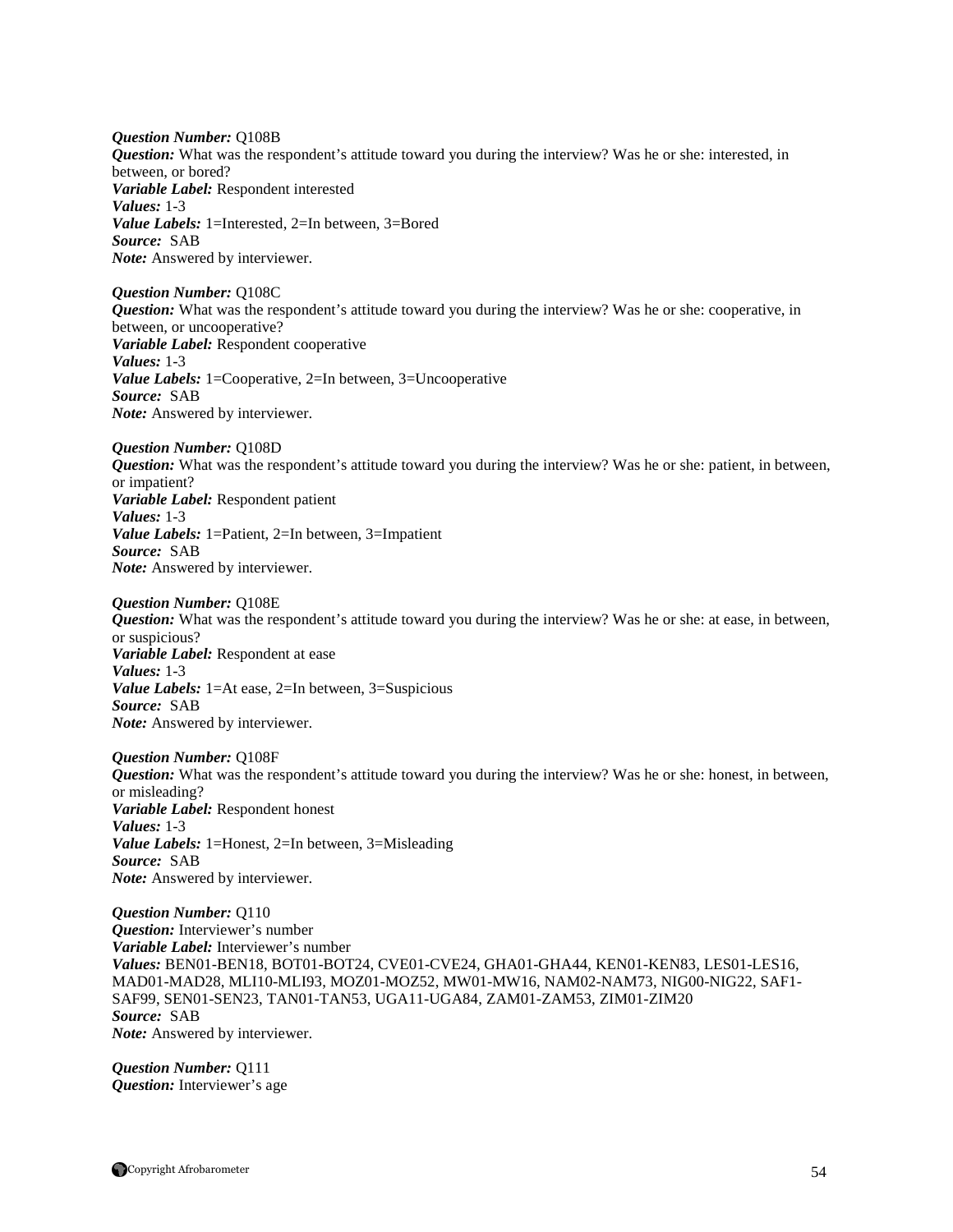***Question Number:*** Q108B
***Question:*** What was the respondent's attitude toward you during the interview? Was he or she: interested, in between, or bored?
***Variable Label:*** Respondent interested
***Values:*** 1-3
***Value Labels:*** 1=Interested, 2=In between, 3=Bored
***Source:*** SAB
***Note:*** Answered by interviewer.

***Question Number:*** Q108C
***Question:*** What was the respondent's attitude toward you during the interview? Was he or she: cooperative, in between, or uncooperative?
***Variable Label:*** Respondent cooperative
***Values:*** 1-3
***Value Labels:*** 1=Cooperative, 2=In between, 3=Uncooperative
***Source:*** SAB
***Note:*** Answered by interviewer.

***Question Number:*** Q108D
***Question:*** What was the respondent's attitude toward you during the interview? Was he or she: patient, in between, or impatient?
***Variable Label:*** Respondent patient
***Values:*** 1-3
***Value Labels:*** 1=Patient, 2=In between, 3=Impatient
***Source:*** SAB
***Note:*** Answered by interviewer.

***Question Number:*** Q108E
***Question:*** What was the respondent's attitude toward you during the interview? Was he or she: at ease, in between, or suspicious?
***Variable Label:*** Respondent at ease
***Values:*** 1-3
***Value Labels:*** 1=At ease, 2=In between, 3=Suspicious
***Source:*** SAB
***Note:*** Answered by interviewer.

***Question Number:*** Q108F
***Question:*** What was the respondent's attitude toward you during the interview? Was he or she: honest, in between, or misleading?
***Variable Label:*** Respondent honest
***Values:*** 1-3
***Value Labels:*** 1=Honest, 2=In between, 3=Misleading
***Source:*** SAB
***Note:*** Answered by interviewer.

***Question Number:*** Q110
***Question:*** Interviewer's number
***Variable Label:*** Interviewer's number
***Values:*** BEN01-BEN18, BOT01-BOT24, CVE01-CVE24, GHA01-GHA44, KEN01-KEN83, LES01-LES16, MAD01-MAD28, MLI10-MLI93, MOZ01-MOZ52, MW01-MW16, NAM02-NAM73, NIG00-NIG22, SAF1-SAF99, SEN01-SEN23, TAN01-TAN53, UGA11-UGA84, ZAM01-ZAM53, ZIM01-ZIM20
***Source:*** SAB
***Note:*** Answered by interviewer.

***Question Number:*** Q111
***Question:*** Interviewer's age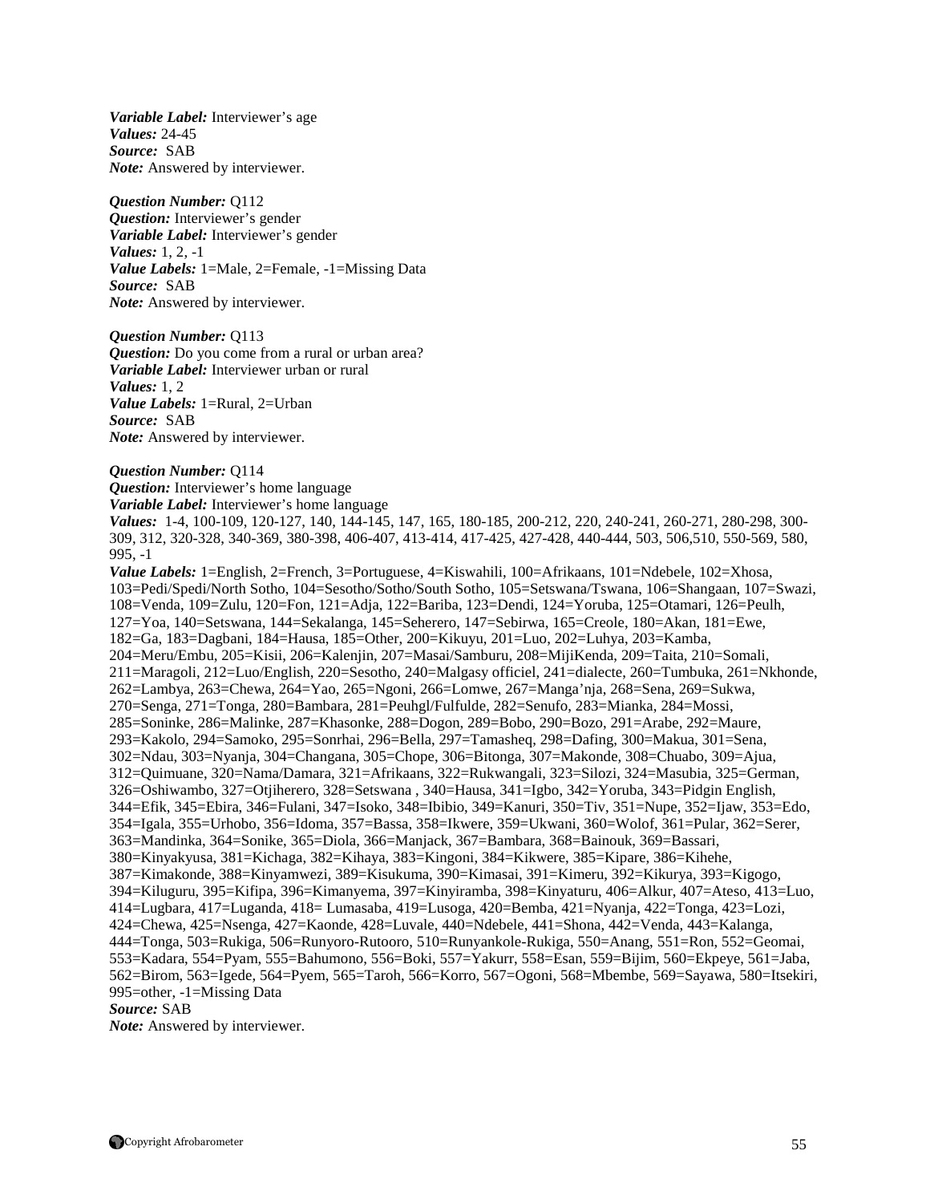***Variable Label:*** Interviewer's age
***Values:*** 24-45
***Source:*** SAB
***Note:*** Answered by interviewer.

***Question Number:*** Q112
***Question:*** Interviewer's gender
***Variable Label:*** Interviewer's gender
***Values:*** 1, 2, -1
***Value Labels:*** 1=Male, 2=Female, -1=Missing Data
***Source:*** SAB
***Note:*** Answered by interviewer.

***Question Number:*** Q113
***Question:*** Do you come from a rural or urban area?
***Variable Label:*** Interviewer urban or rural
***Values:*** 1, 2
***Value Labels:*** 1=Rural, 2=Urban
***Source:*** SAB
***Note:*** Answered by interviewer.

***Question Number:*** Q114
***Question:*** Interviewer's home language
***Variable Label:*** Interviewer's home language
***Values:*** 1-4, 100-109, 120-127, 140, 144-145, 147, 165, 180-185, 200-212, 220, 240-241, 260-271, 280-298, 300-309, 312, 320-328, 340-369, 380-398, 406-407, 413-414, 417-425, 427-428, 440-444, 503, 506,510, 550-569, 580, 995, -1
***Value Labels:*** 1=English, 2=French, 3=Portuguese, 4=Kiswahili, 100=Afrikaans, 101=Ndebele, 102=Xhosa, 103=Pedi/Spedi/North Sotho, 104=Sesotho/Sotho/South Sotho, 105=Setswana/Tswana, 106=Shangaan, 107=Swazi, 108=Venda, 109=Zulu, 120=Fon, 121=Adja, 122=Bariba, 123=Dendi, 124=Yoruba, 125=Otamari, 126=Peulh, 127=Yoa, 140=Setswana, 144=Sekalanga, 145=Seherero, 147=Sebirwa, 165=Creole, 180=Akan, 181=Ewe, 182=Ga, 183=Dagbani, 184=Hausa, 185=Other, 200=Kikuyu, 201=Luo, 202=Luhya, 203=Kamba, 204=Meru/Embu, 205=Kisii, 206=Kalenjin, 207=Masai/Samburu, 208=MijiKenda, 209=Taita, 210=Somali, 211=Maragoli, 212=Luo/English, 220=Sesotho, 240=Malgasy officiel, 241=dialecte, 260=Tumbuka, 261=Nkhonde, 262=Lambya, 263=Chewa, 264=Yao, 265=Ngoni, 266=Lomwe, 267=Manga'nja, 268=Sena, 269=Sukwa, 270=Senga, 271=Tonga, 280=Bambara, 281=Peuhgl/Fulfulde, 282=Senufo, 283=Mianka, 284=Mossi, 285=Soninke, 286=Malinke, 287=Khasonke, 288=Dogon, 289=Bobo, 290=Bozo, 291=Arabe, 292=Maure, 293=Kakolo, 294=Samoko, 295=Sonrhai, 296=Bella, 297=Tamasheq, 298=Dafing, 300=Makua, 301=Sena, 302=Ndau, 303=Nyanja, 304=Changana, 305=Chope, 306=Bitonga, 307=Makonde, 308=Chuabo, 309=Ajua, 312=Quimuane, 320=Nama/Damara, 321=Afrikaans, 322=Rukwangali, 323=Silozi, 324=Masubia, 325=German, 326=Oshiwambo, 327=Otjiherero, 328=Setswana , 340=Hausa, 341=Igbo, 342=Yoruba, 343=Pidgin English, 344=Efik, 345=Ebira, 346=Fulani, 347=Isoko, 348=Ibibio, 349=Kanuri, 350=Tiv, 351=Nupe, 352=Ijaw, 353=Edo, 354=Igala, 355=Urhobo, 356=Idoma, 357=Bassa, 358=Ikwere, 359=Ukwani, 360=Wolof, 361=Pular, 362=Serer, 363=Mandinka, 364=Sonike, 365=Diola, 366=Manjack, 367=Bambara, 368=Bainouk, 369=Bassari, 380=Kinyakyusa, 381=Kichaga, 382=Kihaya, 383=Kingoni, 384=Kikwere, 385=Kipare, 386=Kihehe, 387=Kimakonde, 388=Kinyamwezi, 389=Kisukuma, 390=Kimasai, 391=Kimeru, 392=Kikurya, 393=Kigogo, 394=Kiluguru, 395=Kifipa, 396=Kimanyema, 397=Kinyiramba, 398=Kinyaturu, 406=Alkur, 407=Ateso, 413=Luo, 414=Lugbara, 417=Luganda, 418= Lumasaba, 419=Lusoga, 420=Bemba, 421=Nyanja, 422=Tonga, 423=Lozi, 424=Chewa, 425=Nsenga, 427=Kaonde, 428=Luvale, 440=Ndebele, 441=Shona, 442=Venda, 443=Kalanga, 444=Tonga, 503=Rukiga, 506=Runyoro-Rutooro, 510=Runyankole-Rukiga, 550=Anang, 551=Ron, 552=Geomai, 553=Kadara, 554=Pyam, 555=Bahumono, 556=Boki, 557=Yakurr, 558=Esan, 559=Bijim, 560=Ekpeye, 561=Jaba, 562=Birom, 563=Igede, 564=Pyem, 565=Taroh, 566=Korro, 567=Ogoni, 568=Mbembe, 569=Sayawa, 580=Itsekiri, 995=other, -1=Missing Data
***Source:*** SAB
***Note:*** Answered by interviewer.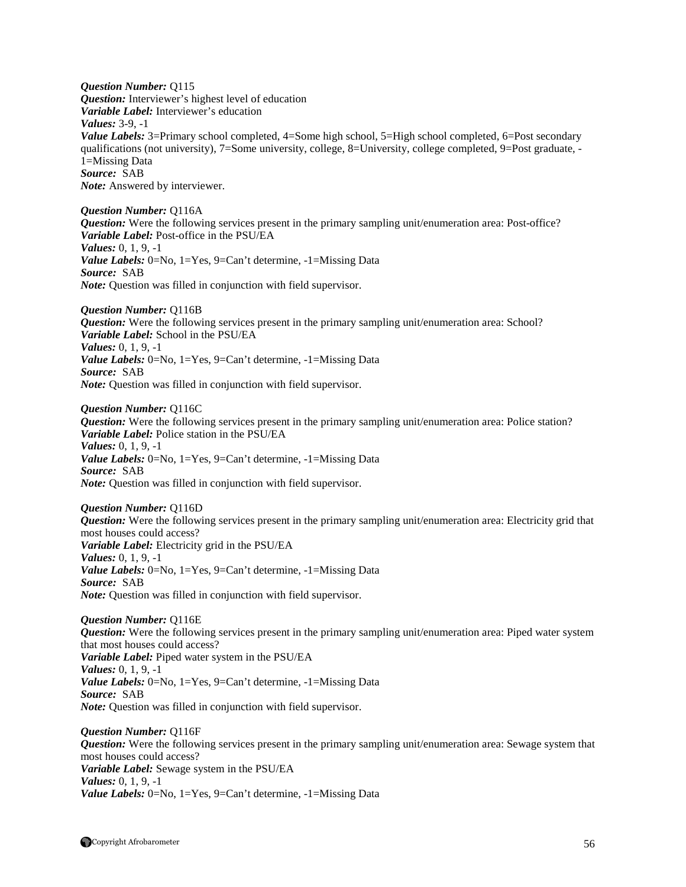***Question Number:*** Q115
***Question:*** Interviewer's highest level of education
***Variable Label:*** Interviewer's education
***Values:*** 3-9, -1
***Value Labels:*** 3=Primary school completed, 4=Some high school, 5=High school completed, 6=Post secondary qualifications (not university), 7=Some university, college, 8=University, college completed, 9=Post graduate, -1=Missing Data
***Source:*** SAB
***Note:*** Answered by interviewer.

***Question Number:*** Q116A
***Question:*** Were the following services present in the primary sampling unit/enumeration area: Post-office?
***Variable Label:*** Post-office in the PSU/EA
***Values:*** 0, 1, 9, -1
***Value Labels:*** 0=No, 1=Yes, 9=Can't determine, -1=Missing Data
***Source:*** SAB
***Note:*** Question was filled in conjunction with field supervisor.

***Question Number:*** Q116B
***Question:*** Were the following services present in the primary sampling unit/enumeration area: School?
***Variable Label:*** School in the PSU/EA
***Values:*** 0, 1, 9, -1
***Value Labels:*** 0=No, 1=Yes, 9=Can't determine, -1=Missing Data
***Source:*** SAB
***Note:*** Question was filled in conjunction with field supervisor.

***Question Number:*** Q116C
***Question:*** Were the following services present in the primary sampling unit/enumeration area: Police station?
***Variable Label:*** Police station in the PSU/EA
***Values:*** 0, 1, 9, -1
***Value Labels:*** 0=No, 1=Yes, 9=Can't determine, -1=Missing Data
***Source:*** SAB
***Note:*** Question was filled in conjunction with field supervisor.

***Question Number:*** Q116D
***Question:*** Were the following services present in the primary sampling unit/enumeration area: Electricity grid that most houses could access?
***Variable Label:*** Electricity grid in the PSU/EA
***Values:*** 0, 1, 9, -1
***Value Labels:*** 0=No, 1=Yes, 9=Can't determine, -1=Missing Data
***Source:*** SAB
***Note:*** Question was filled in conjunction with field supervisor.

***Question Number:*** Q116E
***Question:*** Were the following services present in the primary sampling unit/enumeration area: Piped water system that most houses could access?
***Variable Label:*** Piped water system in the PSU/EA
***Values:*** 0, 1, 9, -1
***Value Labels:*** 0=No, 1=Yes, 9=Can't determine, -1=Missing Data
***Source:*** SAB
***Note:*** Question was filled in conjunction with field supervisor.

***Question Number:*** Q116F
***Question:*** Were the following services present in the primary sampling unit/enumeration area: Sewage system that most houses could access?
***Variable Label:*** Sewage system in the PSU/EA
***Values:*** 0, 1, 9, -1
***Value Labels:*** 0=No, 1=Yes, 9=Can't determine, -1=Missing Data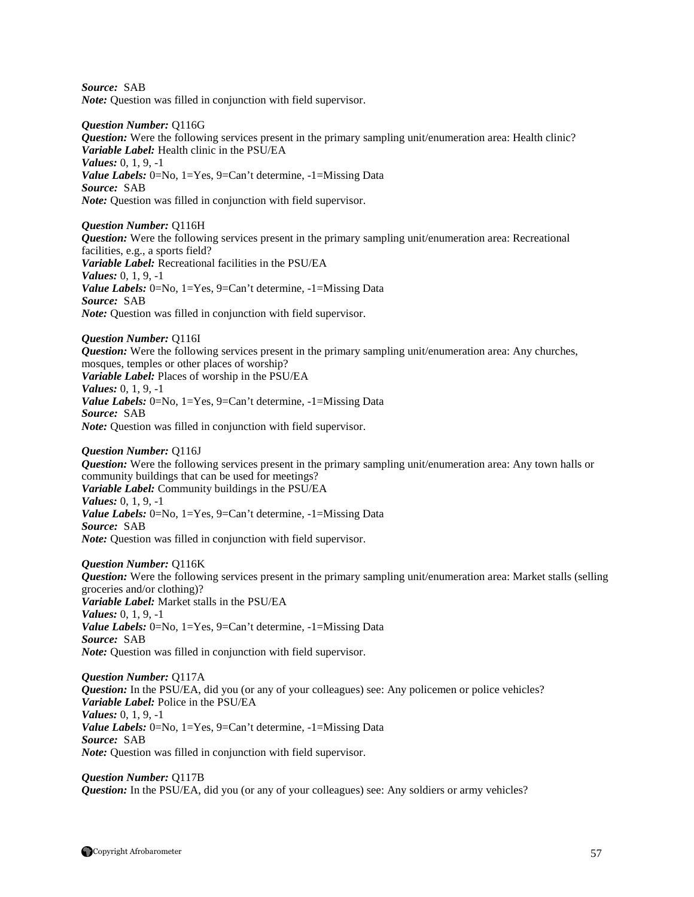***Source:*** SAB
***Note:*** Question was filled in conjunction with field supervisor.

***Question Number:*** Q116G
***Question:*** Were the following services present in the primary sampling unit/enumeration area: Health clinic?
***Variable Label:*** Health clinic in the PSU/EA
***Values:*** 0, 1, 9, -1
***Value Labels:*** 0=No, 1=Yes, 9=Can't determine, -1=Missing Data
***Source:*** SAB
***Note:*** Question was filled in conjunction with field supervisor.

***Question Number:*** Q116H
***Question:*** Were the following services present in the primary sampling unit/enumeration area: Recreational facilities, e.g., a sports field?
***Variable Label:*** Recreational facilities in the PSU/EA
***Values:*** 0, 1, 9, -1
***Value Labels:*** 0=No, 1=Yes, 9=Can't determine, -1=Missing Data
***Source:*** SAB
***Note:*** Question was filled in conjunction with field supervisor.

***Question Number:*** Q116I
***Question:*** Were the following services present in the primary sampling unit/enumeration area: Any churches, mosques, temples or other places of worship?
***Variable Label:*** Places of worship in the PSU/EA
***Values:*** 0, 1, 9, -1
***Value Labels:*** 0=No, 1=Yes, 9=Can't determine, -1=Missing Data
***Source:*** SAB
***Note:*** Question was filled in conjunction with field supervisor.

***Question Number:*** Q116J
***Question:*** Were the following services present in the primary sampling unit/enumeration area: Any town halls or community buildings that can be used for meetings?
***Variable Label:*** Community buildings in the PSU/EA
***Values:*** 0, 1, 9, -1
***Value Labels:*** 0=No, 1=Yes, 9=Can't determine, -1=Missing Data
***Source:*** SAB
***Note:*** Question was filled in conjunction with field supervisor.

***Question Number:*** Q116K
***Question:*** Were the following services present in the primary sampling unit/enumeration area: Market stalls (selling groceries and/or clothing)?
***Variable Label:*** Market stalls in the PSU/EA
***Values:*** 0, 1, 9, -1
***Value Labels:*** 0=No, 1=Yes, 9=Can't determine, -1=Missing Data
***Source:*** SAB
***Note:*** Question was filled in conjunction with field supervisor.

***Question Number:*** Q117A
***Question:*** In the PSU/EA, did you (or any of your colleagues) see: Any policemen or police vehicles?
***Variable Label:*** Police in the PSU/EA
***Values:*** 0, 1, 9, -1
***Value Labels:*** 0=No, 1=Yes, 9=Can't determine, -1=Missing Data
***Source:*** SAB
***Note:*** Question was filled in conjunction with field supervisor.

***Question Number:*** Q117B
***Question:*** In the PSU/EA, did you (or any of your colleagues) see: Any soldiers or army vehicles?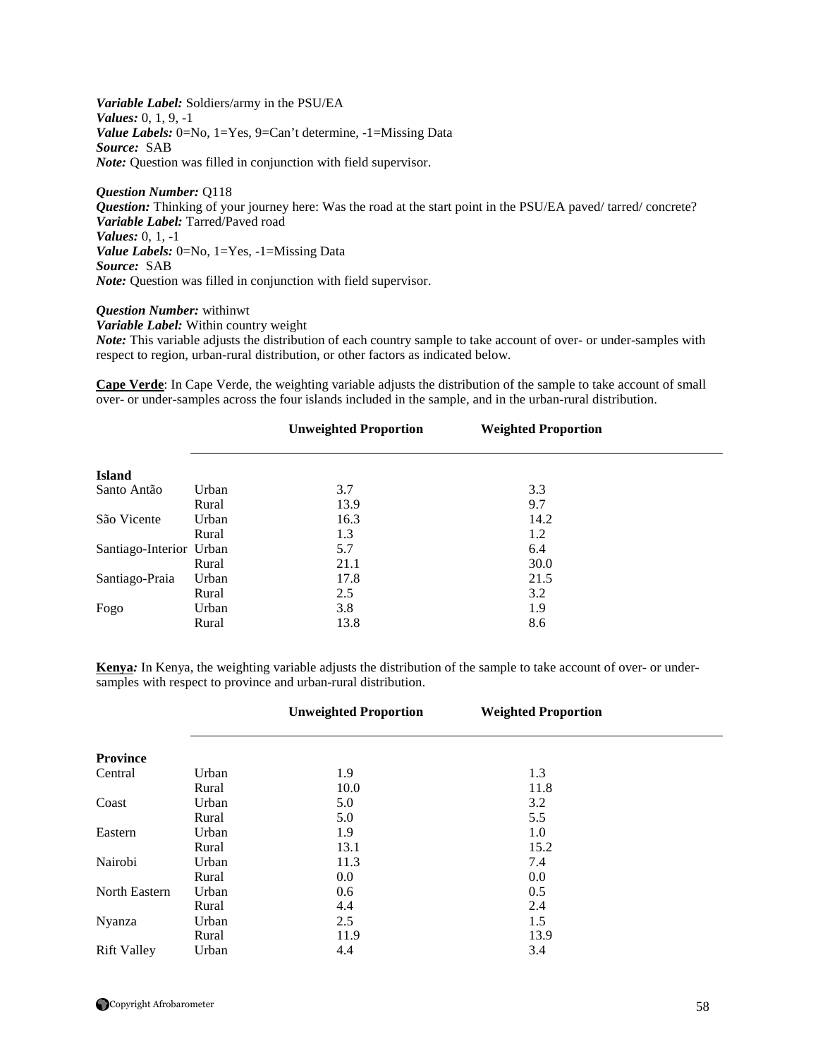***Variable Label:*** Soldiers/army in the PSU/EA
***Values:*** 0, 1, 9, -1
***Value Labels:*** 0=No, 1=Yes, 9=Can't determine, -1=Missing Data
***Source:*** SAB
***Note:*** Question was filled in conjunction with field supervisor.

***Question Number:*** Q118
***Question:*** Thinking of your journey here: Was the road at the start point in the PSU/EA paved/ tarred/ concrete?
***Variable Label:*** Tarred/Paved road
***Values:*** 0, 1, -1
***Value Labels:*** 0=No, 1=Yes, -1=Missing Data
***Source:*** SAB
***Note:*** Question was filled in conjunction with field supervisor.

***Question Number:*** withinwt
***Variable Label:*** Within country weight
***Note:*** This variable adjusts the distribution of each country sample to take account of over- or under-samples with respect to region, urban-rural distribution, or other factors as indicated below.

**Cape Verde**: In Cape Verde, the weighting variable adjusts the distribution of the sample to take account of small over- or under-samples across the four islands included in the sample, and in the urban-rural distribution.

| | | Unweighted Proportion | Weighted Proportion |
|---|---|---|---|
| **Island** | | | |
| Santo Antão | Urban | 3.7 | 3.3 |
| | Rural | 13.9 | 9.7 |
| São Vicente | Urban | 16.3 | 14.2 |
| | Rural | 1.3 | 1.2 |
| Santiago-Interior | Urban | 5.7 | 6.4 |
| | Rural | 21.1 | 30.0 |
| Santiago-Praia | Urban | 17.8 | 21.5 |
| | Rural | 2.5 | 3.2 |
| Fogo | Urban | 3.8 | 1.9 |
| | Rural | 13.8 | 8.6 |

**Kenya***:* In Kenya, the weighting variable adjusts the distribution of the sample to take account of over- or under-samples with respect to province and urban-rural distribution.

| | | Unweighted Proportion | Weighted Proportion |
|---|---|---|---|
| **Province** | | | |
| Central | Urban | 1.9 | 1.3 |
| | Rural | 10.0 | 11.8 |
| Coast | Urban | 5.0 | 3.2 |
| | Rural | 5.0 | 5.5 |
| Eastern | Urban | 1.9 | 1.0 |
| | Rural | 13.1 | 15.2 |
| Nairobi | Urban | 11.3 | 7.4 |
| | Rural | 0.0 | 0.0 |
| North Eastern | Urban | 0.6 | 0.5 |
| | Rural | 4.4 | 2.4 |
| Nyanza | Urban | 2.5 | 1.5 |
| | Rural | 11.9 | 13.9 |
| Rift Valley | Urban | 4.4 | 3.4 |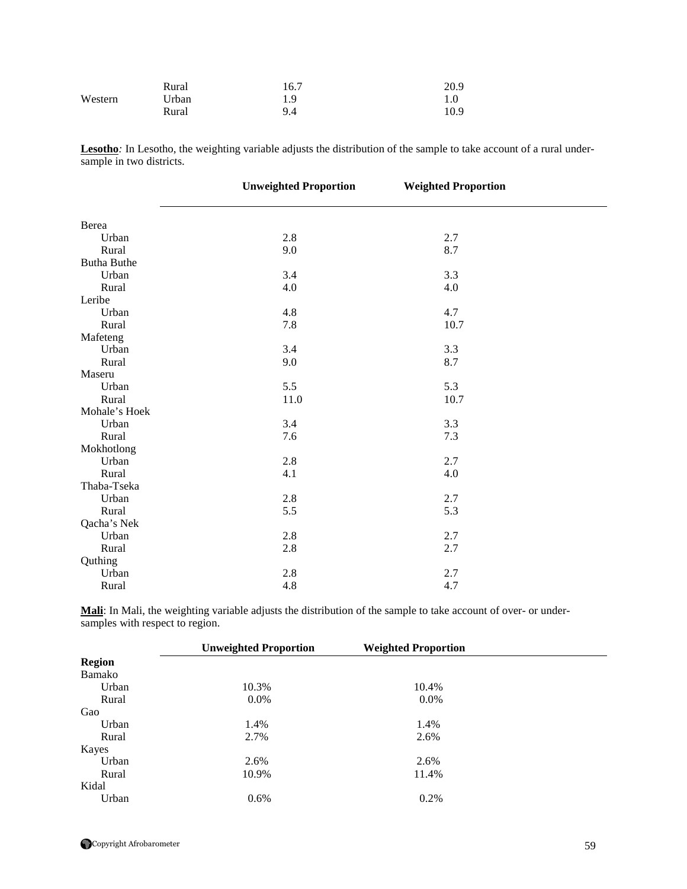| | | | |
|---|---|---|---|
| | Rural | 16.7 | 20.9 |
| Western | Urban | 1.9 | 1.0 |
| | Rural | 9.4 | 10.9 |

**Lesotho**: In Lesotho, the weighting variable adjusts the distribution of the sample to take account of a rural under-sample in two districts.

| | Unweighted Proportion | Weighted Proportion |
|---|---|---|
| Berea | | |
| Urban | 2.8 | 2.7 |
| Rural | 9.0 | 8.7 |
| Butha Buthe | | |
| Urban | 3.4 | 3.3 |
| Rural | 4.0 | 4.0 |
| Leribe | | |
| Urban | 4.8 | 4.7 |
| Rural | 7.8 | 10.7 |
| Mafeteng | | |
| Urban | 3.4 | 3.3 |
| Rural | 9.0 | 8.7 |
| Maseru | | |
| Urban | 5.5 | 5.3 |
| Rural | 11.0 | 10.7 |
| Mohale's Hoek | | |
| Urban | 3.4 | 3.3 |
| Rural | 7.6 | 7.3 |
| Mokhotlong | | |
| Urban | 2.8 | 2.7 |
| Rural | 4.1 | 4.0 |
| Thaba-Tseka | | |
| Urban | 2.8 | 2.7 |
| Rural | 5.5 | 5.3 |
| Qacha's Nek | | |
| Urban | 2.8 | 2.7 |
| Rural | 2.8 | 2.7 |
| Quthing | | |
| Urban | 2.8 | 2.7 |
| Rural | 4.8 | 4.7 |

**Mali**: In Mali, the weighting variable adjusts the distribution of the sample to take account of over- or under-samples with respect to region.

| | Unweighted Proportion | Weighted Proportion |
|---|---|---|
| **Region** | | |
| Bamako | | |
| Urban | 10.3% | 10.4% |
| Rural | 0.0% | 0.0% |
| Gao | | |
| Urban | 1.4% | 1.4% |
| Rural | 2.7% | 2.6% |
| Kayes | | |
| Urban | 2.6% | 2.6% |
| Rural | 10.9% | 11.4% |
| Kidal | | |
| Urban | 0.6% | 0.2% |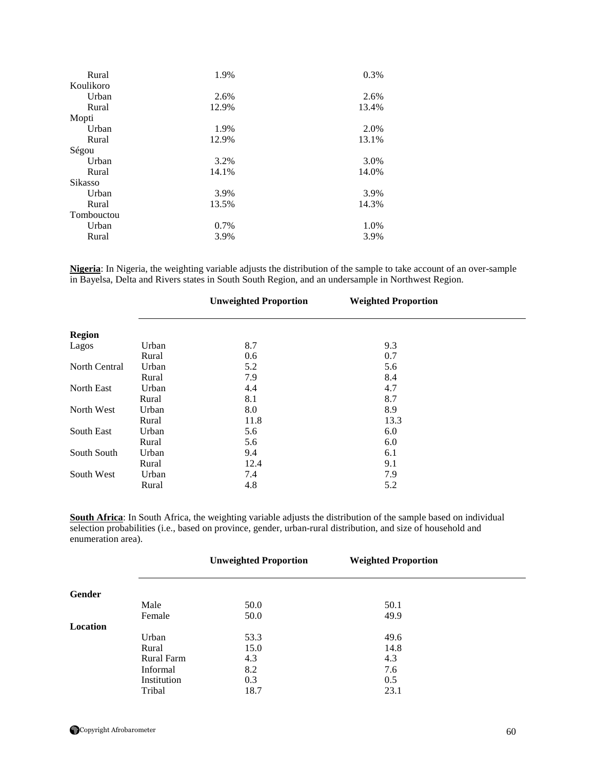| | | |
|---|---|---|
| Rural | 1.9% | 0.3% |
| Koulikoro | | |
| Urban | 2.6% | 2.6% |
| Rural | 12.9% | 13.4% |
| Mopti | | |
| Urban | 1.9% | 2.0% |
| Rural | 12.9% | 13.1% |
| Ségou | | |
| Urban | 3.2% | 3.0% |
| Rural | 14.1% | 14.0% |
| Sikasso | | |
| Urban | 3.9% | 3.9% |
| Rural | 13.5% | 14.3% |
| Tombouctou | | |
| Urban | 0.7% | 1.0% |
| Rural | 3.9% | 3.9% |

**Nigeria**: In Nigeria, the weighting variable adjusts the distribution of the sample to take account of an over-sample in Bayelsa, Delta and Rivers states in South South Region, and an undersample in Northwest Region.

| | | Unweighted Proportion | Weighted Proportion |
|---|---|---|---|
| **Region** | | | |
| Lagos | Urban | 8.7 | 9.3 |
| | Rural | 0.6 | 0.7 |
| North Central | Urban | 5.2 | 5.6 |
| | Rural | 7.9 | 8.4 |
| North East | Urban | 4.4 | 4.7 |
| | Rural | 8.1 | 8.7 |
| North West | Urban | 8.0 | 8.9 |
| | Rural | 11.8 | 13.3 |
| South East | Urban | 5.6 | 6.0 |
| | Rural | 5.6 | 6.0 |
| South South | Urban | 9.4 | 6.1 |
| | Rural | 12.4 | 9.1 |
| South West | Urban | 7.4 | 7.9 |
| | Rural | 4.8 | 5.2 |

**South Africa**: In South Africa, the weighting variable adjusts the distribution of the sample based on individual selection probabilities (i.e., based on province, gender, urban-rural distribution, and size of household and enumeration area).

| | | Unweighted Proportion | Weighted Proportion |
|---|---|---|---|
| **Gender** | | | |
| | Male | 50.0 | 50.1 |
| | Female | 50.0 | 49.9 |
| **Location** | | | |
| | Urban | 53.3 | 49.6 |
| | Rural | 15.0 | 14.8 |
| | Rural Farm | 4.3 | 4.3 |
| | Informal | 8.2 | 7.6 |
| | Institution | 0.3 | 0.5 |
| | Tribal | 18.7 | 23.1 |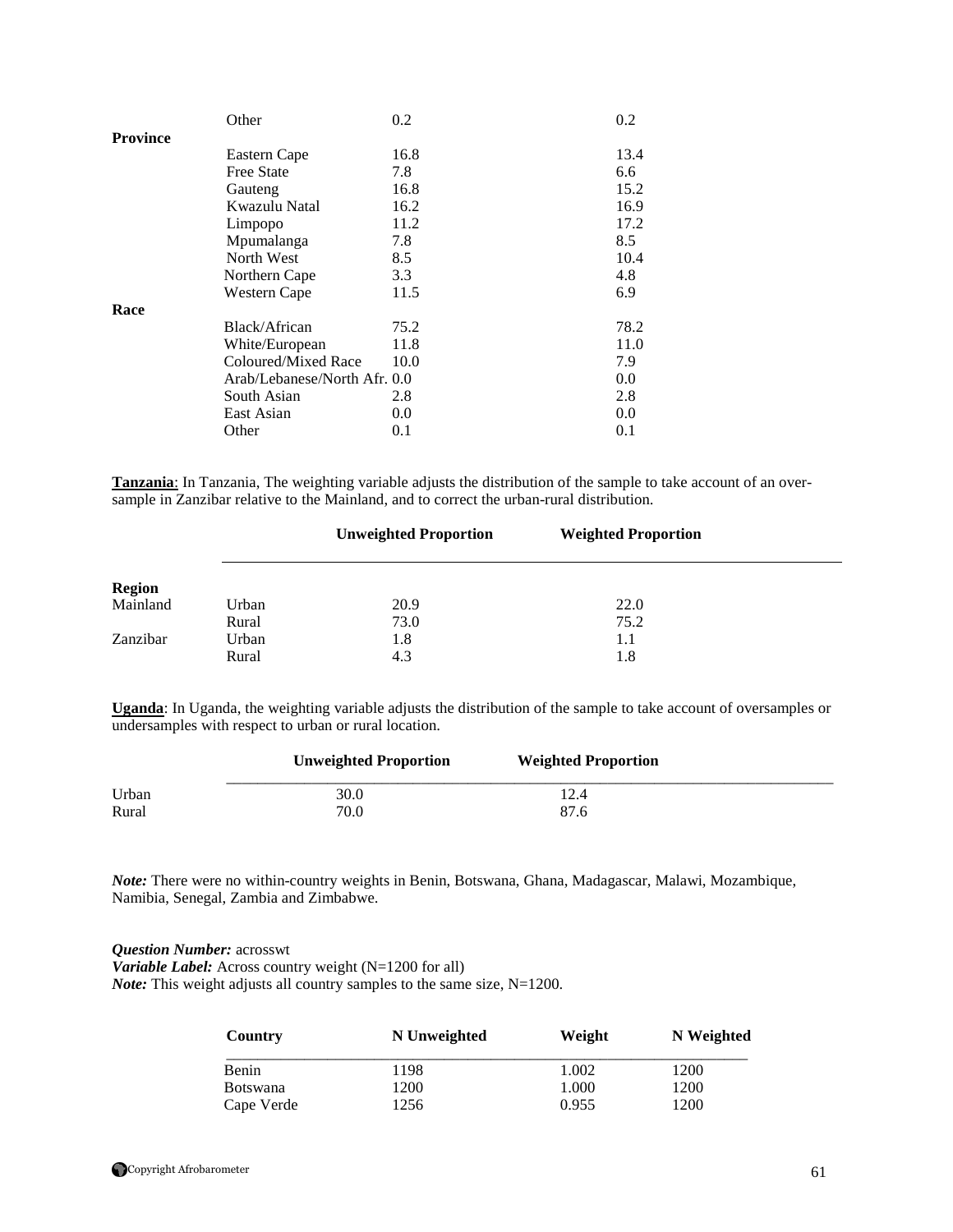| | | Unweighted Proportion | Weighted Proportion |
|---|---|---|---|
| | Other | 0.2 | 0.2 |
| **Province** | | | |
| | Eastern Cape | 16.8 | 13.4 |
| | Free State | 7.8 | 6.6 |
| | Gauteng | 16.8 | 15.2 |
| | Kwazulu Natal | 16.2 | 16.9 |
| | Limpopo | 11.2 | 17.2 |
| | Mpumalanga | 7.8 | 8.5 |
| | North West | 8.5 | 10.4 |
| | Northern Cape | 3.3 | 4.8 |
| | Western Cape | 11.5 | 6.9 |
| **Race** | | | |
| | Black/African | 75.2 | 78.2 |
| | White/European | 11.8 | 11.0 |
| | Coloured/Mixed Race | 10.0 | 7.9 |
| | Arab/Lebanese/North Afr. | 0.0 | 0.0 |
| | South Asian | 2.8 | 2.8 |
| | East Asian | 0.0 | 0.0 |
| | Other | 0.1 | 0.1 |

**Tanzania**: In Tanzania, The weighting variable adjusts the distribution of the sample to take account of an over-sample in Zanzibar relative to the Mainland, and to correct the urban-rural distribution.

| | | Unweighted Proportion | Weighted Proportion |
|---|---|---|---|
| **Region** | | | |
| Mainland | Urban | 20.9 | 22.0 |
| | Rural | 73.0 | 75.2 |
| Zanzibar | Urban | 1.8 | 1.1 |
| | Rural | 4.3 | 1.8 |

**Uganda**: In Uganda, the weighting variable adjusts the distribution of the sample to take account of oversamples or undersamples with respect to urban or rural location.

| | Unweighted Proportion | Weighted Proportion |
|---|---|---|
| Urban | 30.0 | 12.4 |
| Rural | 70.0 | 87.6 |

***Note:*** There were no within-country weights in Benin, Botswana, Ghana, Madagascar, Malawi, Mozambique, Namibia, Senegal, Zambia and Zimbabwe.

***Question Number:*** acrosswt
***Variable Label:*** Across country weight (N=1200 for all)
***Note:*** This weight adjusts all country samples to the same size, N=1200.

| Country | N Unweighted | Weight | N Weighted |
|---|---|---|---|
| Benin | 1198 | 1.002 | 1200 |
| Botswana | 1200 | 1.000 | 1200 |
| Cape Verde | 1256 | 0.955 | 1200 |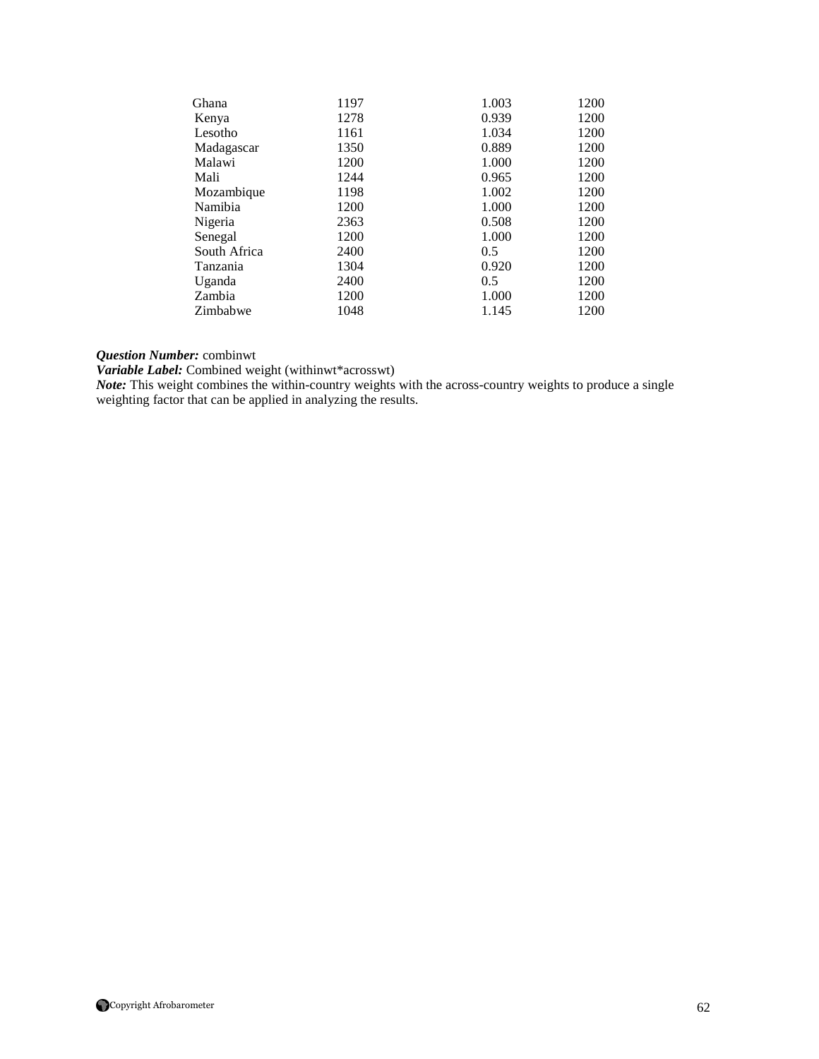| | | | |
|---|---|---|---|
| Ghana | 1197 | 1.003 | 1200 |
| Kenya | 1278 | 0.939 | 1200 |
| Lesotho | 1161 | 1.034 | 1200 |
| Madagascar | 1350 | 0.889 | 1200 |
| Malawi | 1200 | 1.000 | 1200 |
| Mali | 1244 | 0.965 | 1200 |
| Mozambique | 1198 | 1.002 | 1200 |
| Namibia | 1200 | 1.000 | 1200 |
| Nigeria | 2363 | 0.508 | 1200 |
| Senegal | 1200 | 1.000 | 1200 |
| South Africa | 2400 | 0.5 | 1200 |
| Tanzania | 1304 | 0.920 | 1200 |
| Uganda | 2400 | 0.5 | 1200 |
| Zambia | 1200 | 1.000 | 1200 |
| Zimbabwe | 1048 | 1.145 | 1200 |

***Question Number:*** combinwt
***Variable Label:*** Combined weight (withinwt*acrosswt)
***Note:*** This weight combines the within-country weights with the across-country weights to produce a single weighting factor that can be applied in analyzing the results.